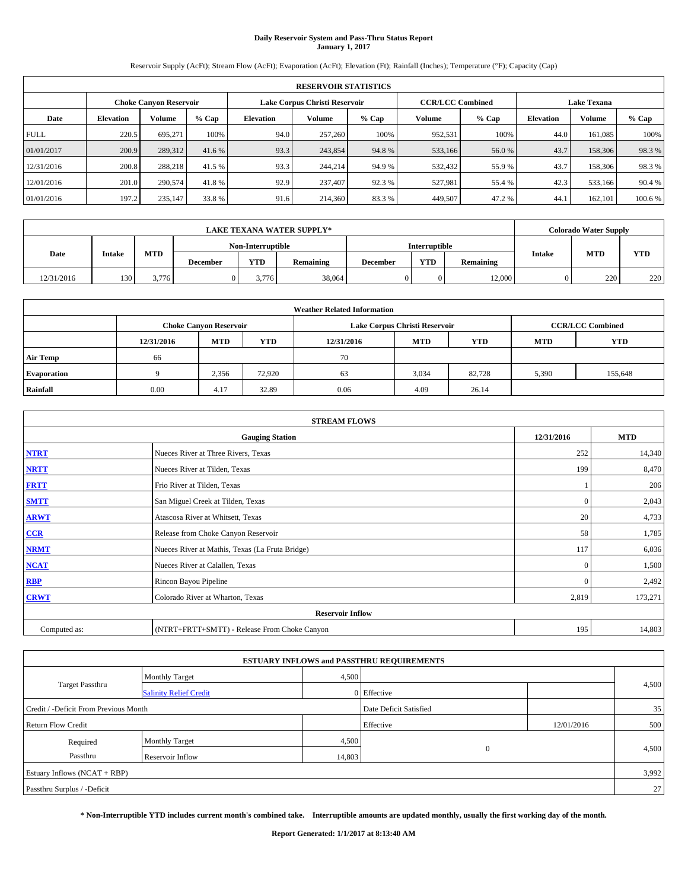# Daily Reservoir System and Pass-Thru Status Report
## January 1, 2017

Reservoir Supply (AcFt); Stream Flow (AcFt); Evaporation (AcFt); Elevation (Ft); Rainfall (Inches); Temperature (°F); Capacity (Cap)

| RESERVOIR STATISTICS | | | | | | | | | | | |
|---|---|---|---|---|---|---|---|---|---|---|---|
| | Choke Canyon Reservoir | | | Lake Corpus Christi Reservoir | | | CCR/LCC Combined | | Lake Texana | | |
| Date | Elevation | Volume | % Cap | Elevation | Volume | % Cap | Volume | % Cap | Elevation | Volume | % Cap |
| FULL | 220.5 | 695,271 | 100% | 94.0 | 257,260 | 100% | 952,531 | 100% | 44.0 | 161,085 | 100% |
| 01/01/2017 | 200.9 | 289,312 | 41.6 % | 93.3 | 243,854 | 94.8 % | 533,166 | 56.0 % | 43.7 | 158,306 | 98.3 % |
| 12/31/2016 | 200.8 | 288,218 | 41.5 % | 93.3 | 244,214 | 94.9 % | 532,432 | 55.9 % | 43.7 | 158,306 | 98.3 % |
| 12/01/2016 | 201.0 | 290,574 | 41.8 % | 92.9 | 237,407 | 92.3 % | 527,981 | 55.4 % | 42.3 | 533,166 | 90.4 % |
| 01/01/2016 | 197.2 | 235,147 | 33.8 % | 91.6 | 214,360 | 83.3 % | 449,507 | 47.2 % | 44.1 | 162,101 | 100.6 % |

| LAKE TEXANA WATER SUPPLY* | | | | | | | | | Colorado Water Supply | | |
|---|---|---|---|---|---|---|---|---|---|---|---|
| Date | Intake | MTD | Non-Interruptible | | | Interruptible | | | Intake | MTD | YTD |
| | | | December | YTD | Remaining | December | YTD | Remaining | | | |
| 12/31/2016 | 130 | 3,776 | 0 | 3,776 | 38,064 | 0 | 0 | 12,000 | 0 | 220 | 220 |

| Weather Related Information | | | | | | | | |
|---|---|---|---|---|---|---|---|---|
| | Choke Canyon Reservoir | | | Lake Corpus Christi Reservoir | | | CCR/LCC Combined | |
| | 12/31/2016 | MTD | YTD | 12/31/2016 | MTD | YTD | MTD | YTD |
| Air Temp | 66 | | | 70 | | | | |
| Evaporation | 9 | 2,356 | 72,920 | 63 | 3,034 | 82,728 | 5,390 | 155,648 |
| Rainfall | 0.00 | 4.17 | 32.89 | 0.06 | 4.09 | 26.14 | | |

| STREAM FLOWS | | | |
|---|---|---|---|
| Gauging Station | | 12/31/2016 | MTD |
| NTRT | Nueces River at Three Rivers, Texas | 252 | 14,340 |
| NRTT | Nueces River at Tilden, Texas | 199 | 8,470 |
| FRTT | Frio River at Tilden, Texas | 1 | 206 |
| SMTT | San Miguel Creek at Tilden, Texas | 0 | 2,043 |
| ARWT | Atascosa River at Whitsett, Texas | 20 | 4,733 |
| CCR | Release from Choke Canyon Reservoir | 58 | 1,785 |
| NRMT | Nueces River at Mathis, Texas (La Fruta Bridge) | 117 | 6,036 |
| NCAT | Nueces River at Calallen, Texas | 0 | 1,500 |
| RBP | Rincon Bayou Pipeline | 0 | 2,492 |
| CRWT | Colorado River at Wharton, Texas | 2,819 | 173,271 |
| Reservoir Inflow | | | |
| Computed as: | (NTRT+FRTT+SMTT) - Release From Choke Canyon | 195 | 14,803 |

| ESTUARY INFLOWS and PASSTHRU REQUIREMENTS | | | | | |
|---|---|---|---|---|---|
| Target Passthru | Monthly Target | 4,500 | | | 4,500 |
| | Salinity Relief Credit | 0 | Effective | | |
| Credit / -Deficit From Previous Month | | | Date Deficit Satisfied | | 35 |
| Return Flow Credit | | | Effective | 12/01/2016 | 500 |
| Required Passthru | Monthly Target | 4,500 | 0 | | 4,500 |
| | Reservoir Inflow | 14,803 | | | |
| Estuary Inflows (NCAT + RBP) | | | | | 3,992 |
| Passthru Surplus / -Deficit | | | | | 27 |

**\* Non-Interruptible YTD includes current month's combined take. Interruptible amounts are updated monthly, usually the first working day of the month.**

**Report Generated: 1/1/2017 at 8:13:40 AM**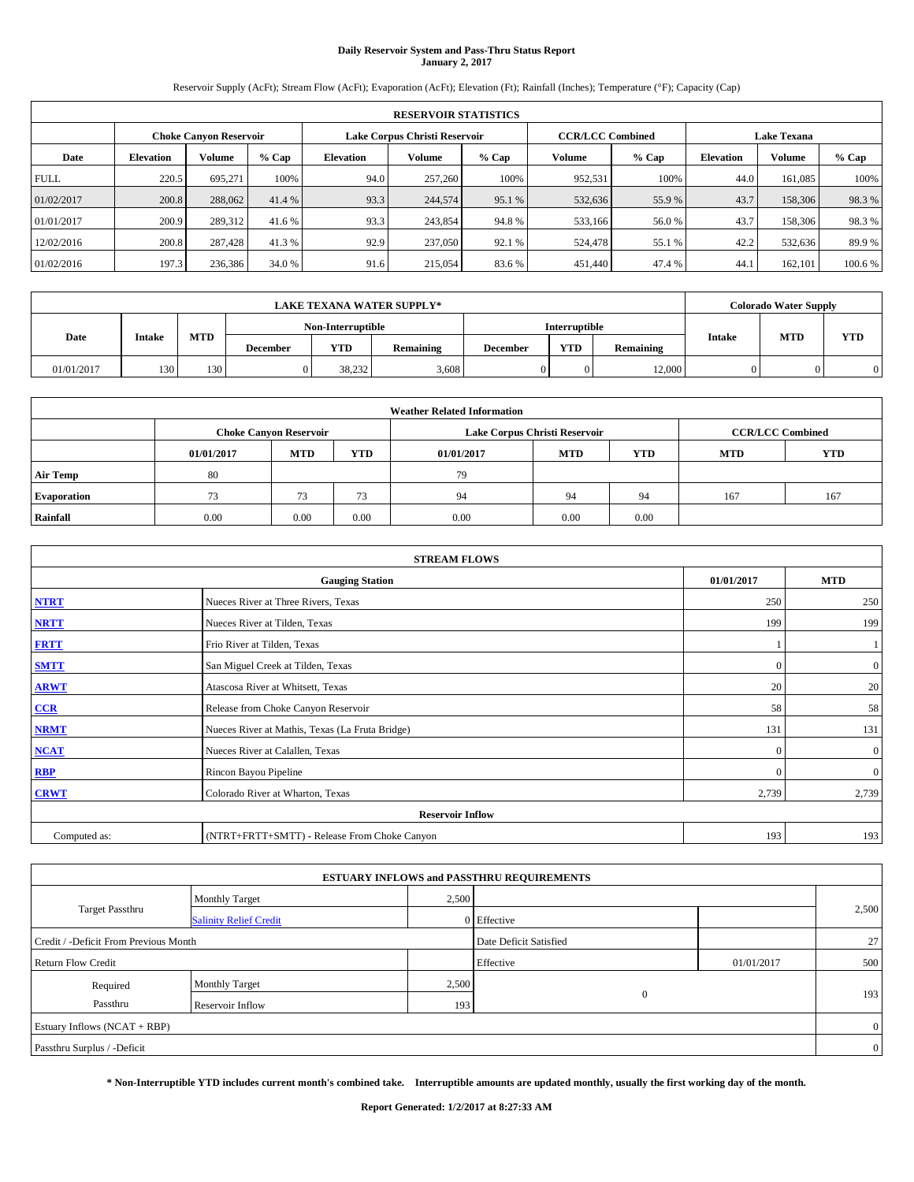# Daily Reservoir System and Pass-Thru Status Report
**January 2, 2017**

Reservoir Supply (AcFt); Stream Flow (AcFt); Evaporation (AcFt); Elevation (Ft); Rainfall (Inches); Temperature (°F); Capacity (Cap)

| RESERVOIR STATISTICS | | | | | | | | | | | |
|---|---|---|---|---|---|---|---|---|---|---|---|
| | Choke Canyon Reservoir | | | Lake Corpus Christi Reservoir | | | CCR/LCC Combined | | Lake Texana | | |
| Date | Elevation | Volume | % Cap | Elevation | Volume | % Cap | Volume | % Cap | Elevation | Volume | % Cap |
| FULL | 220.5 | 695,271 | 100% | 94.0 | 257,260 | 100% | 952,531 | 100% | 44.0 | 161,085 | 100% |
| 01/02/2017 | 200.8 | 288,062 | 41.4 % | 93.3 | 244,574 | 95.1 % | 532,636 | 55.9 % | 43.7 | 158,306 | 98.3 % |
| 01/01/2017 | 200.9 | 289,312 | 41.6 % | 93.3 | 243,854 | 94.8 % | 533,166 | 56.0 % | 43.7 | 158,306 | 98.3 % |
| 12/02/2016 | 200.8 | 287,428 | 41.3 % | 92.9 | 237,050 | 92.1 % | 524,478 | 55.1 % | 42.2 | 532,636 | 89.9 % |
| 01/02/2016 | 197.3 | 236,386 | 34.0 % | 91.6 | 215,054 | 83.6 % | 451,440 | 47.4 % | 44.1 | 162,101 | 100.6 % |

| LAKE TEXANA WATER SUPPLY* | | | | | | | | | Colorado Water Supply | | |
|---|---|---|---|---|---|---|---|---|---|---|---|
| Date | Intake | MTD | Non-Interruptible | | | Interruptible | | | Intake | MTD | YTD |
| | | | December | YTD | Remaining | December | YTD | Remaining | | | |
| 01/01/2017 | 130 | 130 | 0 | 38,232 | 3,608 | 0 | 0 | 12,000 | 0 | 0 | 0 |

| Weather Related Information | | | | | | | | |
|---|---|---|---|---|---|---|---|---|
| | Choke Canyon Reservoir | | | Lake Corpus Christi Reservoir | | | CCR/LCC Combined | |
| | 01/01/2017 | MTD | YTD | 01/01/2017 | MTD | YTD | MTD | YTD |
| Air Temp | 80 | | | 79 | | | | |
| Evaporation | 73 | 73 | 73 | 94 | 94 | 94 | 167 | 167 |
| Rainfall | 0.00 | 0.00 | 0.00 | 0.00 | 0.00 | 0.00 | | |

| STREAM FLOWS | | | |
|---|---|---|---|
| Gauging Station | | 01/01/2017 | MTD |
| NTRT | Nueces River at Three Rivers, Texas | 250 | 250 |
| NRTT | Nueces River at Tilden, Texas | 199 | 199 |
| FRTT | Frio River at Tilden, Texas | 1 | 1 |
| SMTT | San Miguel Creek at Tilden, Texas | 0 | 0 |
| ARWT | Atascosa River at Whitsett, Texas | 20 | 20 |
| CCR | Release from Choke Canyon Reservoir | 58 | 58 |
| NRMT | Nueces River at Mathis, Texas (La Fruta Bridge) | 131 | 131 |
| NCAT | Nueces River at Calallen, Texas | 0 | 0 |
| RBP | Rincon Bayou Pipeline | 0 | 0 |
| CRWT | Colorado River at Wharton, Texas | 2,739 | 2,739 |
| Reservoir Inflow | | | |
| Computed as: | (NTRT+FRTT+SMTT) - Release From Choke Canyon | 193 | 193 |

| ESTUARY INFLOWS and PASSTHRU REQUIREMENTS | | | | | |
|---|---|---|---|---|---|
| Target Passthru | Monthly Target | 2,500 | | | 2,500 |
| | Salinity Relief Credit | 0 | Effective | | |
| Credit / -Deficit From Previous Month | | | Date Deficit Satisfied | | 27 |
| Return Flow Credit | | | Effective | 01/01/2017 | 500 |
| Required Passthru | Monthly Target | 2,500 | 0 | | 193 |
| | Reservoir Inflow | 193 | | | |
| Estuary Inflows (NCAT + RBP) | | | | | 0 |
| Passthru Surplus / -Deficit | | | | | 0 |

**\* Non-Interruptible YTD includes current month's combined take. Interruptible amounts are updated monthly, usually the first working day of the month.**

**Report Generated: 1/2/2017 at 8:27:33 AM**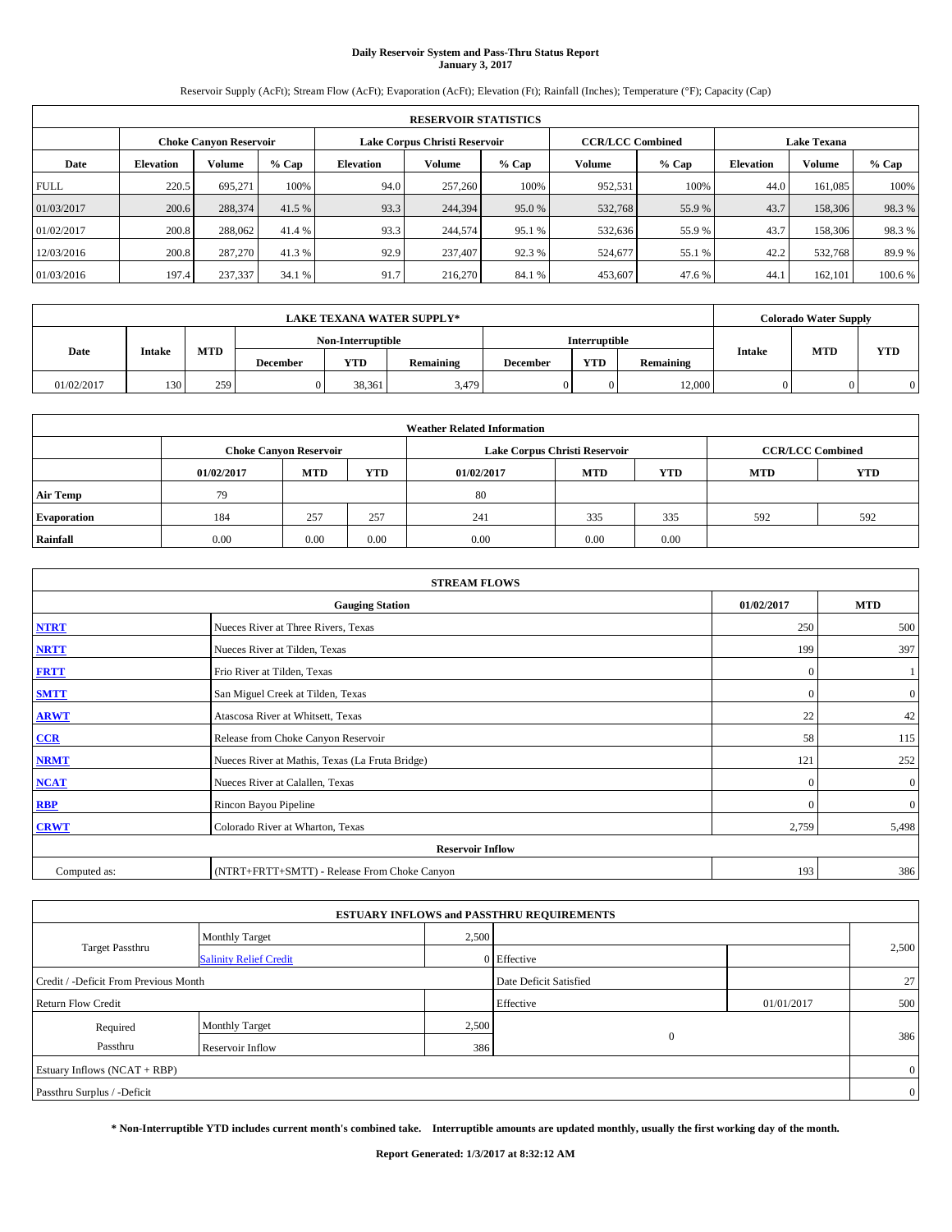**Daily Reservoir System and Pass-Thru Status Report**
**January 3, 2017**

Reservoir Supply (AcFt); Stream Flow (AcFt); Evaporation (AcFt); Elevation (Ft); Rainfall (Inches); Temperature (°F); Capacity (Cap)

| RESERVOIR STATISTICS | | | | | | | | | | | |
|---|---|---|---|---|---|---|---|---|---|---|---|
| | Choke Canyon Reservoir | | | Lake Corpus Christi Reservoir | | | CCR/LCC Combined | | Lake Texana | | |
| Date | Elevation | Volume | % Cap | Elevation | Volume | % Cap | Volume | % Cap | Elevation | Volume | % Cap |
| FULL | 220.5 | 695,271 | 100% | 94.0 | 257,260 | 100% | 952,531 | 100% | 44.0 | 161,085 | 100% |
| 01/03/2017 | 200.6 | 288,374 | 41.5 % | 93.3 | 244,394 | 95.0 % | 532,768 | 55.9 % | 43.7 | 158,306 | 98.3 % |
| 01/02/2017 | 200.8 | 288,062 | 41.4 % | 93.3 | 244,574 | 95.1 % | 532,636 | 55.9 % | 43.7 | 158,306 | 98.3 % |
| 12/03/2016 | 200.8 | 287,270 | 41.3 % | 92.9 | 237,407 | 92.3 % | 524,677 | 55.1 % | 42.2 | 532,768 | 89.9 % |
| 01/03/2016 | 197.4 | 237,337 | 34.1 % | 91.7 | 216,270 | 84.1 % | 453,607 | 47.6 % | 44.1 | 162,101 | 100.6 % |

| LAKE TEXANA WATER SUPPLY* | | | | | | | | | Colorado Water Supply | | |
|---|---|---|---|---|---|---|---|---|---|---|---|
| Date | Intake | MTD | Non-Interruptible | | | Interruptible | | | Intake | MTD | YTD |
| | | | December | YTD | Remaining | December | YTD | Remaining | | | |
| 01/02/2017 | 130 | 259 | 0 | 38,361 | 3,479 | 0 | 0 | 12,000 | 0 | 0 | 0 |

| Weather Related Information | | | | | | | | |
|---|---|---|---|---|---|---|---|---|
| | Choke Canyon Reservoir | | | Lake Corpus Christi Reservoir | | | CCR/LCC Combined | |
| | 01/02/2017 | MTD | YTD | 01/02/2017 | MTD | YTD | MTD | YTD |
| Air Temp | 79 | | | 80 | | | | |
| Evaporation | 184 | 257 | 257 | 241 | 335 | 335 | 592 | 592 |
| Rainfall | 0.00 | 0.00 | 0.00 | 0.00 | 0.00 | 0.00 | | |

| STREAM FLOWS | | | |
|---|---|---|---|
| | Gauging Station | 01/02/2017 | MTD |
| NTRT | Nueces River at Three Rivers, Texas | 250 | 500 |
| NRTT | Nueces River at Tilden, Texas | 199 | 397 |
| FRTT | Frio River at Tilden, Texas | 0 | 1 |
| SMTT | San Miguel Creek at Tilden, Texas | 0 | 0 |
| ARWT | Atascosa River at Whitsett, Texas | 22 | 42 |
| CCR | Release from Choke Canyon Reservoir | 58 | 115 |
| NRMT | Nueces River at Mathis, Texas (La Fruta Bridge) | 121 | 252 |
| NCAT | Nueces River at Calallen, Texas | 0 | 0 |
| RBP | Rincon Bayou Pipeline | 0 | 0 |
| CRWT | Colorado River at Wharton, Texas | 2,759 | 5,498 |
| Reservoir Inflow | | | |
| Computed as: | (NTRT+FRTT+SMTT) - Release From Choke Canyon | 193 | 386 |

| ESTUARY INFLOWS and PASSTHRU REQUIREMENTS | | | | | |
|---|---|---|---|---|---|
| Target Passthru | Monthly Target | 2,500 | | | 2,500 |
| | Salinity Relief Credit | 0 | Effective | | |
| Credit / -Deficit From Previous Month | | | Date Deficit Satisfied | | 27 |
| Return Flow Credit | | | Effective | 01/01/2017 | 500 |
| Required Passthru | Monthly Target | 2,500 | 0 | | 386 |
| | Reservoir Inflow | 386 | | | |
| Estuary Inflows (NCAT + RBP) | | | | | 0 |
| Passthru Surplus / -Deficit | | | | | 0 |

**\* Non-Interruptible YTD includes current month's combined take. Interruptible amounts are updated monthly, usually the first working day of the month.**

**Report Generated: 1/3/2017 at 8:32:12 AM**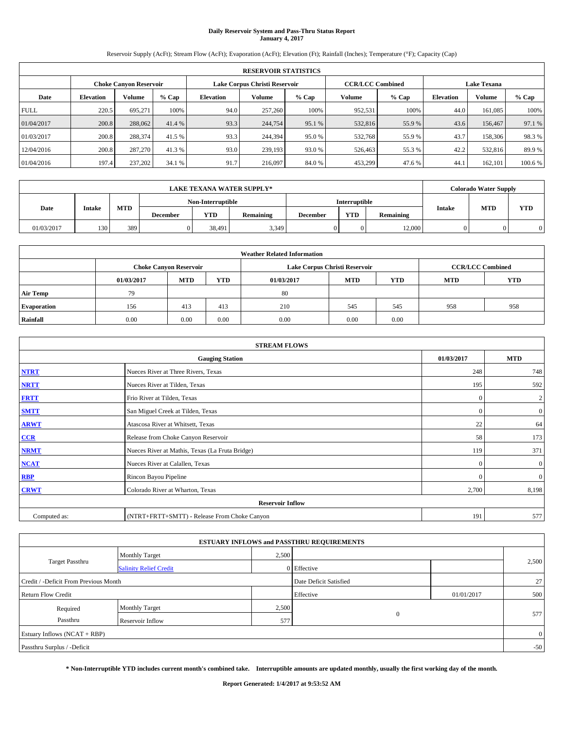# Daily Reservoir System and Pass-Thru Status Report
**January 4, 2017**

Reservoir Supply (AcFt); Stream Flow (AcFt); Evaporation (AcFt); Elevation (Ft); Rainfall (Inches); Temperature (°F); Capacity (Cap)

| RESERVOIR STATISTICS | | | | | | | | | | | |
|---|---|---|---|---|---|---|---|---|---|---|---|
| | Choke Canyon Reservoir | | | Lake Corpus Christi Reservoir | | | CCR/LCC Combined | | Lake Texana | | |
| Date | Elevation | Volume | % Cap | Elevation | Volume | % Cap | Volume | % Cap | Elevation | Volume | % Cap |
| FULL | 220.5 | 695,271 | 100% | 94.0 | 257,260 | 100% | 952,531 | 100% | 44.0 | 161,085 | 100% |
| 01/04/2017 | 200.8 | 288,062 | 41.4 % | 93.3 | 244,754 | 95.1 % | 532,816 | 55.9 % | 43.6 | 156,467 | 97.1 % |
| 01/03/2017 | 200.8 | 288,374 | 41.5 % | 93.3 | 244,394 | 95.0 % | 532,768 | 55.9 % | 43.7 | 158,306 | 98.3 % |
| 12/04/2016 | 200.8 | 287,270 | 41.3 % | 93.0 | 239,193 | 93.0 % | 526,463 | 55.3 % | 42.2 | 532,816 | 89.9 % |
| 01/04/2016 | 197.4 | 237,202 | 34.1 % | 91.7 | 216,097 | 84.0 % | 453,299 | 47.6 % | 44.1 | 162,101 | 100.6 % |

| LAKE TEXANA WATER SUPPLY* | | | | | | | | | Colorado Water Supply | | |
|---|---|---|---|---|---|---|---|---|---|---|---|
| Date | Intake | MTD | Non-Interruptible | | | Interruptible | | | Intake | MTD | YTD |
| | | | December | YTD | Remaining | December | YTD | Remaining | | | |
| 01/03/2017 | 130 | 389 | 0 | 38,491 | 3,349 | 0 | 0 | 12,000 | 0 | 0 | 0 |

| Weather Related Information | | | | | | | | |
|---|---|---|---|---|---|---|---|---|
| | Choke Canyon Reservoir | | | Lake Corpus Christi Reservoir | | | CCR/LCC Combined | |
| | 01/03/2017 | MTD | YTD | 01/03/2017 | MTD | YTD | MTD | YTD |
| Air Temp | 79 | | | 80 | | | | |
| Evaporation | 156 | 413 | 413 | 210 | 545 | 545 | 958 | 958 |
| Rainfall | 0.00 | 0.00 | 0.00 | 0.00 | 0.00 | 0.00 | | |

| STREAM FLOWS | | | |
|---|---|---|---|
| Gauging Station | | 01/03/2017 | MTD |
| NTRT | Nueces River at Three Rivers, Texas | 248 | 748 |
| NRTT | Nueces River at Tilden, Texas | 195 | 592 |
| FRTT | Frio River at Tilden, Texas | 0 | 2 |
| SMTT | San Miguel Creek at Tilden, Texas | 0 | 0 |
| ARWT | Atascosa River at Whitsett, Texas | 22 | 64 |
| CCR | Release from Choke Canyon Reservoir | 58 | 173 |
| NRMT | Nueces River at Mathis, Texas (La Fruta Bridge) | 119 | 371 |
| NCAT | Nueces River at Calallen, Texas | 0 | 0 |
| RBP | Rincon Bayou Pipeline | 0 | 0 |
| CRWT | Colorado River at Wharton, Texas | 2,700 | 8,198 |
| Reservoir Inflow | | | |
| Computed as: | (NTRT+FRTT+SMTT) - Release From Choke Canyon | 191 | 577 |

| ESTUARY INFLOWS and PASSTHRU REQUIREMENTS | | | | | |
|---|---|---|---|---|---|
| Target Passthru | Monthly Target | 2,500 | | | 2,500 |
| | Salinity Relief Credit | 0 | Effective | | |
| Credit / -Deficit From Previous Month | | | Date Deficit Satisfied | | 27 |
| Return Flow Credit | | | Effective | 01/01/2017 | 500 |
| Required Passthru | Monthly Target | 2,500 | 0 | | 577 |
| | Reservoir Inflow | 577 | | | |
| Estuary Inflows (NCAT + RBP) | | | | | 0 |
| Passthru Surplus / -Deficit | | | | | -50 |

**\* Non-Interruptible YTD includes current month's combined take. Interruptible amounts are updated monthly, usually the first working day of the month.**

**Report Generated: 1/4/2017 at 9:53:52 AM**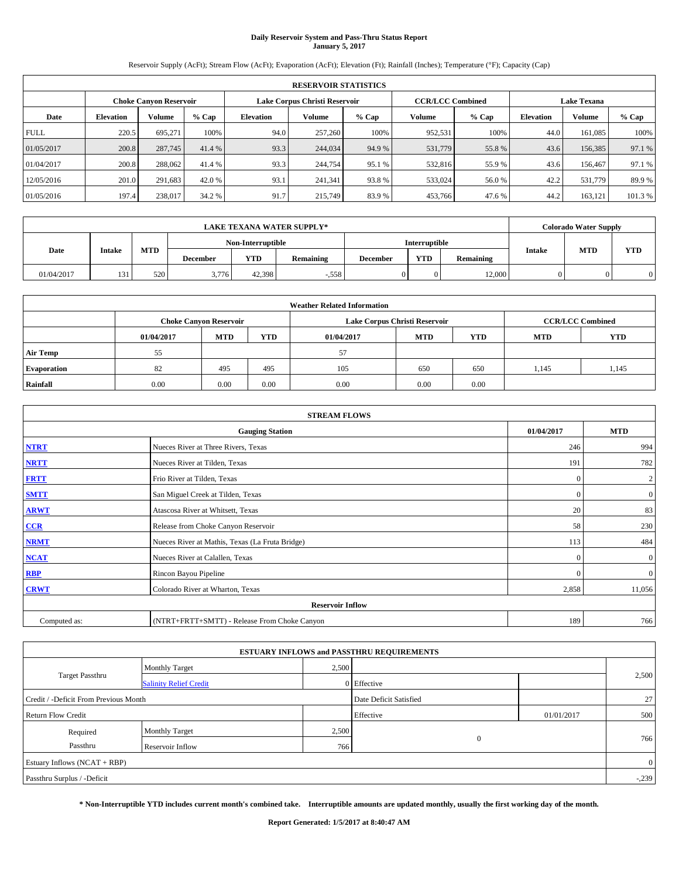# Daily Reservoir System and Pass-Thru Status Report
## January 5, 2017

Reservoir Supply (AcFt); Stream Flow (AcFt); Evaporation (AcFt); Elevation (Ft); Rainfall (Inches); Temperature (°F); Capacity (Cap)

| RESERVOIR STATISTICS | | | | | | | | | | | |
|---|---|---|---|---|---|---|---|---|---|---|---|
| | Choke Canyon Reservoir | | | Lake Corpus Christi Reservoir | | | CCR/LCC Combined | | Lake Texana | | |
| Date | Elevation | Volume | % Cap | Elevation | Volume | % Cap | Volume | % Cap | Elevation | Volume | % Cap |
| FULL | 220.5 | 695,271 | 100% | 94.0 | 257,260 | 100% | 952,531 | 100% | 44.0 | 161,085 | 100% |
| 01/05/2017 | 200.8 | 287,745 | 41.4 % | 93.3 | 244,034 | 94.9 % | 531,779 | 55.8 % | 43.6 | 156,385 | 97.1 % |
| 01/04/2017 | 200.8 | 288,062 | 41.4 % | 93.3 | 244,754 | 95.1 % | 532,816 | 55.9 % | 43.6 | 156,467 | 97.1 % |
| 12/05/2016 | 201.0 | 291,683 | 42.0 % | 93.1 | 241,341 | 93.8 % | 533,024 | 56.0 % | 42.2 | 531,779 | 89.9 % |
| 01/05/2016 | 197.4 | 238,017 | 34.2 % | 91.7 | 215,749 | 83.9 % | 453,766 | 47.6 % | 44.2 | 163,121 | 101.3 % |

| LAKE TEXANA WATER SUPPLY* | | | | | | | | | Colorado Water Supply | | |
|---|---|---|---|---|---|---|---|---|---|---|---|
| Date | Intake | MTD | Non-Interruptible | | | Interruptible | | | Intake | MTD | YTD |
| | | | December | YTD | Remaining | December | YTD | Remaining | | | |
| 01/04/2017 | 131 | 520 | 3,776 | 42,398 | -,558 | 0 | 0 | 12,000 | 0 | 0 | 0 |

| Weather Related Information | | | | | | | | |
|---|---|---|---|---|---|---|---|---|
| | Choke Canyon Reservoir | | | Lake Corpus Christi Reservoir | | | CCR/LCC Combined | |
| | 01/04/2017 | MTD | YTD | 01/04/2017 | MTD | YTD | MTD | YTD |
| Air Temp | 55 | | | 57 | | | | |
| Evaporation | 82 | 495 | 495 | 105 | 650 | 650 | 1,145 | 1,145 |
| Rainfall | 0.00 | 0.00 | 0.00 | 0.00 | 0.00 | 0.00 | | |

| STREAM FLOWS | | | |
|---|---|---|---|
| | Gauging Station | 01/04/2017 | MTD |
| NTRT | Nueces River at Three Rivers, Texas | 246 | 994 |
| NRTT | Nueces River at Tilden, Texas | 191 | 782 |
| FRTT | Frio River at Tilden, Texas | 0 | 2 |
| SMTT | San Miguel Creek at Tilden, Texas | 0 | 0 |
| ARWT | Atascosa River at Whitsett, Texas | 20 | 83 |
| CCR | Release from Choke Canyon Reservoir | 58 | 230 |
| NRMT | Nueces River at Mathis, Texas (La Fruta Bridge) | 113 | 484 |
| NCAT | Nueces River at Calallen, Texas | 0 | 0 |
| RBP | Rincon Bayou Pipeline | 0 | 0 |
| CRWT | Colorado River at Wharton, Texas | 2,858 | 11,056 |
| | Reservoir Inflow | | |
| Computed as: | (NTRT+FRTT+SMTT) - Release From Choke Canyon | 189 | 766 |

| ESTUARY INFLOWS and PASSTHRU REQUIREMENTS | | | | | |
|---|---|---|---|---|---|
| Target Passthru | Monthly Target | 2,500 | | | 2,500 |
| | Salinity Relief Credit | 0 | Effective | | |
| Credit / -Deficit From Previous Month | | | Date Deficit Satisfied | | 27 |
| Return Flow Credit | | | Effective | 01/01/2017 | 500 |
| Required Passthru | Monthly Target | 2,500 | 0 | | 766 |
| | Reservoir Inflow | 766 | | | |
| Estuary Inflows (NCAT + RBP) | | | | | 0 |
| Passthru Surplus / -Deficit | | | | | -,239 |

**\* Non-Interruptible YTD includes current month's combined take. Interruptible amounts are updated monthly, usually the first working day of the month.**

**Report Generated: 1/5/2017 at 8:40:47 AM**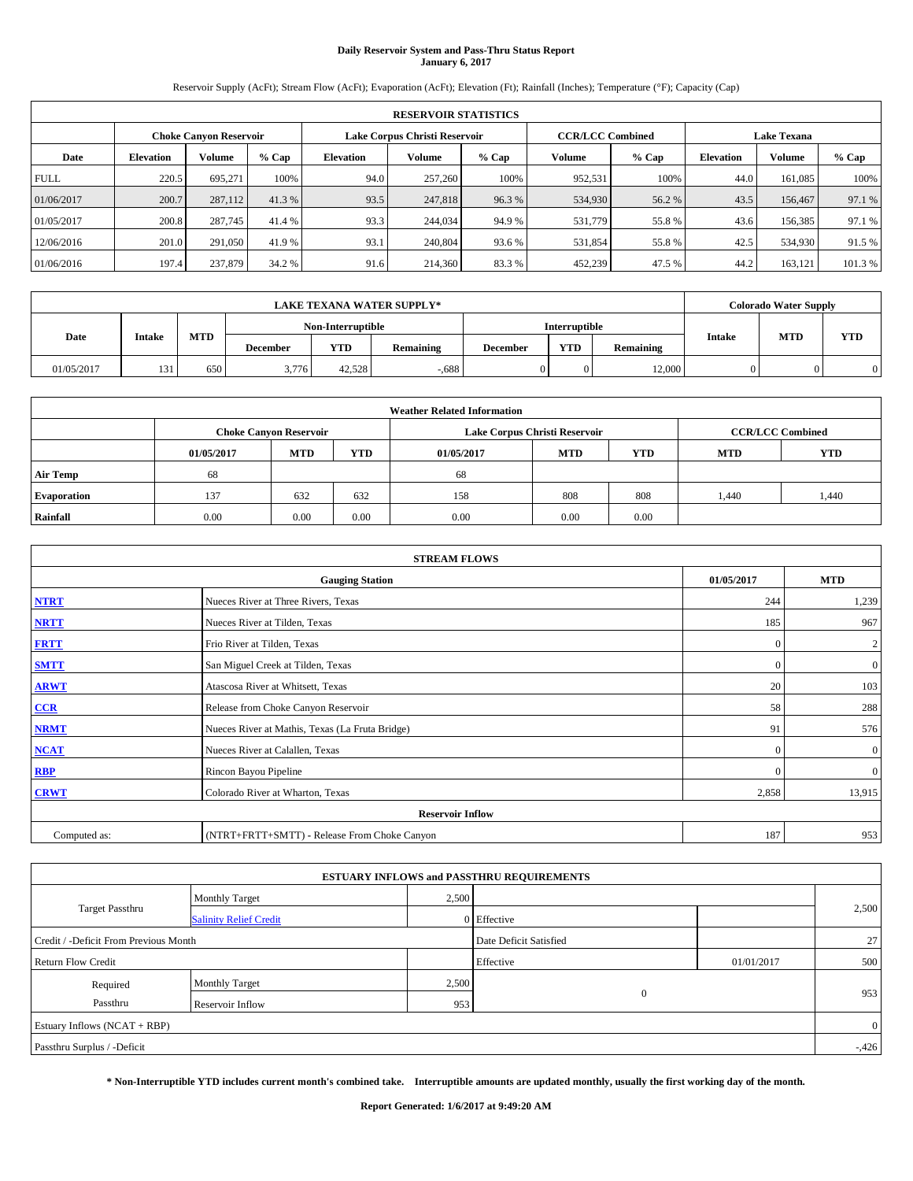# Daily Reservoir System and Pass-Thru Status Report
## January 6, 2017

Reservoir Supply (AcFt); Stream Flow (AcFt); Evaporation (AcFt); Elevation (Ft); Rainfall (Inches); Temperature (°F); Capacity (Cap)

| RESERVOIR STATISTICS | | | | | | | | | | | |
|---|---|---|---|---|---|---|---|---|---|---|---|
| | Choke Canyon Reservoir | | | Lake Corpus Christi Reservoir | | | CCR/LCC Combined | | Lake Texana | | |
| Date | Elevation | Volume | % Cap | Elevation | Volume | % Cap | Volume | % Cap | Elevation | Volume | % Cap |
| FULL | 220.5 | 695,271 | 100% | 94.0 | 257,260 | 100% | 952,531 | 100% | 44.0 | 161,085 | 100% |
| 01/06/2017 | 200.7 | 287,112 | 41.3 % | 93.5 | 247,818 | 96.3 % | 534,930 | 56.2 % | 43.5 | 156,467 | 97.1 % |
| 01/05/2017 | 200.8 | 287,745 | 41.4 % | 93.3 | 244,034 | 94.9 % | 531,779 | 55.8 % | 43.6 | 156,385 | 97.1 % |
| 12/06/2016 | 201.0 | 291,050 | 41.9 % | 93.1 | 240,804 | 93.6 % | 531,854 | 55.8 % | 42.5 | 534,930 | 91.5 % |
| 01/06/2016 | 197.4 | 237,879 | 34.2 % | 91.6 | 214,360 | 83.3 % | 452,239 | 47.5 % | 44.2 | 163,121 | 101.3 % |

| LAKE TEXANA WATER SUPPLY* | | | | | | | | | Colorado Water Supply | | |
|---|---|---|---|---|---|---|---|---|---|---|---|
| Date | Intake | MTD | Non-Interruptible | | | Interruptible | | | Intake | MTD | YTD |
| | | | December | YTD | Remaining | December | YTD | Remaining | | | |
| 01/05/2017 | 131 | 650 | 3,776 | 42,528 | -,688 | 0 | 0 | 12,000 | 0 | 0 | 0 |

| Weather Related Information | | | | | | | | |
|---|---|---|---|---|---|---|---|---|
| | Choke Canyon Reservoir | | | Lake Corpus Christi Reservoir | | | CCR/LCC Combined | |
| | 01/05/2017 | MTD | YTD | 01/05/2017 | MTD | YTD | MTD | YTD |
| Air Temp | 68 | | | 68 | | | | |
| Evaporation | 137 | 632 | 632 | 158 | 808 | 808 | 1,440 | 1,440 |
| Rainfall | 0.00 | 0.00 | 0.00 | 0.00 | 0.00 | 0.00 | | |

| STREAM FLOWS | | | |
|---|---|---|---|
| | Gauging Station | 01/05/2017 | MTD |
| NTRT | Nueces River at Three Rivers, Texas | 244 | 1,239 |
| NRTT | Nueces River at Tilden, Texas | 185 | 967 |
| FRTT | Frio River at Tilden, Texas | 0 | 2 |
| SMTT | San Miguel Creek at Tilden, Texas | 0 | 0 |
| ARWT | Atascosa River at Whitsett, Texas | 20 | 103 |
| CCR | Release from Choke Canyon Reservoir | 58 | 288 |
| NRMT | Nueces River at Mathis, Texas (La Fruta Bridge) | 91 | 576 |
| NCAT | Nueces River at Calallen, Texas | 0 | 0 |
| RBP | Rincon Bayou Pipeline | 0 | 0 |
| CRWT | Colorado River at Wharton, Texas | 2,858 | 13,915 |
| | Reservoir Inflow | | |
| Computed as: | (NTRT+FRTT+SMTT) - Release From Choke Canyon | 187 | 953 |

| ESTUARY INFLOWS and PASSTHRU REQUIREMENTS | | | | | |
|---|---|---|---|---|---|
| Target Passthru | Monthly Target | 2,500 | | | 2,500 |
| | Salinity Relief Credit | 0 | Effective | | |
| Credit / -Deficit From Previous Month | | | Date Deficit Satisfied | | 27 |
| Return Flow Credit | | | Effective | 01/01/2017 | 500 |
| Required Passthru | Monthly Target | 2,500 | 0 | | 953 |
| | Reservoir Inflow | 953 | | | |
| Estuary Inflows (NCAT + RBP) | | | | | 0 |
| Passthru Surplus / -Deficit | | | | | -,426 |

**\* Non-Interruptible YTD includes current month's combined take. Interruptible amounts are updated monthly, usually the first working day of the month.**

**Report Generated: 1/6/2017 at 9:49:20 AM**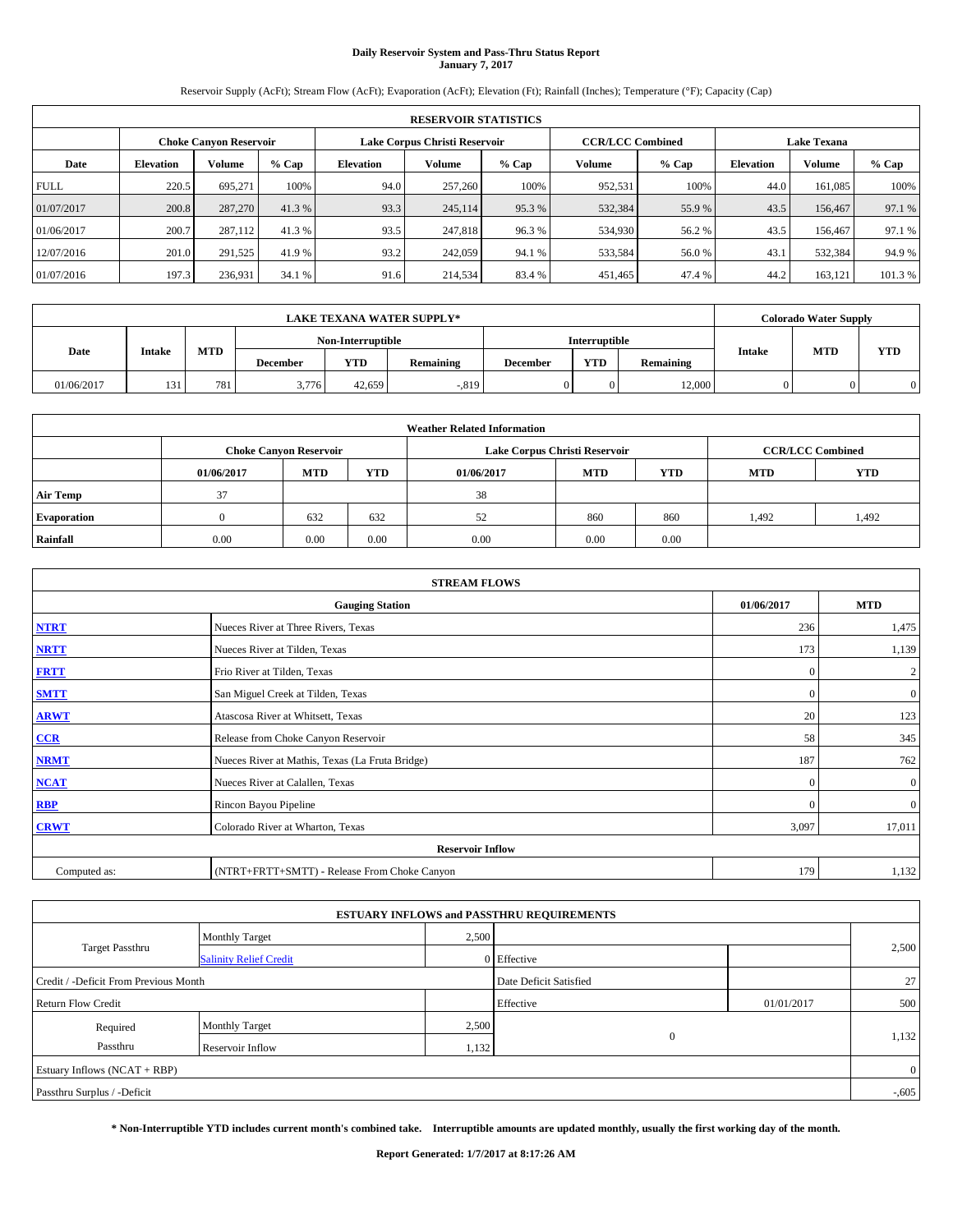# Daily Reservoir System and Pass-Thru Status Report
**January 7, 2017**

Reservoir Supply (AcFt); Stream Flow (AcFt); Evaporation (AcFt); Elevation (Ft); Rainfall (Inches); Temperature (°F); Capacity (Cap)

| RESERVOIR STATISTICS | | | | | | | | | | | |
|---|---|---|---|---|---|---|---|---|---|---|---|
| | Choke Canyon Reservoir | | | Lake Corpus Christi Reservoir | | | CCR/LCC Combined | | Lake Texana | | |
| Date | Elevation | Volume | % Cap | Elevation | Volume | % Cap | Volume | % Cap | Elevation | Volume | % Cap |
| FULL | 220.5 | 695,271 | 100% | 94.0 | 257,260 | 100% | 952,531 | 100% | 44.0 | 161,085 | 100% |
| 01/07/2017 | 200.8 | 287,270 | 41.3 % | 93.3 | 245,114 | 95.3 % | 532,384 | 55.9 % | 43.5 | 156,467 | 97.1 % |
| 01/06/2017 | 200.7 | 287,112 | 41.3 % | 93.5 | 247,818 | 96.3 % | 534,930 | 56.2 % | 43.5 | 156,467 | 97.1 % |
| 12/07/2016 | 201.0 | 291,525 | 41.9 % | 93.2 | 242,059 | 94.1 % | 533,584 | 56.0 % | 43.1 | 532,384 | 94.9 % |
| 01/07/2016 | 197.3 | 236,931 | 34.1 % | 91.6 | 214,534 | 83.4 % | 451,465 | 47.4 % | 44.2 | 163,121 | 101.3 % |

| LAKE TEXANA WATER SUPPLY* | | | | | | | | | Colorado Water Supply | | |
|---|---|---|---|---|---|---|---|---|---|---|---|
| Date | Intake | MTD | Non-Interruptible | | | Interruptible | | | Intake | MTD | YTD |
| | | | December | YTD | Remaining | December | YTD | Remaining | | | |
| 01/06/2017 | 131 | 781 | 3,776 | 42,659 | -,819 | 0 | 0 | 12,000 | 0 | 0 | 0 |

| Weather Related Information | | | | | | | | |
|---|---|---|---|---|---|---|---|---|
| | Choke Canyon Reservoir | | | Lake Corpus Christi Reservoir | | | CCR/LCC Combined | |
| | 01/06/2017 | MTD | YTD | 01/06/2017 | MTD | YTD | MTD | YTD |
| Air Temp | 37 | | | 38 | | | | |
| Evaporation | 0 | 632 | 632 | 52 | 860 | 860 | 1,492 | 1,492 |
| Rainfall | 0.00 | 0.00 | 0.00 | 0.00 | 0.00 | 0.00 | | |

| STREAM FLOWS | | | |
|---|---|---|---|
| | Gauging Station | 01/06/2017 | MTD |
| NTRT | Nueces River at Three Rivers, Texas | 236 | 1,475 |
| NRTT | Nueces River at Tilden, Texas | 173 | 1,139 |
| FRTT | Frio River at Tilden, Texas | 0 | 2 |
| SMTT | San Miguel Creek at Tilden, Texas | 0 | 0 |
| ARWT | Atascosa River at Whitsett, Texas | 20 | 123 |
| CCR | Release from Choke Canyon Reservoir | 58 | 345 |
| NRMT | Nueces River at Mathis, Texas (La Fruta Bridge) | 187 | 762 |
| NCAT | Nueces River at Calallen, Texas | 0 | 0 |
| RBP | Rincon Bayou Pipeline | 0 | 0 |
| CRWT | Colorado River at Wharton, Texas | 3,097 | 17,011 |
| **Reservoir Inflow** | | | |
| Computed as: | (NTRT+FRTT+SMTT) - Release From Choke Canyon | 179 | 1,132 |

| ESTUARY INFLOWS and PASSTHRU REQUIREMENTS | | | | | |
|---|---|---|---|---|---|
| Target Passthru | Monthly Target | 2,500 | | | 2,500 |
| | Salinity Relief Credit | 0 | Effective | | |
| Credit / -Deficit From Previous Month | | | Date Deficit Satisfied | | 27 |
| Return Flow Credit | | | Effective | 01/01/2017 | 500 |
| Required Passthru | Monthly Target | 2,500 | 0 | | 1,132 |
| | Reservoir Inflow | 1,132 | | | |
| Estuary Inflows (NCAT + RBP) | | | | | 0 |
| Passthru Surplus / -Deficit | | | | | -,605 |

**\* Non-Interruptible YTD includes current month's combined take. Interruptible amounts are updated monthly, usually the first working day of the month.**

**Report Generated: 1/7/2017 at 8:17:26 AM**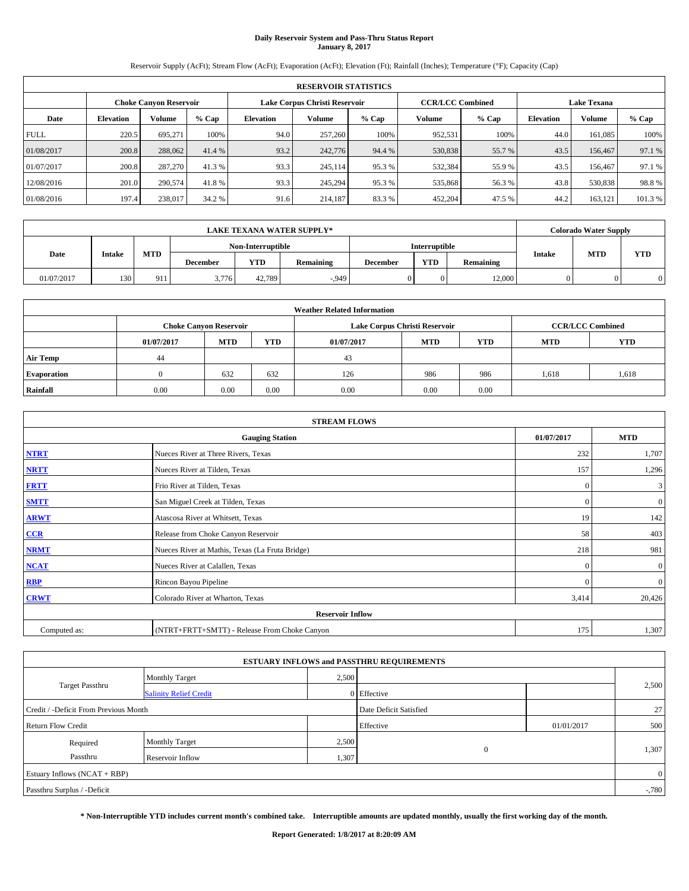**Daily Reservoir System and Pass-Thru Status Report**
**January 8, 2017**

Reservoir Supply (AcFt); Stream Flow (AcFt); Evaporation (AcFt); Elevation (Ft); Rainfall (Inches); Temperature (°F); Capacity (Cap)

| RESERVOIR STATISTICS | | | | | | | | | | | |
|---|---|---|---|---|---|---|---|---|---|---|---|
| | Choke Canyon Reservoir | | | Lake Corpus Christi Reservoir | | | CCR/LCC Combined | | Lake Texana | | |
| Date | Elevation | Volume | % Cap | Elevation | Volume | % Cap | Volume | % Cap | Elevation | Volume | % Cap |
| FULL | 220.5 | 695,271 | 100% | 94.0 | 257,260 | 100% | 952,531 | 100% | 44.0 | 161,085 | 100% |
| 01/08/2017 | 200.8 | 288,062 | 41.4 % | 93.2 | 242,776 | 94.4 % | 530,838 | 55.7 % | 43.5 | 156,467 | 97.1 % |
| 01/07/2017 | 200.8 | 287,270 | 41.3 % | 93.3 | 245,114 | 95.3 % | 532,384 | 55.9 % | 43.5 | 156,467 | 97.1 % |
| 12/08/2016 | 201.0 | 290,574 | 41.8 % | 93.3 | 245,294 | 95.3 % | 535,868 | 56.3 % | 43.8 | 530,838 | 98.8 % |
| 01/08/2016 | 197.4 | 238,017 | 34.2 % | 91.6 | 214,187 | 83.3 % | 452,204 | 47.5 % | 44.2 | 163,121 | 101.3 % |

| LAKE TEXANA WATER SUPPLY* | | | | | | | | | Colorado Water Supply | | |
|---|---|---|---|---|---|---|---|---|---|---|---|
| Date | Intake | MTD | Non-Interruptible | | | Interruptible | | | Intake | MTD | YTD |
| | | | December | YTD | Remaining | December | YTD | Remaining | | | |
| 01/07/2017 | 130 | 911 | 3,776 | 42,789 | -,949 | 0 | 0 | 12,000 | 0 | 0 | 0 |

| Weather Related Information | | | | | | | | |
|---|---|---|---|---|---|---|---|---|
| | Choke Canyon Reservoir | | | Lake Corpus Christi Reservoir | | | CCR/LCC Combined | |
| | 01/07/2017 | MTD | YTD | 01/07/2017 | MTD | YTD | MTD | YTD |
| Air Temp | 44 | | | 43 | | | | |
| Evaporation | 0 | 632 | 632 | 126 | 986 | 986 | 1,618 | 1,618 |
| Rainfall | 0.00 | 0.00 | 0.00 | 0.00 | 0.00 | 0.00 | | |

| STREAM FLOWS | | | |
|---|---|---|---|
| Gauging Station | | 01/07/2017 | MTD |
| NTRT | Nueces River at Three Rivers, Texas | 232 | 1,707 |
| NRTT | Nueces River at Tilden, Texas | 157 | 1,296 |
| FRTT | Frio River at Tilden, Texas | 0 | 3 |
| SMTT | San Miguel Creek at Tilden, Texas | 0 | 0 |
| ARWT | Atascosa River at Whitsett, Texas | 19 | 142 |
| CCR | Release from Choke Canyon Reservoir | 58 | 403 |
| NRMT | Nueces River at Mathis, Texas (La Fruta Bridge) | 218 | 981 |
| NCAT | Nueces River at Calallen, Texas | 0 | 0 |
| RBP | Rincon Bayou Pipeline | 0 | 0 |
| CRWT | Colorado River at Wharton, Texas | 3,414 | 20,426 |
| Reservoir Inflow | | | |
| Computed as: | (NTRT+FRTT+SMTT) - Release From Choke Canyon | 175 | 1,307 |

| ESTUARY INFLOWS and PASSTHRU REQUIREMENTS | | | | | |
|---|---|---|---|---|---|
| Target Passthru | Monthly Target | 2,500 | | | 2,500 |
| | Salinity Relief Credit | 0 | Effective | | |
| Credit / -Deficit From Previous Month | | | Date Deficit Satisfied | | 27 |
| Return Flow Credit | | | Effective | 01/01/2017 | 500 |
| Required Passthru | Monthly Target | 2,500 | 0 | | 1,307 |
| | Reservoir Inflow | 1,307 | | | |
| Estuary Inflows (NCAT + RBP) | | | | | 0 |
| Passthru Surplus / -Deficit | | | | | -,780 |

**\* Non-Interruptible YTD includes current month's combined take. Interruptible amounts are updated monthly, usually the first working day of the month.**

**Report Generated: 1/8/2017 at 8:20:09 AM**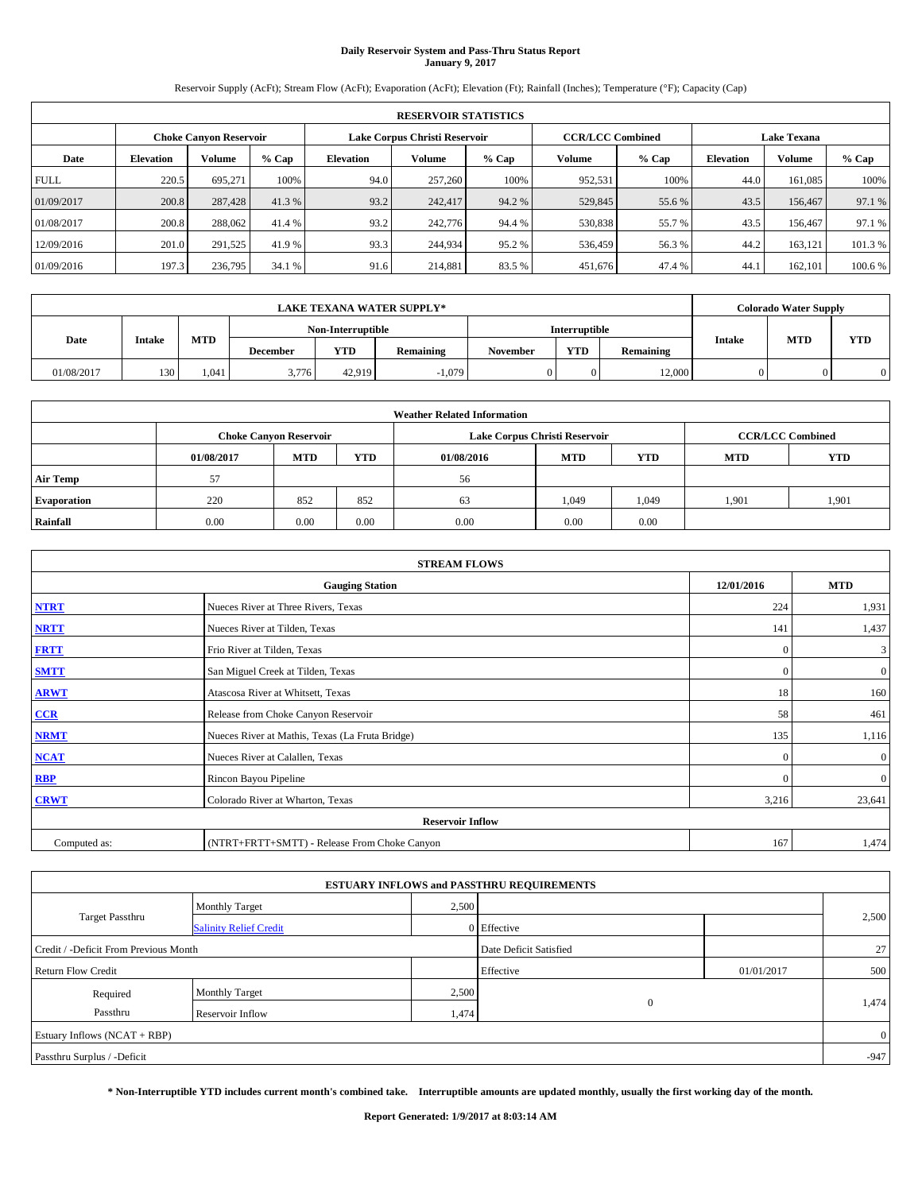# Daily Reservoir System and Pass-Thru Status Report
## January 9, 2017

Reservoir Supply (AcFt); Stream Flow (AcFt); Evaporation (AcFt); Elevation (Ft); Rainfall (Inches); Temperature (°F); Capacity (Cap)

| RESERVOIR STATISTICS | | | | | | | | | | | |
|---|---|---|---|---|---|---|---|---|---|---|---|
| | Choke Canyon Reservoir | | | Lake Corpus Christi Reservoir | | | CCR/LCC Combined | | Lake Texana | | |
| Date | Elevation | Volume | % Cap | Elevation | Volume | % Cap | Volume | % Cap | Elevation | Volume | % Cap |
| FULL | 220.5 | 695,271 | 100% | 94.0 | 257,260 | 100% | 952,531 | 100% | 44.0 | 161,085 | 100% |
| 01/09/2017 | 200.8 | 287,428 | 41.3 % | 93.2 | 242,417 | 94.2 % | 529,845 | 55.6 % | 43.5 | 156,467 | 97.1 % |
| 01/08/2017 | 200.8 | 288,062 | 41.4 % | 93.2 | 242,776 | 94.4 % | 530,838 | 55.7 % | 43.5 | 156,467 | 97.1 % |
| 12/09/2016 | 201.0 | 291,525 | 41.9 % | 93.3 | 244,934 | 95.2 % | 536,459 | 56.3 % | 44.2 | 163,121 | 101.3 % |
| 01/09/2016 | 197.3 | 236,795 | 34.1 % | 91.6 | 214,881 | 83.5 % | 451,676 | 47.4 % | 44.1 | 162,101 | 100.6 % |

| LAKE TEXANA WATER SUPPLY* | | | | | | | | | Colorado Water Supply | | |
|---|---|---|---|---|---|---|---|---|---|---|---|
| Date | Intake | MTD | Non-Interruptible | | | Interruptible | | | Intake | MTD | YTD |
| | | | December | YTD | Remaining | November | YTD | Remaining | | | |
| 01/08/2017 | 130 | 1,041 | 3,776 | 42,919 | -1,079 | 0 | 0 | 12,000 | 0 | 0 | 0 |

| Weather Related Information | | | | | | | | |
|---|---|---|---|---|---|---|---|---|
| | Choke Canyon Reservoir | | | Lake Corpus Christi Reservoir | | | CCR/LCC Combined | |
| | 01/08/2017 | MTD | YTD | 01/08/2016 | MTD | YTD | MTD | YTD |
| Air Temp | 57 | | | 56 | | | | |
| Evaporation | 220 | 852 | 852 | 63 | 1,049 | 1,049 | 1,901 | 1,901 |
| Rainfall | 0.00 | 0.00 | 0.00 | 0.00 | 0.00 | 0.00 | | |

| STREAM FLOWS | | | |
|---|---|---|---|
| | Gauging Station | 12/01/2016 | MTD |
| NTRT | Nueces River at Three Rivers, Texas | 224 | 1,931 |
| NRTT | Nueces River at Tilden, Texas | 141 | 1,437 |
| FRTT | Frio River at Tilden, Texas | 0 | 3 |
| SMTT | San Miguel Creek at Tilden, Texas | 0 | 0 |
| ARWT | Atascosa River at Whitsett, Texas | 18 | 160 |
| CCR | Release from Choke Canyon Reservoir | 58 | 461 |
| NRMT | Nueces River at Mathis, Texas (La Fruta Bridge) | 135 | 1,116 |
| NCAT | Nueces River at Calallen, Texas | 0 | 0 |
| RBP | Rincon Bayou Pipeline | 0 | 0 |
| CRWT | Colorado River at Wharton, Texas | 3,216 | 23,641 |
| | Reservoir Inflow | | |
| Computed as: | (NTRT+FRTT+SMTT) - Release From Choke Canyon | 167 | 1,474 |

| ESTUARY INFLOWS and PASSTHRU REQUIREMENTS | | | | | |
|---|---|---|---|---|---|
| Target Passthru | Monthly Target | 2,500 | | | 2,500 |
| | Salinity Relief Credit | 0 | Effective | | |
| Credit / -Deficit From Previous Month | | | Date Deficit Satisfied | | 27 |
| Return Flow Credit | | | Effective | 01/01/2017 | 500 |
| Required Passthru | Monthly Target | 2,500 | 0 | | 1,474 |
| | Reservoir Inflow | 1,474 | | | |
| Estuary Inflows (NCAT + RBP) | | | | | 0 |
| Passthru Surplus / -Deficit | | | | | -947 |

**\* Non-Interruptible YTD includes current month's combined take. Interruptible amounts are updated monthly, usually the first working day of the month.**

**Report Generated: 1/9/2017 at 8:03:14 AM**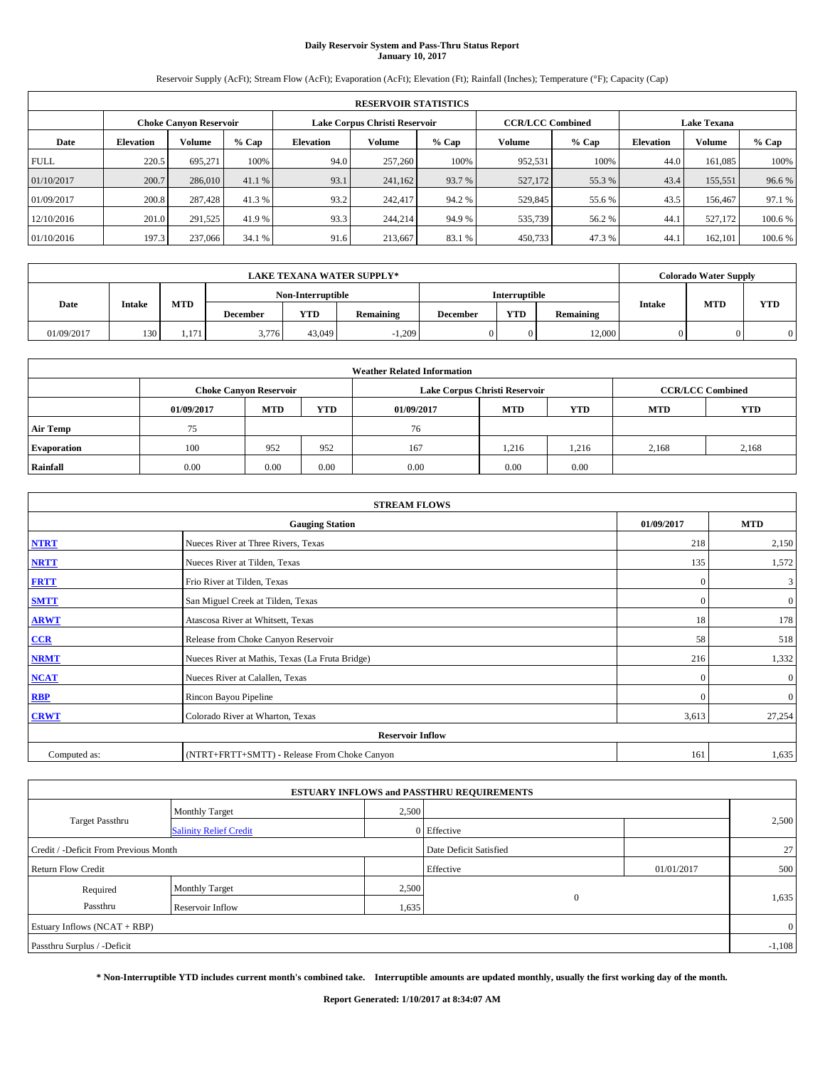# Daily Reservoir System and Pass-Thru Status Report
## January 10, 2017

Reservoir Supply (AcFt); Stream Flow (AcFt); Evaporation (AcFt); Elevation (Ft); Rainfall (Inches); Temperature (°F); Capacity (Cap)

| RESERVOIR STATISTICS | | | | | | | | | | | |
|---|---|---|---|---|---|---|---|---|---|---|---|
| | Choke Canyon Reservoir | | | Lake Corpus Christi Reservoir | | | CCR/LCC Combined | | Lake Texana | | |
| Date | Elevation | Volume | % Cap | Elevation | Volume | % Cap | Volume | % Cap | Elevation | Volume | % Cap |
| FULL | 220.5 | 695,271 | 100% | 94.0 | 257,260 | 100% | 952,531 | 100% | 44.0 | 161,085 | 100% |
| 01/10/2017 | 200.7 | 286,010 | 41.1 % | 93.1 | 241,162 | 93.7 % | 527,172 | 55.3 % | 43.4 | 155,551 | 96.6 % |
| 01/09/2017 | 200.8 | 287,428 | 41.3 % | 93.2 | 242,417 | 94.2 % | 529,845 | 55.6 % | 43.5 | 156,467 | 97.1 % |
| 12/10/2016 | 201.0 | 291,525 | 41.9 % | 93.3 | 244,214 | 94.9 % | 535,739 | 56.2 % | 44.1 | 527,172 | 100.6 % |
| 01/10/2016 | 197.3 | 237,066 | 34.1 % | 91.6 | 213,667 | 83.1 % | 450,733 | 47.3 % | 44.1 | 162,101 | 100.6 % |

| LAKE TEXANA WATER SUPPLY* | | | | | | | | | Colorado Water Supply | | |
|---|---|---|---|---|---|---|---|---|---|---|---|
| Date | Intake | MTD | Non-Interruptible | | | Interruptible | | | Intake | MTD | YTD |
| | | | December | YTD | Remaining | December | YTD | Remaining | | | |
| 01/09/2017 | 130 | 1,171 | 3,776 | 43,049 | -1,209 | 0 | 0 | 12,000 | 0 | 0 | 0 |

| Weather Related Information | | | | | | | | |
|---|---|---|---|---|---|---|---|---|
| | Choke Canyon Reservoir | | | Lake Corpus Christi Reservoir | | | CCR/LCC Combined | |
| | 01/09/2017 | MTD | YTD | 01/09/2017 | MTD | YTD | MTD | YTD |
| Air Temp | 75 | | | 76 | | | | |
| Evaporation | 100 | 952 | 952 | 167 | 1,216 | 1,216 | 2,168 | 2,168 |
| Rainfall | 0.00 | 0.00 | 0.00 | 0.00 | 0.00 | 0.00 | | |

| STREAM FLOWS | | | |
|---|---|---|---|
| | Gauging Station | 01/09/2017 | MTD |
| NTRT | Nueces River at Three Rivers, Texas | 218 | 2,150 |
| NRTT | Nueces River at Tilden, Texas | 135 | 1,572 |
| FRTT | Frio River at Tilden, Texas | 0 | 3 |
| SMTT | San Miguel Creek at Tilden, Texas | 0 | 0 |
| ARWT | Atascosa River at Whitsett, Texas | 18 | 178 |
| CCR | Release from Choke Canyon Reservoir | 58 | 518 |
| NRMT | Nueces River at Mathis, Texas (La Fruta Bridge) | 216 | 1,332 |
| NCAT | Nueces River at Calallen, Texas | 0 | 0 |
| RBP | Rincon Bayou Pipeline | 0 | 0 |
| CRWT | Colorado River at Wharton, Texas | 3,613 | 27,254 |
| Reservoir Inflow | | | |
| Computed as: | (NTRT+FRTT+SMTT) - Release From Choke Canyon | 161 | 1,635 |

| ESTUARY INFLOWS and PASSTHRU REQUIREMENTS | | | | | |
|---|---|---|---|---|---|
| Target Passthru | Monthly Target | 2,500 | | | 2,500 |
| | Salinity Relief Credit | 0 | Effective | | |
| Credit / -Deficit From Previous Month | | | Date Deficit Satisfied | | 27 |
| Return Flow Credit | | | Effective | 01/01/2017 | 500 |
| Required Passthru | Monthly Target | 2,500 | 0 | | 1,635 |
| | Reservoir Inflow | 1,635 | | | |
| Estuary Inflows (NCAT + RBP) | | | | | 0 |
| Passthru Surplus / -Deficit | | | | | -1,108 |

**\* Non-Interruptible YTD includes current month's combined take. Interruptible amounts are updated monthly, usually the first working day of the month.**

**Report Generated: 1/10/2017 at 8:34:07 AM**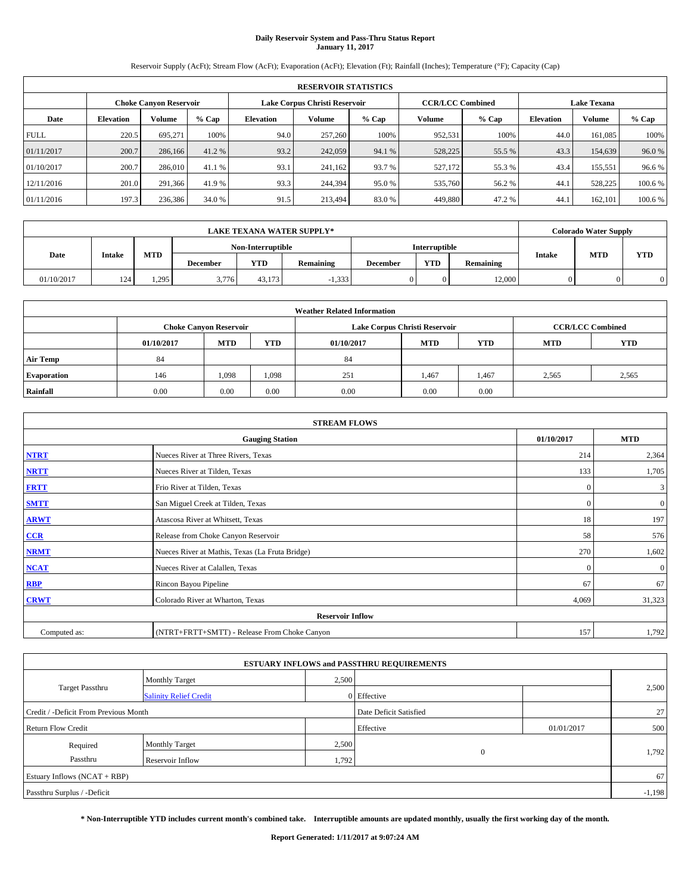# Daily Reservoir System and Pass-Thru Status Report
## January 11, 2017

Reservoir Supply (AcFt); Stream Flow (AcFt); Evaporation (AcFt); Elevation (Ft); Rainfall (Inches); Temperature (°F); Capacity (Cap)

| RESERVOIR STATISTICS | | | | | | | | | | | |
|---|---|---|---|---|---|---|---|---|---|---|---|
| | Choke Canyon Reservoir | | | Lake Corpus Christi Reservoir | | | CCR/LCC Combined | | Lake Texana | | |
| Date | Elevation | Volume | % Cap | Elevation | Volume | % Cap | Volume | % Cap | Elevation | Volume | % Cap |
| FULL | 220.5 | 695,271 | 100% | 94.0 | 257,260 | 100% | 952,531 | 100% | 44.0 | 161,085 | 100% |
| 01/11/2017 | 200.7 | 286,166 | 41.2 % | 93.2 | 242,059 | 94.1 % | 528,225 | 55.5 % | 43.3 | 154,639 | 96.0 % |
| 01/10/2017 | 200.7 | 286,010 | 41.1 % | 93.1 | 241,162 | 93.7 % | 527,172 | 55.3 % | 43.4 | 155,551 | 96.6 % |
| 12/11/2016 | 201.0 | 291,366 | 41.9 % | 93.3 | 244,394 | 95.0 % | 535,760 | 56.2 % | 44.1 | 528,225 | 100.6 % |
| 01/11/2016 | 197.3 | 236,386 | 34.0 % | 91.5 | 213,494 | 83.0 % | 449,880 | 47.2 % | 44.1 | 162,101 | 100.6 % |

| LAKE TEXANA WATER SUPPLY* | | | | | | | | | Colorado Water Supply | | |
|---|---|---|---|---|---|---|---|---|---|---|---|
| Date | Intake | MTD | Non-Interruptible | | | Interruptible | | | Intake | MTD | YTD |
| | | | December | YTD | Remaining | December | YTD | Remaining | | | |
| 01/10/2017 | 124 | 1,295 | 3,776 | 43,173 | -1,333 | 0 | 0 | 12,000 | 0 | 0 | 0 |

| Weather Related Information | | | | | | | | |
|---|---|---|---|---|---|---|---|---|
| | Choke Canyon Reservoir | | | Lake Corpus Christi Reservoir | | | CCR/LCC Combined | |
| | 01/10/2017 | MTD | YTD | 01/10/2017 | MTD | YTD | MTD | YTD |
| Air Temp | 84 | | | 84 | | | | |
| Evaporation | 146 | 1,098 | 1,098 | 251 | 1,467 | 1,467 | 2,565 | 2,565 |
| Rainfall | 0.00 | 0.00 | 0.00 | 0.00 | 0.00 | 0.00 | | |

| STREAM FLOWS | | | |
|---|---|---|---|
| | Gauging Station | 01/10/2017 | MTD |
| NTRT | Nueces River at Three Rivers, Texas | 214 | 2,364 |
| NRTT | Nueces River at Tilden, Texas | 133 | 1,705 |
| FRTT | Frio River at Tilden, Texas | 0 | 3 |
| SMTT | San Miguel Creek at Tilden, Texas | 0 | 0 |
| ARWT | Atascosa River at Whitsett, Texas | 18 | 197 |
| CCR | Release from Choke Canyon Reservoir | 58 | 576 |
| NRMT | Nueces River at Mathis, Texas (La Fruta Bridge) | 270 | 1,602 |
| NCAT | Nueces River at Calallen, Texas | 0 | 0 |
| RBP | Rincon Bayou Pipeline | 67 | 67 |
| CRWT | Colorado River at Wharton, Texas | 4,069 | 31,323 |
| | Reservoir Inflow | | |
| Computed as: | (NTRT+FRTT+SMTT) - Release From Choke Canyon | 157 | 1,792 |

| ESTUARY INFLOWS and PASSTHRU REQUIREMENTS | | | | | |
|---|---|---|---|---|---|
| Target Passthru | Monthly Target | 2,500 | | | 2,500 |
| | Salinity Relief Credit | 0 | Effective | | |
| Credit / -Deficit From Previous Month | | | Date Deficit Satisfied | | 27 |
| Return Flow Credit | | | Effective | 01/01/2017 | 500 |
| Required Passthru | Monthly Target | 2,500 | 0 | | 1,792 |
| | Reservoir Inflow | 1,792 | | | |
| Estuary Inflows (NCAT + RBP) | | | | | 67 |
| Passthru Surplus / -Deficit | | | | | -1,198 |

**\* Non-Interruptible YTD includes current month's combined take. Interruptible amounts are updated monthly, usually the first working day of the month.**

**Report Generated: 1/11/2017 at 9:07:24 AM**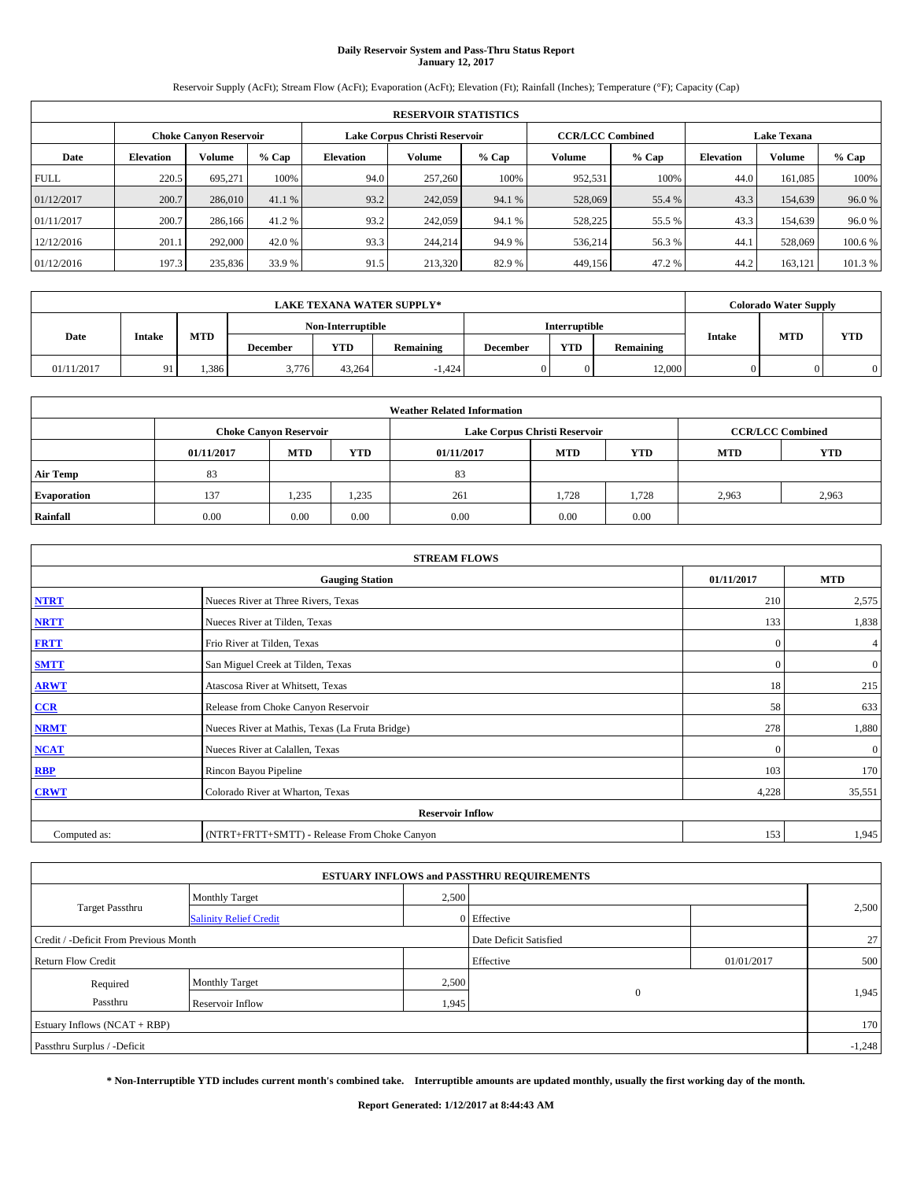# Daily Reservoir System and Pass-Thru Status Report
## January 12, 2017

Reservoir Supply (AcFt); Stream Flow (AcFt); Evaporation (AcFt); Elevation (Ft); Rainfall (Inches); Temperature (°F); Capacity (Cap)

| RESERVOIR STATISTICS | | | | | | | | | | | |
|---|---|---|---|---|---|---|---|---|---|---|---|
| | Choke Canyon Reservoir | | | Lake Corpus Christi Reservoir | | | CCR/LCC Combined | | Lake Texana | | |
| Date | Elevation | Volume | % Cap | Elevation | Volume | % Cap | Volume | % Cap | Elevation | Volume | % Cap |
| FULL | 220.5 | 695,271 | 100% | 94.0 | 257,260 | 100% | 952,531 | 100% | 44.0 | 161,085 | 100% |
| 01/12/2017 | 200.7 | 286,010 | 41.1 % | 93.2 | 242,059 | 94.1 % | 528,069 | 55.4 % | 43.3 | 154,639 | 96.0 % |
| 01/11/2017 | 200.7 | 286,166 | 41.2 % | 93.2 | 242,059 | 94.1 % | 528,225 | 55.5 % | 43.3 | 154,639 | 96.0 % |
| 12/12/2016 | 201.1 | 292,000 | 42.0 % | 93.3 | 244,214 | 94.9 % | 536,214 | 56.3 % | 44.1 | 528,069 | 100.6 % |
| 01/12/2016 | 197.3 | 235,836 | 33.9 % | 91.5 | 213,320 | 82.9 % | 449,156 | 47.2 % | 44.2 | 163,121 | 101.3 % |

| LAKE TEXANA WATER SUPPLY* | | | | | | | | | Colorado Water Supply | | |
|---|---|---|---|---|---|---|---|---|---|---|---|
| Date | Intake | MTD | Non-Interruptible | | | Interruptible | | | Intake | MTD | YTD |
| | | | December | YTD | Remaining | December | YTD | Remaining | | | |
| 01/11/2017 | 91 | 1,386 | 3,776 | 43,264 | -1,424 | 0 | 0 | 12,000 | 0 | 0 | 0 |

| Weather Related Information | | | | | | | | |
|---|---|---|---|---|---|---|---|---|
| | Choke Canyon Reservoir | | | Lake Corpus Christi Reservoir | | | CCR/LCC Combined | |
| | 01/11/2017 | MTD | YTD | 01/11/2017 | MTD | YTD | MTD | YTD |
| Air Temp | 83 | | | 83 | | | | |
| Evaporation | 137 | 1,235 | 1,235 | 261 | 1,728 | 1,728 | 2,963 | 2,963 |
| Rainfall | 0.00 | 0.00 | 0.00 | 0.00 | 0.00 | 0.00 | | |

| STREAM FLOWS | | | |
|---|---|---|---|
| Gauging Station | | 01/11/2017 | MTD |
| NTRT | Nueces River at Three Rivers, Texas | 210 | 2,575 |
| NRTT | Nueces River at Tilden, Texas | 133 | 1,838 |
| FRTT | Frio River at Tilden, Texas | 0 | 4 |
| SMTT | San Miguel Creek at Tilden, Texas | 0 | 0 |
| ARWT | Atascosa River at Whitsett, Texas | 18 | 215 |
| CCR | Release from Choke Canyon Reservoir | 58 | 633 |
| NRMT | Nueces River at Mathis, Texas (La Fruta Bridge) | 278 | 1,880 |
| NCAT | Nueces River at Calallen, Texas | 0 | 0 |
| RBP | Rincon Bayou Pipeline | 103 | 170 |
| CRWT | Colorado River at Wharton, Texas | 4,228 | 35,551 |
| Reservoir Inflow | | | |
| Computed as: | (NTRT+FRTT+SMTT) - Release From Choke Canyon | 153 | 1,945 |

| ESTUARY INFLOWS and PASSTHRU REQUIREMENTS | | | | | |
|---|---|---|---|---|---|
| Target Passthru | Monthly Target | 2,500 | | | 2,500 |
| | Salinity Relief Credit | 0 | Effective | | |
| Credit / -Deficit From Previous Month | | | Date Deficit Satisfied | | 27 |
| Return Flow Credit | | | Effective | 01/01/2017 | 500 |
| Required Passthru | Monthly Target | 2,500 | 0 | | 1,945 |
| | Reservoir Inflow | 1,945 | | | |
| Estuary Inflows (NCAT + RBP) | | | | | 170 |
| Passthru Surplus / -Deficit | | | | | -1,248 |

**\* Non-Interruptible YTD includes current month's combined take. Interruptible amounts are updated monthly, usually the first working day of the month.**

**Report Generated: 1/12/2017 at 8:44:43 AM**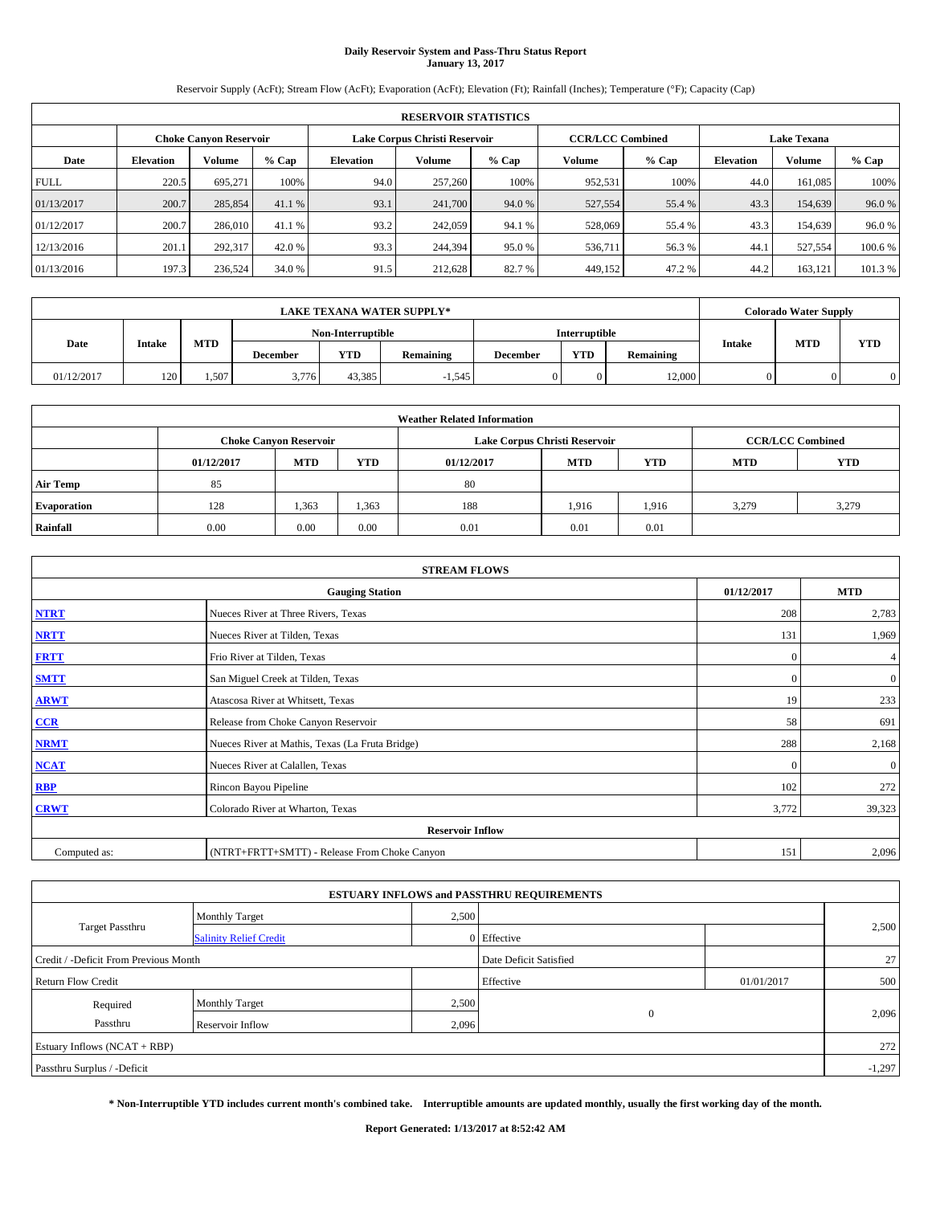# Daily Reservoir System and Pass-Thru Status Report
## January 13, 2017

Reservoir Supply (AcFt); Stream Flow (AcFt); Evaporation (AcFt); Elevation (Ft); Rainfall (Inches); Temperature (°F); Capacity (Cap)

| RESERVOIR STATISTICS | | | | | | | | | | | |
|---|---|---|---|---|---|---|---|---|---|---|---|
| | Choke Canyon Reservoir | | | Lake Corpus Christi Reservoir | | | CCR/LCC Combined | | Lake Texana | | |
| Date | Elevation | Volume | % Cap | Elevation | Volume | % Cap | Volume | % Cap | Elevation | Volume | % Cap |
| FULL | 220.5 | 695,271 | 100% | 94.0 | 257,260 | 100% | 952,531 | 100% | 44.0 | 161,085 | 100% |
| 01/13/2017 | 200.7 | 285,854 | 41.1 % | 93.1 | 241,700 | 94.0 % | 527,554 | 55.4 % | 43.3 | 154,639 | 96.0 % |
| 01/12/2017 | 200.7 | 286,010 | 41.1 % | 93.2 | 242,059 | 94.1 % | 528,069 | 55.4 % | 43.3 | 154,639 | 96.0 % |
| 12/13/2016 | 201.1 | 292,317 | 42.0 % | 93.3 | 244,394 | 95.0 % | 536,711 | 56.3 % | 44.1 | 527,554 | 100.6 % |
| 01/13/2016 | 197.3 | 236,524 | 34.0 % | 91.5 | 212,628 | 82.7 % | 449,152 | 47.2 % | 44.2 | 163,121 | 101.3 % |

| LAKE TEXANA WATER SUPPLY* | | | | | | | | | Colorado Water Supply | | |
|---|---|---|---|---|---|---|---|---|---|---|---|
| Date | Intake | MTD | Non-Interruptible | | | Interruptible | | | Intake | MTD | YTD |
| | | | December | YTD | Remaining | December | YTD | Remaining | | | |
| 01/12/2017 | 120 | 1,507 | 3,776 | 43,385 | -1,545 | 0 | 0 | 12,000 | 0 | 0 | 0 |

| Weather Related Information | | | | | | | | |
|---|---|---|---|---|---|---|---|---|
| | Choke Canyon Reservoir | | | Lake Corpus Christi Reservoir | | | CCR/LCC Combined | |
| | 01/12/2017 | MTD | YTD | 01/12/2017 | MTD | YTD | MTD | YTD |
| Air Temp | 85 | | | 80 | | | | |
| Evaporation | 128 | 1,363 | 1,363 | 188 | 1,916 | 1,916 | 3,279 | 3,279 |
| Rainfall | 0.00 | 0.00 | 0.00 | 0.01 | 0.01 | 0.01 | | |

| STREAM FLOWS | | | |
|---|---|---|---|
| | Gauging Station | 01/12/2017 | MTD |
| NTRT | Nueces River at Three Rivers, Texas | 208 | 2,783 |
| NRTT | Nueces River at Tilden, Texas | 131 | 1,969 |
| FRTT | Frio River at Tilden, Texas | 0 | 4 |
| SMTT | San Miguel Creek at Tilden, Texas | 0 | 0 |
| ARWT | Atascosa River at Whitsett, Texas | 19 | 233 |
| CCR | Release from Choke Canyon Reservoir | 58 | 691 |
| NRMT | Nueces River at Mathis, Texas (La Fruta Bridge) | 288 | 2,168 |
| NCAT | Nueces River at Calallen, Texas | 0 | 0 |
| RBP | Rincon Bayou Pipeline | 102 | 272 |
| CRWT | Colorado River at Wharton, Texas | 3,772 | 39,323 |
| Reservoir Inflow | | | |
| Computed as: | (NTRT+FRTT+SMTT) - Release From Choke Canyon | 151 | 2,096 |

| ESTUARY INFLOWS and PASSTHRU REQUIREMENTS | | | | | |
|---|---|---|---|---|---|
| Target Passthru | Monthly Target | 2,500 | | | 2,500 |
| | Salinity Relief Credit | 0 | Effective | | |
| Credit / -Deficit From Previous Month | | | Date Deficit Satisfied | | 27 |
| Return Flow Credit | | | Effective | 01/01/2017 | 500 |
| Required Passthru | Monthly Target | 2,500 | 0 | | 2,096 |
| | Reservoir Inflow | 2,096 | | | |
| Estuary Inflows (NCAT + RBP) | | | | | 272 |
| Passthru Surplus / -Deficit | | | | | -1,297 |

**\* Non-Interruptible YTD includes current month's combined take. Interruptible amounts are updated monthly, usually the first working day of the month.**

**Report Generated: 1/13/2017 at 8:52:42 AM**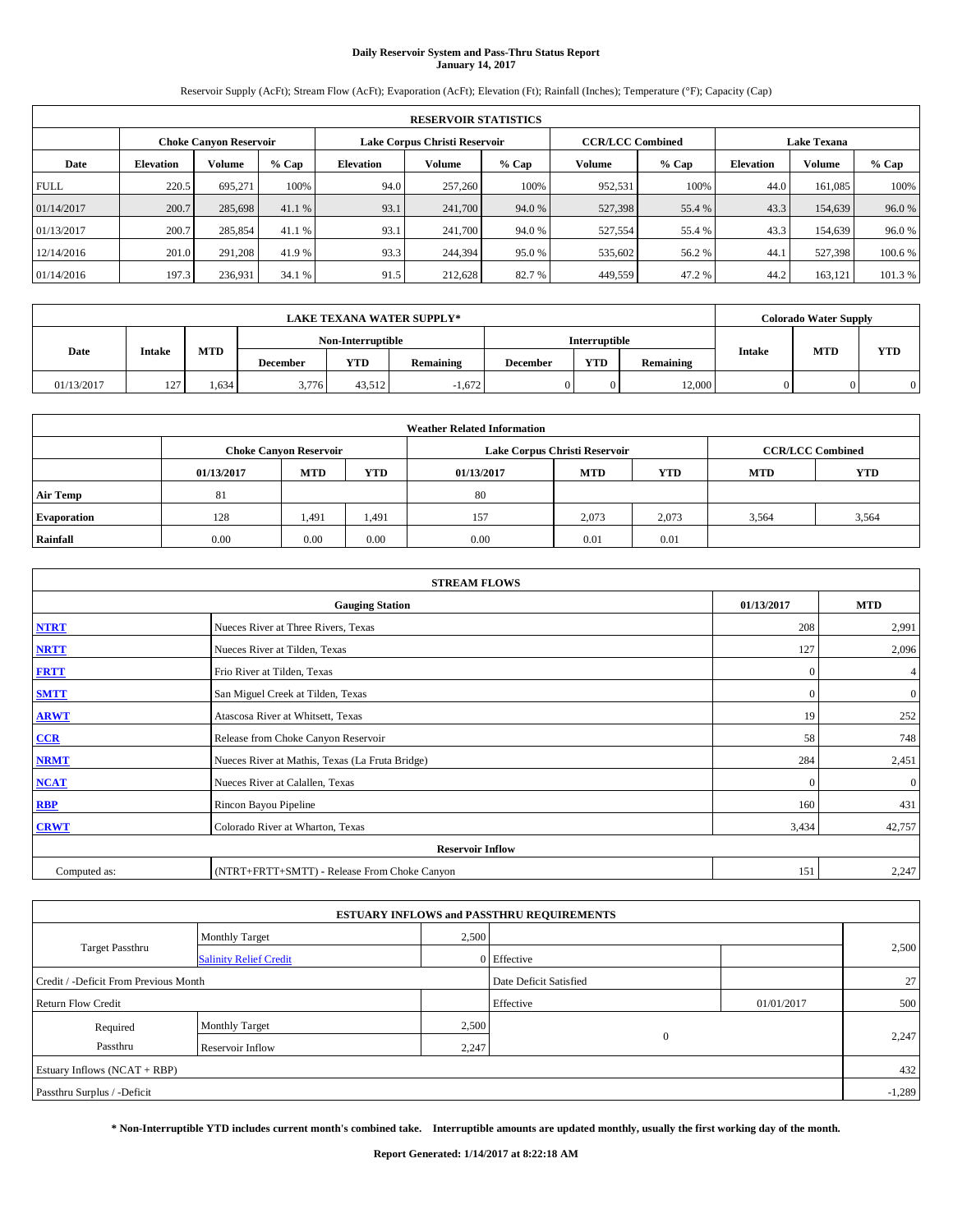# Daily Reservoir System and Pass-Thru Status Report
**January 14, 2017**

Reservoir Supply (AcFt); Stream Flow (AcFt); Evaporation (AcFt); Elevation (Ft); Rainfall (Inches); Temperature (°F); Capacity (Cap)

| RESERVOIR STATISTICS | | | | | | | | | | | |
|---|---|---|---|---|---|---|---|---|---|---|---|
| | Choke Canyon Reservoir | | | Lake Corpus Christi Reservoir | | | CCR/LCC Combined | | Lake Texana | | |
| Date | Elevation | Volume | % Cap | Elevation | Volume | % Cap | Volume | % Cap | Elevation | Volume | % Cap |
| FULL | 220.5 | 695,271 | 100% | 94.0 | 257,260 | 100% | 952,531 | 100% | 44.0 | 161,085 | 100% |
| 01/14/2017 | 200.7 | 285,698 | 41.1 % | 93.1 | 241,700 | 94.0 % | 527,398 | 55.4 % | 43.3 | 154,639 | 96.0 % |
| 01/13/2017 | 200.7 | 285,854 | 41.1 % | 93.1 | 241,700 | 94.0 % | 527,554 | 55.4 % | 43.3 | 154,639 | 96.0 % |
| 12/14/2016 | 201.0 | 291,208 | 41.9 % | 93.3 | 244,394 | 95.0 % | 535,602 | 56.2 % | 44.1 | 527,398 | 100.6 % |
| 01/14/2016 | 197.3 | 236,931 | 34.1 % | 91.5 | 212,628 | 82.7 % | 449,559 | 47.2 % | 44.2 | 163,121 | 101.3 % |

| LAKE TEXANA WATER SUPPLY* | | | | | | | | | Colorado Water Supply | | |
|---|---|---|---|---|---|---|---|---|---|---|---|
| Date | Intake | MTD | Non-Interruptible | | | Interruptible | | | Intake | MTD | YTD |
| | | | December | YTD | Remaining | December | YTD | Remaining | | | |
| 01/13/2017 | 127 | 1,634 | 3,776 | 43,512 | -1,672 | 0 | 0 | 12,000 | 0 | 0 | 0 |

| Weather Related Information | | | | | | | | |
|---|---|---|---|---|---|---|---|---|
| | Choke Canyon Reservoir | | | Lake Corpus Christi Reservoir | | | CCR/LCC Combined | |
| | 01/13/2017 | MTD | YTD | 01/13/2017 | MTD | YTD | MTD | YTD |
| Air Temp | 81 | | | 80 | | | | |
| Evaporation | 128 | 1,491 | 1,491 | 157 | 2,073 | 2,073 | 3,564 | 3,564 |
| Rainfall | 0.00 | 0.00 | 0.00 | 0.00 | 0.01 | 0.01 | | |

| STREAM FLOWS | | | |
|---|---|---|---|
| | Gauging Station | 01/13/2017 | MTD |
| NTRT | Nueces River at Three Rivers, Texas | 208 | 2,991 |
| NRTT | Nueces River at Tilden, Texas | 127 | 2,096 |
| FRTT | Frio River at Tilden, Texas | 0 | 4 |
| SMTT | San Miguel Creek at Tilden, Texas | 0 | 0 |
| ARWT | Atascosa River at Whitsett, Texas | 19 | 252 |
| CCR | Release from Choke Canyon Reservoir | 58 | 748 |
| NRMT | Nueces River at Mathis, Texas (La Fruta Bridge) | 284 | 2,451 |
| NCAT | Nueces River at Calallen, Texas | 0 | 0 |
| RBP | Rincon Bayou Pipeline | 160 | 431 |
| CRWT | Colorado River at Wharton, Texas | 3,434 | 42,757 |
| | Reservoir Inflow | | |
| Computed as: | (NTRT+FRTT+SMTT) - Release From Choke Canyon | 151 | 2,247 |

| ESTUARY INFLOWS and PASSTHRU REQUIREMENTS | | | | | |
|---|---|---|---|---|---|
| Target Passthru | Monthly Target | 2,500 | | | 2,500 |
| | Salinity Relief Credit | 0 | Effective | | |
| Credit / -Deficit From Previous Month | | | Date Deficit Satisfied | | 27 |
| Return Flow Credit | | | Effective | 01/01/2017 | 500 |
| Required Passthru | Monthly Target | 2,500 | 0 | | 2,247 |
| | Reservoir Inflow | 2,247 | | | |
| Estuary Inflows (NCAT + RBP) | | | | | 432 |
| Passthru Surplus / -Deficit | | | | | -1,289 |

**\* Non-Interruptible YTD includes current month's combined take. Interruptible amounts are updated monthly, usually the first working day of the month.**

**Report Generated: 1/14/2017 at 8:22:18 AM**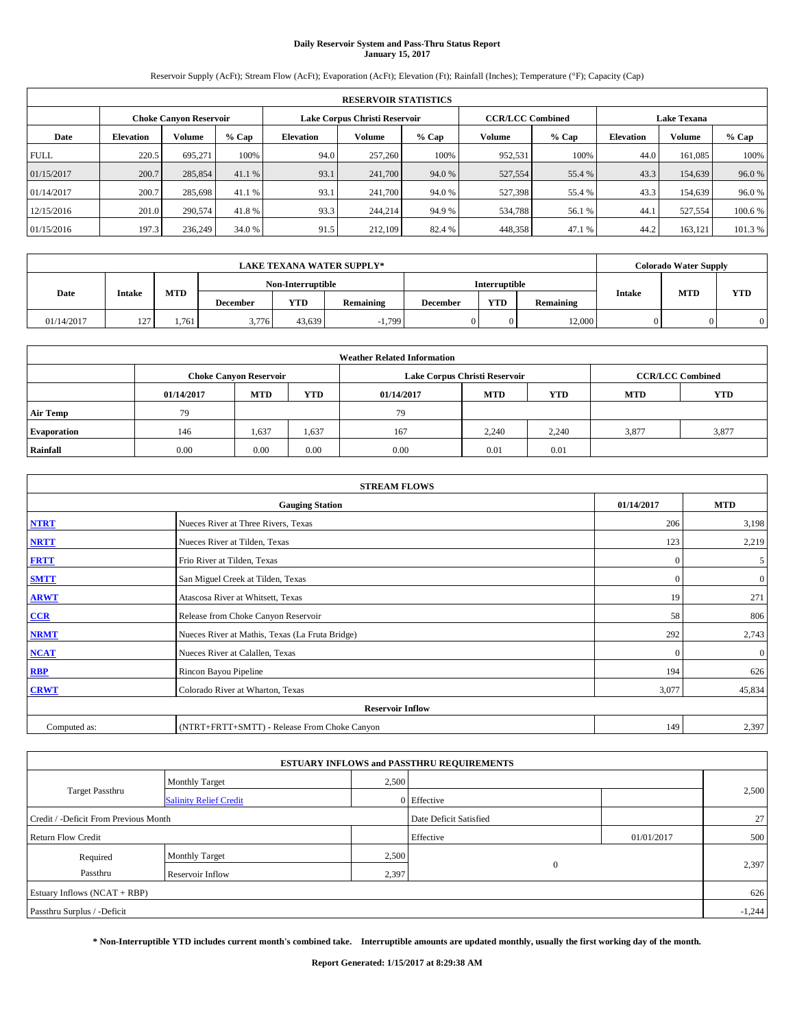# Daily Reservoir System and Pass-Thru Status Report
## January 15, 2017

Reservoir Supply (AcFt); Stream Flow (AcFt); Evaporation (AcFt); Elevation (Ft); Rainfall (Inches); Temperature (°F); Capacity (Cap)

| RESERVOIR STATISTICS | | | | | | | | | | | |
|---|---|---|---|---|---|---|---|---|---|---|---|
| | Choke Canyon Reservoir | | | Lake Corpus Christi Reservoir | | | CCR/LCC Combined | | Lake Texana | | |
| Date | Elevation | Volume | % Cap | Elevation | Volume | % Cap | Volume | % Cap | Elevation | Volume | % Cap |
| FULL | 220.5 | 695,271 | 100% | 94.0 | 257,260 | 100% | 952,531 | 100% | 44.0 | 161,085 | 100% |
| 01/15/2017 | 200.7 | 285,854 | 41.1 % | 93.1 | 241,700 | 94.0 % | 527,554 | 55.4 % | 43.3 | 154,639 | 96.0 % |
| 01/14/2017 | 200.7 | 285,698 | 41.1 % | 93.1 | 241,700 | 94.0 % | 527,398 | 55.4 % | 43.3 | 154,639 | 96.0 % |
| 12/15/2016 | 201.0 | 290,574 | 41.8 % | 93.3 | 244,214 | 94.9 % | 534,788 | 56.1 % | 44.1 | 527,554 | 100.6 % |
| 01/15/2016 | 197.3 | 236,249 | 34.0 % | 91.5 | 212,109 | 82.4 % | 448,358 | 47.1 % | 44.2 | 163,121 | 101.3 % |

| LAKE TEXANA WATER SUPPLY* | | | | | | | | | Colorado Water Supply | | |
|---|---|---|---|---|---|---|---|---|---|---|---|
| Date | Intake | MTD | Non-Interruptible | | | Interruptible | | | Intake | MTD | YTD |
| | | | December | YTD | Remaining | December | YTD | Remaining | | | |
| 01/14/2017 | 127 | 1,761 | 3,776 | 43,639 | -1,799 | 0 | 0 | 12,000 | 0 | 0 | 0 |

| Weather Related Information | | | | | | | | |
|---|---|---|---|---|---|---|---|---|
| | Choke Canyon Reservoir | | | Lake Corpus Christi Reservoir | | | CCR/LCC Combined | |
| | 01/14/2017 | MTD | YTD | 01/14/2017 | MTD | YTD | MTD | YTD |
| Air Temp | 79 | | | 79 | | | | |
| Evaporation | 146 | 1,637 | 1,637 | 167 | 2,240 | 2,240 | 3,877 | 3,877 |
| Rainfall | 0.00 | 0.00 | 0.00 | 0.00 | 0.01 | 0.01 | | |

| STREAM FLOWS | | | |
|---|---|---|---|
| Gauging Station | | 01/14/2017 | MTD |
| NTRT | Nueces River at Three Rivers, Texas | 206 | 3,198 |
| NRTT | Nueces River at Tilden, Texas | 123 | 2,219 |
| FRTT | Frio River at Tilden, Texas | 0 | 5 |
| SMTT | San Miguel Creek at Tilden, Texas | 0 | 0 |
| ARWT | Atascosa River at Whitsett, Texas | 19 | 271 |
| CCR | Release from Choke Canyon Reservoir | 58 | 806 |
| NRMT | Nueces River at Mathis, Texas (La Fruta Bridge) | 292 | 2,743 |
| NCAT | Nueces River at Calallen, Texas | 0 | 0 |
| RBP | Rincon Bayou Pipeline | 194 | 626 |
| CRWT | Colorado River at Wharton, Texas | 3,077 | 45,834 |
| Reservoir Inflow | | | |
| Computed as: | (NTRT+FRTT+SMTT) - Release From Choke Canyon | 149 | 2,397 |

| ESTUARY INFLOWS and PASSTHRU REQUIREMENTS | | | | | |
|---|---|---|---|---|---|
| Target Passthru | Monthly Target | 2,500 | | | 2,500 |
| | Salinity Relief Credit | 0 | Effective | | |
| Credit / -Deficit From Previous Month | | | Date Deficit Satisfied | | 27 |
| Return Flow Credit | | | Effective | 01/01/2017 | 500 |
| Required Passthru | Monthly Target | 2,500 | 0 | | 2,397 |
| | Reservoir Inflow | 2,397 | | | |
| Estuary Inflows (NCAT + RBP) | | | | | 626 |
| Passthru Surplus / -Deficit | | | | | -1,244 |

**\* Non-Interruptible YTD includes current month's combined take. Interruptible amounts are updated monthly, usually the first working day of the month.**

**Report Generated: 1/15/2017 at 8:29:38 AM**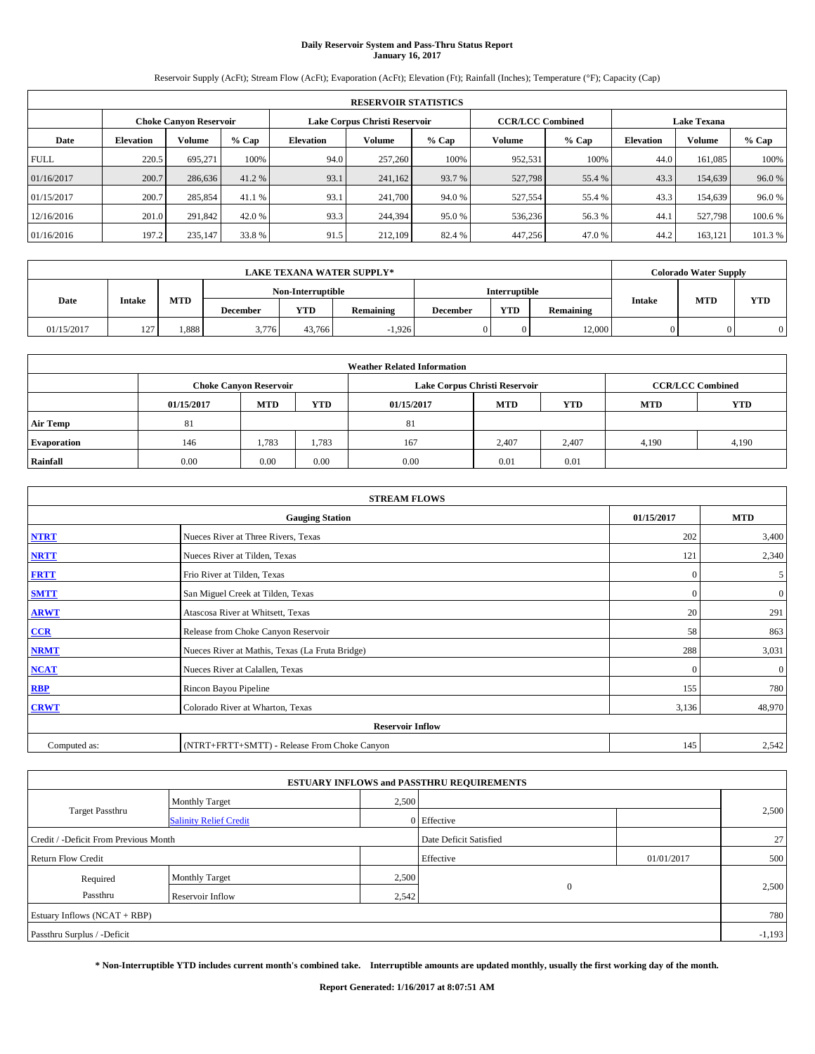# Daily Reservoir System and Pass-Thru Status Report
**January 16, 2017**

Reservoir Supply (AcFt); Stream Flow (AcFt); Evaporation (AcFt); Elevation (Ft); Rainfall (Inches); Temperature (°F); Capacity (Cap)

| RESERVOIR STATISTICS | | | | | | | | | | | |
|---|---|---|---|---|---|---|---|---|---|---|---|
| | Choke Canyon Reservoir | | | Lake Corpus Christi Reservoir | | | CCR/LCC Combined | | Lake Texana | | |
| Date | Elevation | Volume | % Cap | Elevation | Volume | % Cap | Volume | % Cap | Elevation | Volume | % Cap |
| FULL | 220.5 | 695,271 | 100% | 94.0 | 257,260 | 100% | 952,531 | 100% | 44.0 | 161,085 | 100% |
| 01/16/2017 | 200.7 | 286,636 | 41.2 % | 93.1 | 241,162 | 93.7 % | 527,798 | 55.4 % | 43.3 | 154,639 | 96.0 % |
| 01/15/2017 | 200.7 | 285,854 | 41.1 % | 93.1 | 241,700 | 94.0 % | 527,554 | 55.4 % | 43.3 | 154,639 | 96.0 % |
| 12/16/2016 | 201.0 | 291,842 | 42.0 % | 93.3 | 244,394 | 95.0 % | 536,236 | 56.3 % | 44.1 | 527,798 | 100.6 % |
| 01/16/2016 | 197.2 | 235,147 | 33.8 % | 91.5 | 212,109 | 82.4 % | 447,256 | 47.0 % | 44.2 | 163,121 | 101.3 % |

| LAKE TEXANA WATER SUPPLY* | | | | | | | | | Colorado Water Supply | | |
|---|---|---|---|---|---|---|---|---|---|---|---|
| Date | Intake | MTD | Non-Interruptible | | | Interruptible | | | Intake | MTD | YTD |
| | | | December | YTD | Remaining | December | YTD | Remaining | | | |
| 01/15/2017 | 127 | 1,888 | 3,776 | 43,766 | -1,926 | 0 | 0 | 12,000 | 0 | 0 | 0 |

| Weather Related Information | | | | | | | | |
|---|---|---|---|---|---|---|---|---|
| | Choke Canyon Reservoir | | | Lake Corpus Christi Reservoir | | | CCR/LCC Combined | |
| | 01/15/2017 | MTD | YTD | 01/15/2017 | MTD | YTD | MTD | YTD |
| Air Temp | 81 | | | 81 | | | | |
| Evaporation | 146 | 1,783 | 1,783 | 167 | 2,407 | 2,407 | 4,190 | 4,190 |
| Rainfall | 0.00 | 0.00 | 0.00 | 0.00 | 0.01 | 0.01 | | |

| STREAM FLOWS | | | |
|---|---|---|---|
| | Gauging Station | 01/15/2017 | MTD |
| NTRT | Nueces River at Three Rivers, Texas | 202 | 3,400 |
| NRTT | Nueces River at Tilden, Texas | 121 | 2,340 |
| FRTT | Frio River at Tilden, Texas | 0 | 5 |
| SMTT | San Miguel Creek at Tilden, Texas | 0 | 0 |
| ARWT | Atascosa River at Whitsett, Texas | 20 | 291 |
| CCR | Release from Choke Canyon Reservoir | 58 | 863 |
| NRMT | Nueces River at Mathis, Texas (La Fruta Bridge) | 288 | 3,031 |
| NCAT | Nueces River at Calallen, Texas | 0 | 0 |
| RBP | Rincon Bayou Pipeline | 155 | 780 |
| CRWT | Colorado River at Wharton, Texas | 3,136 | 48,970 |
| | Reservoir Inflow | | |
| Computed as: | (NTRT+FRTT+SMTT) - Release From Choke Canyon | 145 | 2,542 |

| ESTUARY INFLOWS and PASSTHRU REQUIREMENTS | | | | | |
|---|---|---|---|---|---|
| Target Passthru | Monthly Target | 2,500 | | | 2,500 |
| | Salinity Relief Credit | 0 | Effective | | |
| Credit / -Deficit From Previous Month | | | Date Deficit Satisfied | | 27 |
| Return Flow Credit | | | Effective | 01/01/2017 | 500 |
| Required Passthru | Monthly Target | 2,500 | 0 | | 2,500 |
| | Reservoir Inflow | 2,542 | | | |
| Estuary Inflows (NCAT + RBP) | | | | | 780 |
| Passthru Surplus / -Deficit | | | | | -1,193 |

**\* Non-Interruptible YTD includes current month's combined take. Interruptible amounts are updated monthly, usually the first working day of the month.**

**Report Generated: 1/16/2017 at 8:07:51 AM**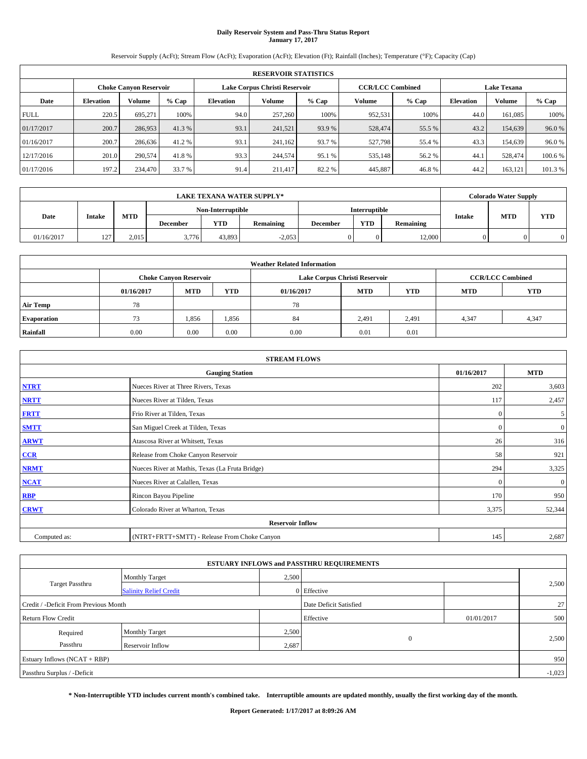# Daily Reservoir System and Pass-Thru Status Report
**January 17, 2017**

Reservoir Supply (AcFt); Stream Flow (AcFt); Evaporation (AcFt); Elevation (Ft); Rainfall (Inches); Temperature (°F); Capacity (Cap)

| RESERVOIR STATISTICS | | | | | | | | | | | |
|---|---|---|---|---|---|---|---|---|---|---|---|
| | Choke Canyon Reservoir | | | Lake Corpus Christi Reservoir | | | CCR/LCC Combined | | Lake Texana | | |
| Date | Elevation | Volume | % Cap | Elevation | Volume | % Cap | Volume | % Cap | Elevation | Volume | % Cap |
| FULL | 220.5 | 695,271 | 100% | 94.0 | 257,260 | 100% | 952,531 | 100% | 44.0 | 161,085 | 100% |
| 01/17/2017 | 200.7 | 286,953 | 41.3 % | 93.1 | 241,521 | 93.9 % | 528,474 | 55.5 % | 43.2 | 154,639 | 96.0 % |
| 01/16/2017 | 200.7 | 286,636 | 41.2 % | 93.1 | 241,162 | 93.7 % | 527,798 | 55.4 % | 43.3 | 154,639 | 96.0 % |
| 12/17/2016 | 201.0 | 290,574 | 41.8 % | 93.3 | 244,574 | 95.1 % | 535,148 | 56.2 % | 44.1 | 528,474 | 100.6 % |
| 01/17/2016 | 197.2 | 234,470 | 33.7 % | 91.4 | 211,417 | 82.2 % | 445,887 | 46.8 % | 44.2 | 163,121 | 101.3 % |

| LAKE TEXANA WATER SUPPLY* | | | | | | | | | Colorado Water Supply | | |
|---|---|---|---|---|---|---|---|---|---|---|---|
| Date | Intake | MTD | Non-Interruptible | | | Interruptible | | | Intake | MTD | YTD |
| | | | December | YTD | Remaining | December | YTD | Remaining | | | |
| 01/16/2017 | 127 | 2,015 | 3,776 | 43,893 | -2,053 | 0 | 0 | 12,000 | 0 | 0 | 0 |

| Weather Related Information | | | | | | | | |
|---|---|---|---|---|---|---|---|---|
| | Choke Canyon Reservoir | | | Lake Corpus Christi Reservoir | | | CCR/LCC Combined | |
| | 01/16/2017 | MTD | YTD | 01/16/2017 | MTD | YTD | MTD | YTD |
| Air Temp | 78 | | | 78 | | | | |
| Evaporation | 73 | 1,856 | 1,856 | 84 | 2,491 | 2,491 | 4,347 | 4,347 |
| Rainfall | 0.00 | 0.00 | 0.00 | 0.00 | 0.01 | 0.01 | | |

| STREAM FLOWS | | | |
|---|---|---|---|
| | Gauging Station | 01/16/2017 | MTD |
| NTRT | Nueces River at Three Rivers, Texas | 202 | 3,603 |
| NRTT | Nueces River at Tilden, Texas | 117 | 2,457 |
| FRTT | Frio River at Tilden, Texas | 0 | 5 |
| SMTT | San Miguel Creek at Tilden, Texas | 0 | 0 |
| ARWT | Atascosa River at Whitsett, Texas | 26 | 316 |
| CCR | Release from Choke Canyon Reservoir | 58 | 921 |
| NRMT | Nueces River at Mathis, Texas (La Fruta Bridge) | 294 | 3,325 |
| NCAT | Nueces River at Calallen, Texas | 0 | 0 |
| RBP | Rincon Bayou Pipeline | 170 | 950 |
| CRWT | Colorado River at Wharton, Texas | 3,375 | 52,344 |
| Reservoir Inflow | | | |
| Computed as: | (NTRT+FRTT+SMTT) - Release From Choke Canyon | 145 | 2,687 |

| ESTUARY INFLOWS and PASSTHRU REQUIREMENTS | | | | | |
|---|---|---|---|---|---|
| Target Passthru | Monthly Target | 2,500 | | | 2,500 |
| | Salinity Relief Credit | 0 | Effective | | |
| Credit / -Deficit From Previous Month | | | Date Deficit Satisfied | | 27 |
| Return Flow Credit | | | Effective | 01/01/2017 | 500 |
| Required Passthru | Monthly Target | 2,500 | 0 | | 2,500 |
| | Reservoir Inflow | 2,687 | | | |
| Estuary Inflows (NCAT + RBP) | | | | | 950 |
| Passthru Surplus / -Deficit | | | | | -1,023 |

**\* Non-Interruptible YTD includes current month's combined take. Interruptible amounts are updated monthly, usually the first working day of the month.**

**Report Generated: 1/17/2017 at 8:09:26 AM**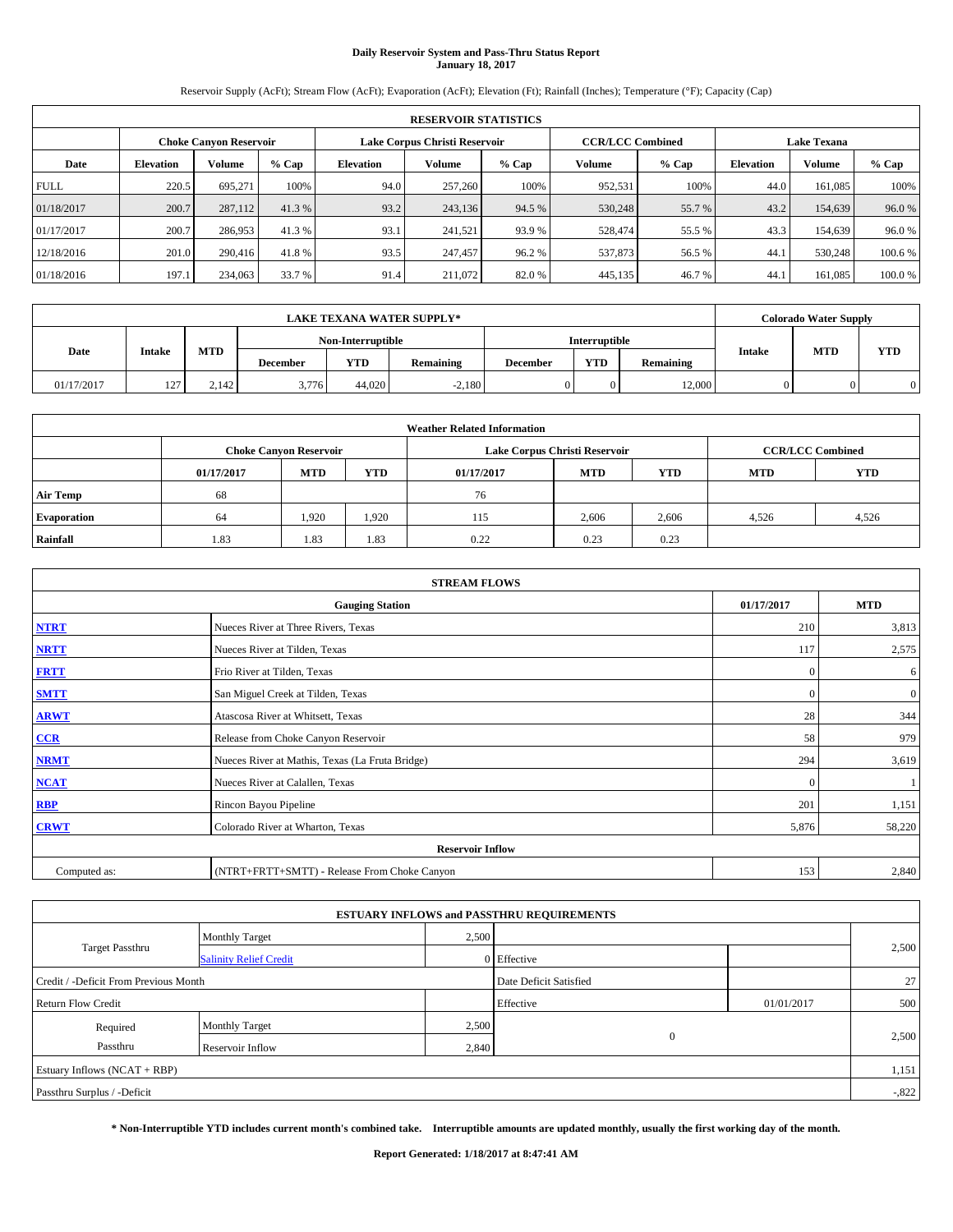# Daily Reservoir System and Pass-Thru Status Report
## January 18, 2017

Reservoir Supply (AcFt); Stream Flow (AcFt); Evaporation (AcFt); Elevation (Ft); Rainfall (Inches); Temperature (°F); Capacity (Cap)

| RESERVOIR STATISTICS | | | | | | | | | | | |
|---|---|---|---|---|---|---|---|---|---|---|---|
| | Choke Canyon Reservoir | | | Lake Corpus Christi Reservoir | | | CCR/LCC Combined | | Lake Texana | | |
| Date | Elevation | Volume | % Cap | Elevation | Volume | % Cap | Volume | % Cap | Elevation | Volume | % Cap |
| FULL | 220.5 | 695,271 | 100% | 94.0 | 257,260 | 100% | 952,531 | 100% | 44.0 | 161,085 | 100% |
| 01/18/2017 | 200.7 | 287,112 | 41.3 % | 93.2 | 243,136 | 94.5 % | 530,248 | 55.7 % | 43.2 | 154,639 | 96.0 % |
| 01/17/2017 | 200.7 | 286,953 | 41.3 % | 93.1 | 241,521 | 93.9 % | 528,474 | 55.5 % | 43.3 | 154,639 | 96.0 % |
| 12/18/2016 | 201.0 | 290,416 | 41.8 % | 93.5 | 247,457 | 96.2 % | 537,873 | 56.5 % | 44.1 | 530,248 | 100.6 % |
| 01/18/2016 | 197.1 | 234,063 | 33.7 % | 91.4 | 211,072 | 82.0 % | 445,135 | 46.7 % | 44.1 | 161,085 | 100.0 % |

| LAKE TEXANA WATER SUPPLY* | | | | | | | | | Colorado Water Supply | | |
|---|---|---|---|---|---|---|---|---|---|---|---|
| Date | Intake | MTD | Non-Interruptible | | | Interruptible | | | Intake | MTD | YTD |
| | | | December | YTD | Remaining | December | YTD | Remaining | | | |
| 01/17/2017 | 127 | 2,142 | 3,776 | 44,020 | -2,180 | 0 | 0 | 12,000 | 0 | 0 | 0 |

| Weather Related Information | | | | | | | | |
|---|---|---|---|---|---|---|---|---|
| | Choke Canyon Reservoir | | | Lake Corpus Christi Reservoir | | | CCR/LCC Combined | |
| | 01/17/2017 | MTD | YTD | 01/17/2017 | MTD | YTD | MTD | YTD |
| Air Temp | 68 | | | 76 | | | | |
| Evaporation | 64 | 1,920 | 1,920 | 115 | 2,606 | 2,606 | 4,526 | 4,526 |
| Rainfall | 1.83 | 1.83 | 1.83 | 0.22 | 0.23 | 0.23 | | |

| STREAM FLOWS | | | |
|---|---|---|---|
| | Gauging Station | 01/17/2017 | MTD |
| NTRT | Nueces River at Three Rivers, Texas | 210 | 3,813 |
| NRTT | Nueces River at Tilden, Texas | 117 | 2,575 |
| FRTT | Frio River at Tilden, Texas | 0 | 6 |
| SMTT | San Miguel Creek at Tilden, Texas | 0 | 0 |
| ARWT | Atascosa River at Whitsett, Texas | 28 | 344 |
| CCR | Release from Choke Canyon Reservoir | 58 | 979 |
| NRMT | Nueces River at Mathis, Texas (La Fruta Bridge) | 294 | 3,619 |
| NCAT | Nueces River at Calallen, Texas | 0 | 1 |
| RBP | Rincon Bayou Pipeline | 201 | 1,151 |
| CRWT | Colorado River at Wharton, Texas | 5,876 | 58,220 |
| Reservoir Inflow | | | |
| Computed as: | (NTRT+FRTT+SMTT) - Release From Choke Canyon | 153 | 2,840 |

| ESTUARY INFLOWS and PASSTHRU REQUIREMENTS | | | | | |
|---|---|---|---|---|---|
| Target Passthru | Monthly Target | 2,500 | | | 2,500 |
| | Salinity Relief Credit | 0 | Effective | | |
| Credit / -Deficit From Previous Month | | | Date Deficit Satisfied | | 27 |
| Return Flow Credit | | | Effective | 01/01/2017 | 500 |
| Required Passthru | Monthly Target | 2,500 | 0 | | 2,500 |
| | Reservoir Inflow | 2,840 | | | |
| Estuary Inflows (NCAT + RBP) | | | | | 1,151 |
| Passthru Surplus / -Deficit | | | | | -,822 |

**\* Non-Interruptible YTD includes current month's combined take. Interruptible amounts are updated monthly, usually the first working day of the month.**

**Report Generated: 1/18/2017 at 8:47:41 AM**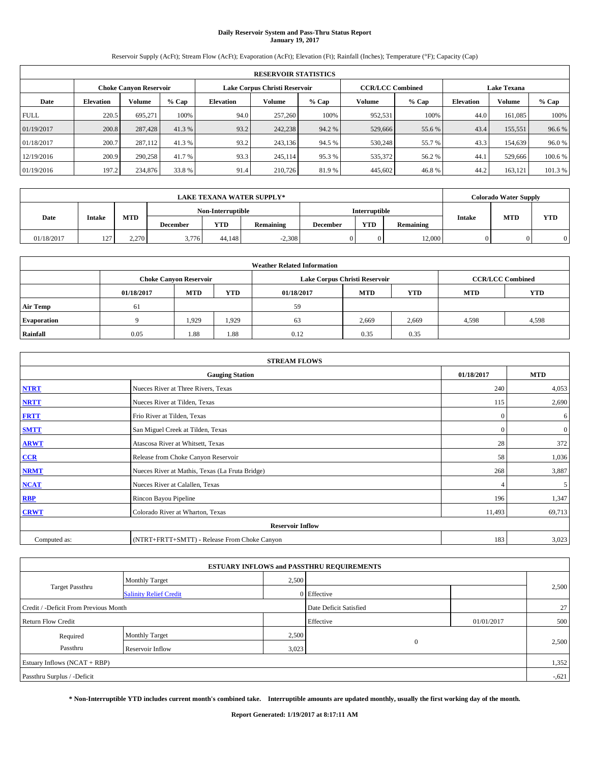**Daily Reservoir System and Pass-Thru Status Report**
**January 19, 2017**

Reservoir Supply (AcFt); Stream Flow (AcFt); Evaporation (AcFt); Elevation (Ft); Rainfall (Inches); Temperature (°F); Capacity (Cap)

| RESERVOIR STATISTICS | | | | | | | | | | | |
|---|---|---|---|---|---|---|---|---|---|---|---|
| | Choke Canyon Reservoir | | | Lake Corpus Christi Reservoir | | | CCR/LCC Combined | | Lake Texana | | |
| Date | Elevation | Volume | % Cap | Elevation | Volume | % Cap | Volume | % Cap | Elevation | Volume | % Cap |
| FULL | 220.5 | 695,271 | 100% | 94.0 | 257,260 | 100% | 952,531 | 100% | 44.0 | 161,085 | 100% |
| 01/19/2017 | 200.8 | 287,428 | 41.3 % | 93.2 | 242,238 | 94.2 % | 529,666 | 55.6 % | 43.4 | 155,551 | 96.6 % |
| 01/18/2017 | 200.7 | 287,112 | 41.3 % | 93.2 | 243,136 | 94.5 % | 530,248 | 55.7 % | 43.3 | 154,639 | 96.0 % |
| 12/19/2016 | 200.9 | 290,258 | 41.7 % | 93.3 | 245,114 | 95.3 % | 535,372 | 56.2 % | 44.1 | 529,666 | 100.6 % |
| 01/19/2016 | 197.2 | 234,876 | 33.8 % | 91.4 | 210,726 | 81.9 % | 445,602 | 46.8 % | 44.2 | 163,121 | 101.3 % |

| LAKE TEXANA WATER SUPPLY* | | | | | | | | | Colorado Water Supply | | |
|---|---|---|---|---|---|---|---|---|---|---|---|
| Date | Intake | MTD | Non-Interruptible | | | Interruptible | | | Intake | MTD | YTD |
| | | | December | YTD | Remaining | December | YTD | Remaining | | | |
| 01/18/2017 | 127 | 2,270 | 3,776 | 44,148 | -2,308 | 0 | 0 | 12,000 | 0 | 0 | 0 |

| Weather Related Information | | | | | | | | |
|---|---|---|---|---|---|---|---|---|
| | Choke Canyon Reservoir | | | Lake Corpus Christi Reservoir | | | CCR/LCC Combined | |
| | 01/18/2017 | MTD | YTD | 01/18/2017 | MTD | YTD | MTD | YTD |
| Air Temp | 61 | | | 59 | | | | |
| Evaporation | 9 | 1,929 | 1,929 | 63 | 2,669 | 2,669 | 4,598 | 4,598 |
| Rainfall | 0.05 | 1.88 | 1.88 | 0.12 | 0.35 | 0.35 | | |

| STREAM FLOWS | | | |
|---|---|---|---|
| Gauging Station | | 01/18/2017 | MTD |
| NTRT | Nueces River at Three Rivers, Texas | 240 | 4,053 |
| NRTT | Nueces River at Tilden, Texas | 115 | 2,690 |
| FRTT | Frio River at Tilden, Texas | 0 | 6 |
| SMTT | San Miguel Creek at Tilden, Texas | 0 | 0 |
| ARWT | Atascosa River at Whitsett, Texas | 28 | 372 |
| CCR | Release from Choke Canyon Reservoir | 58 | 1,036 |
| NRMT | Nueces River at Mathis, Texas (La Fruta Bridge) | 268 | 3,887 |
| NCAT | Nueces River at Calallen, Texas | 4 | 5 |
| RBP | Rincon Bayou Pipeline | 196 | 1,347 |
| CRWT | Colorado River at Wharton, Texas | 11,493 | 69,713 |
| Reservoir Inflow | | | |
| Computed as: | (NTRT+FRTT+SMTT) - Release From Choke Canyon | 183 | 3,023 |

| ESTUARY INFLOWS and PASSTHRU REQUIREMENTS | | | | | |
|---|---|---|---|---|---|
| Target Passthru | Monthly Target | 2,500 | | | 2,500 |
| | Salinity Relief Credit | 0 | Effective | | |
| Credit / -Deficit From Previous Month | | | Date Deficit Satisfied | | 27 |
| Return Flow Credit | | | Effective | 01/01/2017 | 500 |
| Required Passthru | Monthly Target | 2,500 | 0 | | 2,500 |
| | Reservoir Inflow | 3,023 | | | |
| Estuary Inflows (NCAT + RBP) | | | | | 1,352 |
| Passthru Surplus / -Deficit | | | | | -,621 |

**\* Non-Interruptible YTD includes current month's combined take. Interruptible amounts are updated monthly, usually the first working day of the month.**

**Report Generated: 1/19/2017 at 8:17:11 AM**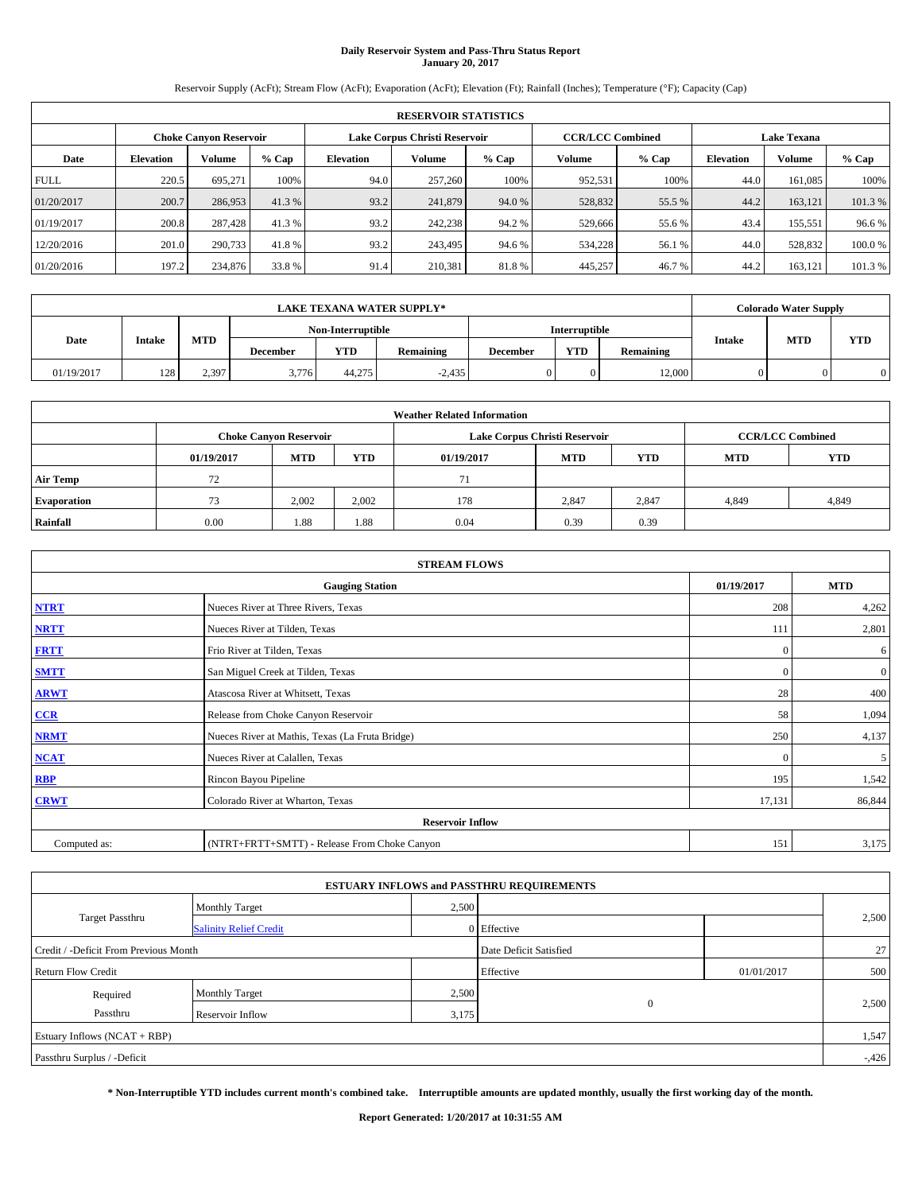# Daily Reservoir System and Pass-Thru Status Report
**January 20, 2017**

Reservoir Supply (AcFt); Stream Flow (AcFt); Evaporation (AcFt); Elevation (Ft); Rainfall (Inches); Temperature (°F); Capacity (Cap)

| RESERVOIR STATISTICS | | | | | | | | | | | |
|---|---|---|---|---|---|---|---|---|---|---|---|
| | Choke Canyon Reservoir | | | Lake Corpus Christi Reservoir | | | CCR/LCC Combined | | Lake Texana | | |
| Date | Elevation | Volume | % Cap | Elevation | Volume | % Cap | Volume | % Cap | Elevation | Volume | % Cap |
| FULL | 220.5 | 695,271 | 100% | 94.0 | 257,260 | 100% | 952,531 | 100% | 44.0 | 161,085 | 100% |
| 01/20/2017 | 200.7 | 286,953 | 41.3 % | 93.2 | 241,879 | 94.0 % | 528,832 | 55.5 % | 44.2 | 163,121 | 101.3 % |
| 01/19/2017 | 200.8 | 287,428 | 41.3 % | 93.2 | 242,238 | 94.2 % | 529,666 | 55.6 % | 43.4 | 155,551 | 96.6 % |
| 12/20/2016 | 201.0 | 290,733 | 41.8 % | 93.2 | 243,495 | 94.6 % | 534,228 | 56.1 % | 44.0 | 528,832 | 100.0 % |
| 01/20/2016 | 197.2 | 234,876 | 33.8 % | 91.4 | 210,381 | 81.8 % | 445,257 | 46.7 % | 44.2 | 163,121 | 101.3 % |

| LAKE TEXANA WATER SUPPLY* | | | | | | | | | Colorado Water Supply | | |
|---|---|---|---|---|---|---|---|---|---|---|---|
| Date | Intake | MTD | Non-Interruptible | | | Interruptible | | | Intake | MTD | YTD |
| | | | December | YTD | Remaining | December | YTD | Remaining | | | |
| 01/19/2017 | 128 | 2,397 | 3,776 | 44,275 | -2,435 | 0 | 0 | 12,000 | 0 | 0 | 0 |

| Weather Related Information | | | | | | | | |
|---|---|---|---|---|---|---|---|---|
| | Choke Canyon Reservoir | | | Lake Corpus Christi Reservoir | | | CCR/LCC Combined | |
| | 01/19/2017 | MTD | YTD | 01/19/2017 | MTD | YTD | MTD | YTD |
| Air Temp | 72 | | | 71 | | | | |
| Evaporation | 73 | 2,002 | 2,002 | 178 | 2,847 | 2,847 | 4,849 | 4,849 |
| Rainfall | 0.00 | 1.88 | 1.88 | 0.04 | 0.39 | 0.39 | | |

| STREAM FLOWS | | | |
|---|---|---|---|
| Gauging Station | | 01/19/2017 | MTD |
| NTRT | Nueces River at Three Rivers, Texas | 208 | 4,262 |
| NRTT | Nueces River at Tilden, Texas | 111 | 2,801 |
| FRTT | Frio River at Tilden, Texas | 0 | 6 |
| SMTT | San Miguel Creek at Tilden, Texas | 0 | 0 |
| ARWT | Atascosa River at Whitsett, Texas | 28 | 400 |
| CCR | Release from Choke Canyon Reservoir | 58 | 1,094 |
| NRMT | Nueces River at Mathis, Texas (La Fruta Bridge) | 250 | 4,137 |
| NCAT | Nueces River at Calallen, Texas | 0 | 5 |
| RBP | Rincon Bayou Pipeline | 195 | 1,542 |
| CRWT | Colorado River at Wharton, Texas | 17,131 | 86,844 |
| Reservoir Inflow | | | |
| Computed as: | (NTRT+FRTT+SMTT) - Release From Choke Canyon | 151 | 3,175 |

| ESTUARY INFLOWS and PASSTHRU REQUIREMENTS | | | | | |
|---|---|---|---|---|---|
| Target Passthru | Monthly Target | 2,500 | | | 2,500 |
| | Salinity Relief Credit | 0 | Effective | | |
| Credit / -Deficit From Previous Month | | | Date Deficit Satisfied | | 27 |
| Return Flow Credit | | | Effective | 01/01/2017 | 500 |
| Required Passthru | Monthly Target | 2,500 | 0 | | 2,500 |
| | Reservoir Inflow | 3,175 | | | |
| Estuary Inflows (NCAT + RBP) | | | | | 1,547 |
| Passthru Surplus / -Deficit | | | | | -426 |

**\* Non-Interruptible YTD includes current month's combined take. Interruptible amounts are updated monthly, usually the first working day of the month.**

**Report Generated: 1/20/2017 at 10:31:55 AM**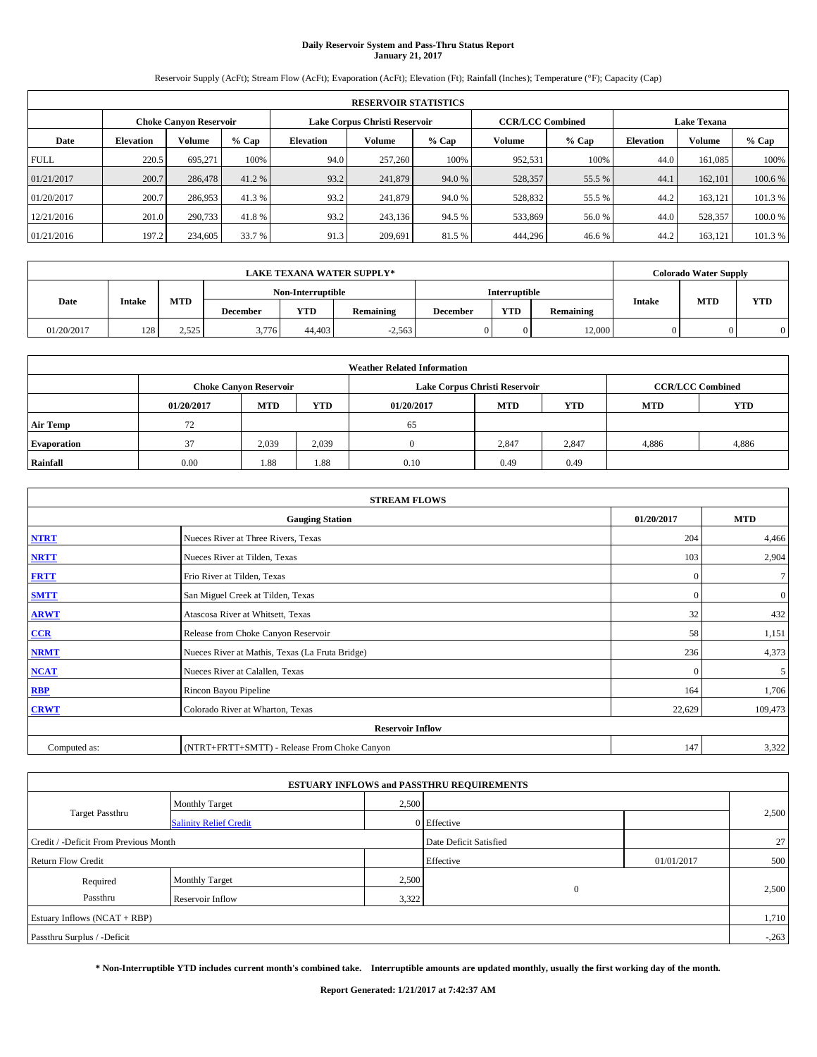# Daily Reservoir System and Pass-Thru Status Report
## January 21, 2017

Reservoir Supply (AcFt); Stream Flow (AcFt); Evaporation (AcFt); Elevation (Ft); Rainfall (Inches); Temperature (°F); Capacity (Cap)

| RESERVOIR STATISTICS | | | | | | | | | | | |
|---|---|---|---|---|---|---|---|---|---|---|---|
| | Choke Canyon Reservoir | | | Lake Corpus Christi Reservoir | | | CCR/LCC Combined | | Lake Texana | | |
| Date | Elevation | Volume | % Cap | Elevation | Volume | % Cap | Volume | % Cap | Elevation | Volume | % Cap |
| FULL | 220.5 | 695,271 | 100% | 94.0 | 257,260 | 100% | 952,531 | 100% | 44.0 | 161,085 | 100% |
| 01/21/2017 | 200.7 | 286,478 | 41.2 % | 93.2 | 241,879 | 94.0 % | 528,357 | 55.5 % | 44.1 | 162,101 | 100.6 % |
| 01/20/2017 | 200.7 | 286,953 | 41.3 % | 93.2 | 241,879 | 94.0 % | 528,832 | 55.5 % | 44.2 | 163,121 | 101.3 % |
| 12/21/2016 | 201.0 | 290,733 | 41.8 % | 93.2 | 243,136 | 94.5 % | 533,869 | 56.0 % | 44.0 | 528,357 | 100.0 % |
| 01/21/2016 | 197.2 | 234,605 | 33.7 % | 91.3 | 209,691 | 81.5 % | 444,296 | 46.6 % | 44.2 | 163,121 | 101.3 % |

| LAKE TEXANA WATER SUPPLY* | | | | | | | | | Colorado Water Supply | | |
|---|---|---|---|---|---|---|---|---|---|---|---|
| Date | Intake | MTD | Non-Interruptible | | | Interruptible | | | Intake | MTD | YTD |
| | | | December | YTD | Remaining | December | YTD | Remaining | | | |
| 01/20/2017 | 128 | 2,525 | 3,776 | 44,403 | -2,563 | 0 | 0 | 12,000 | 0 | 0 | 0 |

| Weather Related Information | | | | | | | | |
|---|---|---|---|---|---|---|---|---|
| | Choke Canyon Reservoir | | | Lake Corpus Christi Reservoir | | | CCR/LCC Combined | |
| | 01/20/2017 | MTD | YTD | 01/20/2017 | MTD | YTD | MTD | YTD |
| Air Temp | 72 | | | 65 | | | | |
| Evaporation | 37 | 2,039 | 2,039 | 0 | 2,847 | 2,847 | 4,886 | 4,886 |
| Rainfall | 0.00 | 1.88 | 1.88 | 0.10 | 0.49 | 0.49 | | |

| STREAM FLOWS | | | |
|---|---|---|---|
| Gauging Station | | 01/20/2017 | MTD |
| NTRT | Nueces River at Three Rivers, Texas | 204 | 4,466 |
| NRTT | Nueces River at Tilden, Texas | 103 | 2,904 |
| FRTT | Frio River at Tilden, Texas | 0 | 7 |
| SMTT | San Miguel Creek at Tilden, Texas | 0 | 0 |
| ARWT | Atascosa River at Whitsett, Texas | 32 | 432 |
| CCR | Release from Choke Canyon Reservoir | 58 | 1,151 |
| NRMT | Nueces River at Mathis, Texas (La Fruta Bridge) | 236 | 4,373 |
| NCAT | Nueces River at Calallen, Texas | 0 | 5 |
| RBP | Rincon Bayou Pipeline | 164 | 1,706 |
| CRWT | Colorado River at Wharton, Texas | 22,629 | 109,473 |
| Reservoir Inflow | | | |
| Computed as: | (NTRT+FRTT+SMTT) - Release From Choke Canyon | 147 | 3,322 |

| ESTUARY INFLOWS and PASSTHRU REQUIREMENTS | | | | | |
|---|---|---|---|---|---|
| Target Passthru | Monthly Target | 2,500 | | | 2,500 |
| | Salinity Relief Credit | 0 | Effective | | |
| Credit / -Deficit From Previous Month | | | Date Deficit Satisfied | | 27 |
| Return Flow Credit | | | Effective | 01/01/2017 | 500 |
| Required Passthru | Monthly Target | 2,500 | 0 | | 2,500 |
| | Reservoir Inflow | 3,322 | | | |
| Estuary Inflows (NCAT + RBP) | | | | | 1,710 |
| Passthru Surplus / -Deficit | | | | | -,263 |

**\* Non-Interruptible YTD includes current month's combined take. Interruptible amounts are updated monthly, usually the first working day of the month.**

**Report Generated: 1/21/2017 at 7:42:37 AM**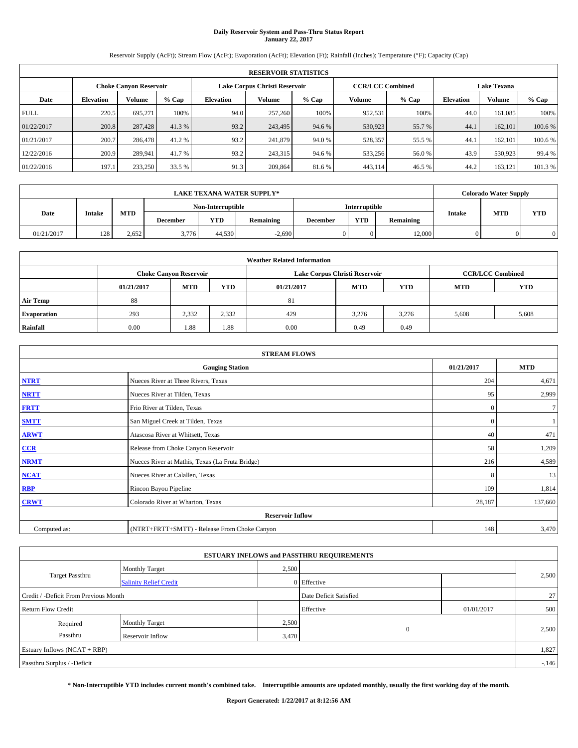# Daily Reservoir System and Pass-Thru Status Report
## January 22, 2017

Reservoir Supply (AcFt); Stream Flow (AcFt); Evaporation (AcFt); Elevation (Ft); Rainfall (Inches); Temperature (°F); Capacity (Cap)

| RESERVOIR STATISTICS | | | | | | | | | | | |
|---|---|---|---|---|---|---|---|---|---|---|---|
| | Choke Canyon Reservoir | | | Lake Corpus Christi Reservoir | | | CCR/LCC Combined | | Lake Texana | | |
| Date | Elevation | Volume | % Cap | Elevation | Volume | % Cap | Volume | % Cap | Elevation | Volume | % Cap |
| FULL | 220.5 | 695,271 | 100% | 94.0 | 257,260 | 100% | 952,531 | 100% | 44.0 | 161,085 | 100% |
| 01/22/2017 | 200.8 | 287,428 | 41.3 % | 93.2 | 243,495 | 94.6 % | 530,923 | 55.7 % | 44.1 | 162,101 | 100.6 % |
| 01/21/2017 | 200.7 | 286,478 | 41.2 % | 93.2 | 241,879 | 94.0 % | 528,357 | 55.5 % | 44.1 | 162,101 | 100.6 % |
| 12/22/2016 | 200.9 | 289,941 | 41.7 % | 93.2 | 243,315 | 94.6 % | 533,256 | 56.0 % | 43.9 | 530,923 | 99.4 % |
| 01/22/2016 | 197.1 | 233,250 | 33.5 % | 91.3 | 209,864 | 81.6 % | 443,114 | 46.5 % | 44.2 | 163,121 | 101.3 % |

| LAKE TEXANA WATER SUPPLY* | | | | | | | | | Colorado Water Supply | | |
|---|---|---|---|---|---|---|---|---|---|---|---|
| Date | Intake | MTD | Non-Interruptible | | | Interruptible | | | Intake | MTD | YTD |
| | | | December | YTD | Remaining | December | YTD | Remaining | | | |
| 01/21/2017 | 128 | 2,652 | 3,776 | 44,530 | -2,690 | 0 | 0 | 12,000 | 0 | 0 | 0 |

| Weather Related Information | | | | | | | | |
|---|---|---|---|---|---|---|---|---|
| | Choke Canyon Reservoir | | | Lake Corpus Christi Reservoir | | | CCR/LCC Combined | |
| | 01/21/2017 | MTD | YTD | 01/21/2017 | MTD | YTD | MTD | YTD |
| Air Temp | 88 | | | 81 | | | | |
| Evaporation | 293 | 2,332 | 2,332 | 429 | 3,276 | 3,276 | 5,608 | 5,608 |
| Rainfall | 0.00 | 1.88 | 1.88 | 0.00 | 0.49 | 0.49 | | |

| STREAM FLOWS | | | |
|---|---|---|---|
| | Gauging Station | 01/21/2017 | MTD |
| NTRT | Nueces River at Three Rivers, Texas | 204 | 4,671 |
| NRTT | Nueces River at Tilden, Texas | 95 | 2,999 |
| FRTT | Frio River at Tilden, Texas | 0 | 7 |
| SMTT | San Miguel Creek at Tilden, Texas | 0 | 1 |
| ARWT | Atascosa River at Whitsett, Texas | 40 | 471 |
| CCR | Release from Choke Canyon Reservoir | 58 | 1,209 |
| NRMT | Nueces River at Mathis, Texas (La Fruta Bridge) | 216 | 4,589 |
| NCAT | Nueces River at Calallen, Texas | 8 | 13 |
| RBP | Rincon Bayou Pipeline | 109 | 1,814 |
| CRWT | Colorado River at Wharton, Texas | 28,187 | 137,660 |
| | Reservoir Inflow | | |
| Computed as: | (NTRT+FRTT+SMTT) - Release From Choke Canyon | 148 | 3,470 |

| ESTUARY INFLOWS and PASSTHRU REQUIREMENTS | | | | | |
|---|---|---|---|---|---|
| Target Passthru | Monthly Target | 2,500 | | | 2,500 |
| | Salinity Relief Credit | 0 | Effective | | |
| Credit / -Deficit From Previous Month | | | Date Deficit Satisfied | | 27 |
| Return Flow Credit | | | Effective | 01/01/2017 | 500 |
| Required Passthru | Monthly Target | 2,500 | 0 | | 2,500 |
| | Reservoir Inflow | 3,470 | | | |
| Estuary Inflows (NCAT + RBP) | | | | | 1,827 |
| Passthru Surplus / -Deficit | | | | | -,146 |

**\* Non-Interruptible YTD includes current month's combined take. Interruptible amounts are updated monthly, usually the first working day of the month.**

**Report Generated: 1/22/2017 at 8:12:56 AM**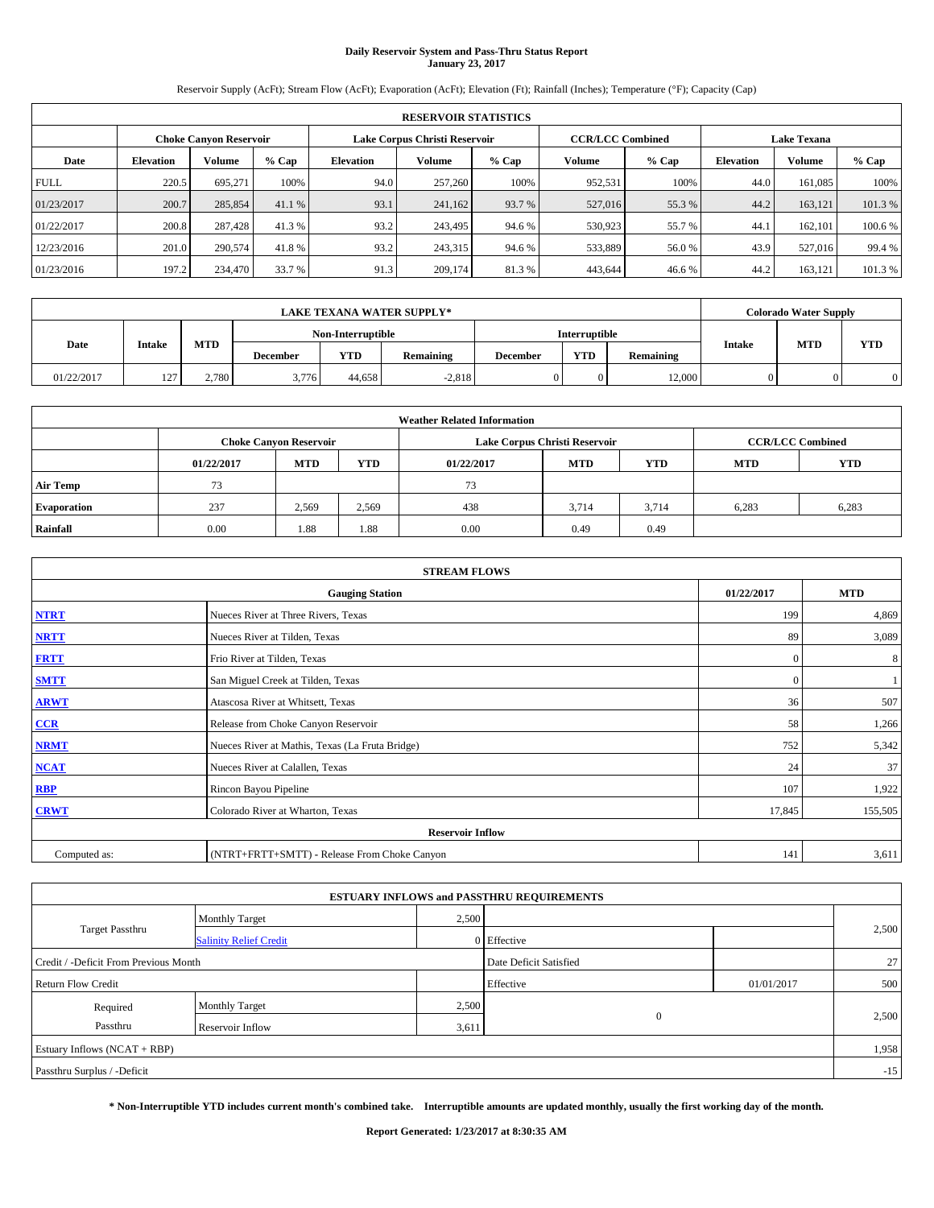# Daily Reservoir System and Pass-Thru Status Report
**January 23, 2017**

Reservoir Supply (AcFt); Stream Flow (AcFt); Evaporation (AcFt); Elevation (Ft); Rainfall (Inches); Temperature (°F); Capacity (Cap)

| RESERVOIR STATISTICS | | | | | | | | | | | |
|---|---|---|---|---|---|---|---|---|---|---|---|
| | Choke Canyon Reservoir | | | Lake Corpus Christi Reservoir | | | CCR/LCC Combined | | Lake Texana | | |
| Date | Elevation | Volume | % Cap | Elevation | Volume | % Cap | Volume | % Cap | Elevation | Volume | % Cap |
| FULL | 220.5 | 695,271 | 100% | 94.0 | 257,260 | 100% | 952,531 | 100% | 44.0 | 161,085 | 100% |
| 01/23/2017 | 200.7 | 285,854 | 41.1 % | 93.1 | 241,162 | 93.7 % | 527,016 | 55.3 % | 44.2 | 163,121 | 101.3 % |
| 01/22/2017 | 200.8 | 287,428 | 41.3 % | 93.2 | 243,495 | 94.6 % | 530,923 | 55.7 % | 44.1 | 162,101 | 100.6 % |
| 12/23/2016 | 201.0 | 290,574 | 41.8 % | 93.2 | 243,315 | 94.6 % | 533,889 | 56.0 % | 43.9 | 527,016 | 99.4 % |
| 01/23/2016 | 197.2 | 234,470 | 33.7 % | 91.3 | 209,174 | 81.3 % | 443,644 | 46.6 % | 44.2 | 163,121 | 101.3 % |

| LAKE TEXANA WATER SUPPLY* | | | | | | | | | Colorado Water Supply | | |
|---|---|---|---|---|---|---|---|---|---|---|---|
| Date | Intake | MTD | Non-Interruptible | | | Interruptible | | | Intake | MTD | YTD |
| | | | December | YTD | Remaining | December | YTD | Remaining | | | |
| 01/22/2017 | 127 | 2,780 | 3,776 | 44,658 | -2,818 | 0 | 0 | 12,000 | 0 | 0 | 0 |

| Weather Related Information | | | | | | | | |
|---|---|---|---|---|---|---|---|---|
| | Choke Canyon Reservoir | | | Lake Corpus Christi Reservoir | | | CCR/LCC Combined | |
| | 01/22/2017 | MTD | YTD | 01/22/2017 | MTD | YTD | MTD | YTD |
| Air Temp | 73 | | | 73 | | | | |
| Evaporation | 237 | 2,569 | 2,569 | 438 | 3,714 | 3,714 | 6,283 | 6,283 |
| Rainfall | 0.00 | 1.88 | 1.88 | 0.00 | 0.49 | 0.49 | | |

| STREAM FLOWS | | | |
|---|---|---|---|
| Gauging Station | | 01/22/2017 | MTD |
| NTRT | Nueces River at Three Rivers, Texas | 199 | 4,869 |
| NRTT | Nueces River at Tilden, Texas | 89 | 3,089 |
| FRTT | Frio River at Tilden, Texas | 0 | 8 |
| SMTT | San Miguel Creek at Tilden, Texas | 0 | 1 |
| ARWT | Atascosa River at Whitsett, Texas | 36 | 507 |
| CCR | Release from Choke Canyon Reservoir | 58 | 1,266 |
| NRMT | Nueces River at Mathis, Texas (La Fruta Bridge) | 752 | 5,342 |
| NCAT | Nueces River at Calallen, Texas | 24 | 37 |
| RBP | Rincon Bayou Pipeline | 107 | 1,922 |
| CRWT | Colorado River at Wharton, Texas | 17,845 | 155,505 |
| Reservoir Inflow | | | |
| Computed as: | (NTRT+FRTT+SMTT) - Release From Choke Canyon | 141 | 3,611 |

| ESTUARY INFLOWS and PASSTHRU REQUIREMENTS | | | | | |
|---|---|---|---|---|---|
| Target Passthru | Monthly Target | 2,500 | | | 2,500 |
| | Salinity Relief Credit | 0 | Effective | | |
| Credit / -Deficit From Previous Month | | | Date Deficit Satisfied | | 27 |
| Return Flow Credit | | | Effective | 01/01/2017 | 500 |
| Required Passthru | Monthly Target | 2,500 | 0 | | 2,500 |
| | Reservoir Inflow | 3,611 | | | |
| Estuary Inflows (NCAT + RBP) | | | | | 1,958 |
| Passthru Surplus / -Deficit | | | | | -15 |

**\* Non-Interruptible YTD includes current month's combined take. Interruptible amounts are updated monthly, usually the first working day of the month.**

**Report Generated: 1/23/2017 at 8:30:35 AM**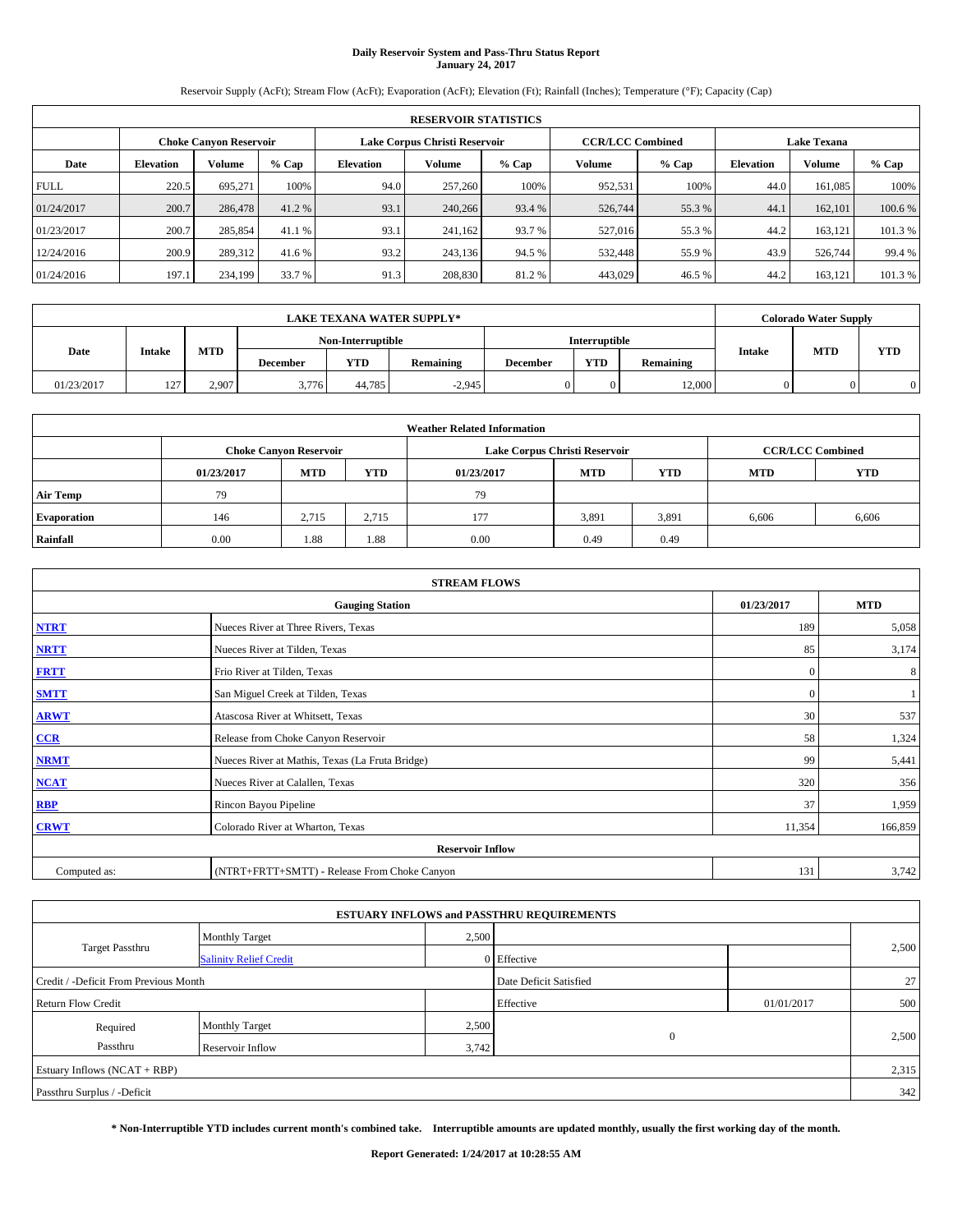# Daily Reservoir System and Pass-Thru Status Report
## January 24, 2017

Reservoir Supply (AcFt); Stream Flow (AcFt); Evaporation (AcFt); Elevation (Ft); Rainfall (Inches); Temperature (°F); Capacity (Cap)

| RESERVOIR STATISTICS | | | | | | | | | | | |
|---|---|---|---|---|---|---|---|---|---|---|---|
| | Choke Canyon Reservoir | | | Lake Corpus Christi Reservoir | | | CCR/LCC Combined | | Lake Texana | | |
| Date | Elevation | Volume | % Cap | Elevation | Volume | % Cap | Volume | % Cap | Elevation | Volume | % Cap |
| FULL | 220.5 | 695,271 | 100% | 94.0 | 257,260 | 100% | 952,531 | 100% | 44.0 | 161,085 | 100% |
| 01/24/2017 | 200.7 | 286,478 | 41.2 % | 93.1 | 240,266 | 93.4 % | 526,744 | 55.3 % | 44.1 | 162,101 | 100.6 % |
| 01/23/2017 | 200.7 | 285,854 | 41.1 % | 93.1 | 241,162 | 93.7 % | 527,016 | 55.3 % | 44.2 | 163,121 | 101.3 % |
| 12/24/2016 | 200.9 | 289,312 | 41.6 % | 93.2 | 243,136 | 94.5 % | 532,448 | 55.9 % | 43.9 | 526,744 | 99.4 % |
| 01/24/2016 | 197.1 | 234,199 | 33.7 % | 91.3 | 208,830 | 81.2 % | 443,029 | 46.5 % | 44.2 | 163,121 | 101.3 % |

| LAKE TEXANA WATER SUPPLY* | | | | | | | | | Colorado Water Supply | | |
|---|---|---|---|---|---|---|---|---|---|---|---|
| Date | Intake | MTD | Non-Interruptible | | | Interruptible | | | Intake | MTD | YTD |
| | | | December | YTD | Remaining | December | YTD | Remaining | | | |
| 01/23/2017 | 127 | 2,907 | 3,776 | 44,785 | -2,945 | 0 | 0 | 12,000 | 0 | 0 | 0 |

| Weather Related Information | | | | | | | | |
|---|---|---|---|---|---|---|---|---|
| | Choke Canyon Reservoir | | | Lake Corpus Christi Reservoir | | | CCR/LCC Combined | |
| | 01/23/2017 | MTD | YTD | 01/23/2017 | MTD | YTD | MTD | YTD |
| Air Temp | 79 | | | 79 | | | | |
| Evaporation | 146 | 2,715 | 2,715 | 177 | 3,891 | 3,891 | 6,606 | 6,606 |
| Rainfall | 0.00 | 1.88 | 1.88 | 0.00 | 0.49 | 0.49 | | |

| STREAM FLOWS | | | |
|---|---|---|---|
| Gauging Station | | 01/23/2017 | MTD |
| NTRT | Nueces River at Three Rivers, Texas | 189 | 5,058 |
| NRTT | Nueces River at Tilden, Texas | 85 | 3,174 |
| FRTT | Frio River at Tilden, Texas | 0 | 8 |
| SMTT | San Miguel Creek at Tilden, Texas | 0 | 1 |
| ARWT | Atascosa River at Whitsett, Texas | 30 | 537 |
| CCR | Release from Choke Canyon Reservoir | 58 | 1,324 |
| NRMT | Nueces River at Mathis, Texas (La Fruta Bridge) | 99 | 5,441 |
| NCAT | Nueces River at Calallen, Texas | 320 | 356 |
| RBP | Rincon Bayou Pipeline | 37 | 1,959 |
| CRWT | Colorado River at Wharton, Texas | 11,354 | 166,859 |
| Reservoir Inflow | | | |
| Computed as: | (NTRT+FRTT+SMTT) - Release From Choke Canyon | 131 | 3,742 |

| ESTUARY INFLOWS and PASSTHRU REQUIREMENTS | | | | | |
|---|---|---|---|---|---|
| Target Passthru | Monthly Target | 2,500 | | | 2,500 |
| | Salinity Relief Credit | 0 | Effective | | |
| Credit / -Deficit From Previous Month | | | Date Deficit Satisfied | | 27 |
| Return Flow Credit | | | Effective | 01/01/2017 | 500 |
| Required Passthru | Monthly Target | 2,500 | 0 | | 2,500 |
| | Reservoir Inflow | 3,742 | | | |
| Estuary Inflows (NCAT + RBP) | | | | | 2,315 |
| Passthru Surplus / -Deficit | | | | | 342 |

**\* Non-Interruptible YTD includes current month's combined take. Interruptible amounts are updated monthly, usually the first working day of the month.**

**Report Generated: 1/24/2017 at 10:28:55 AM**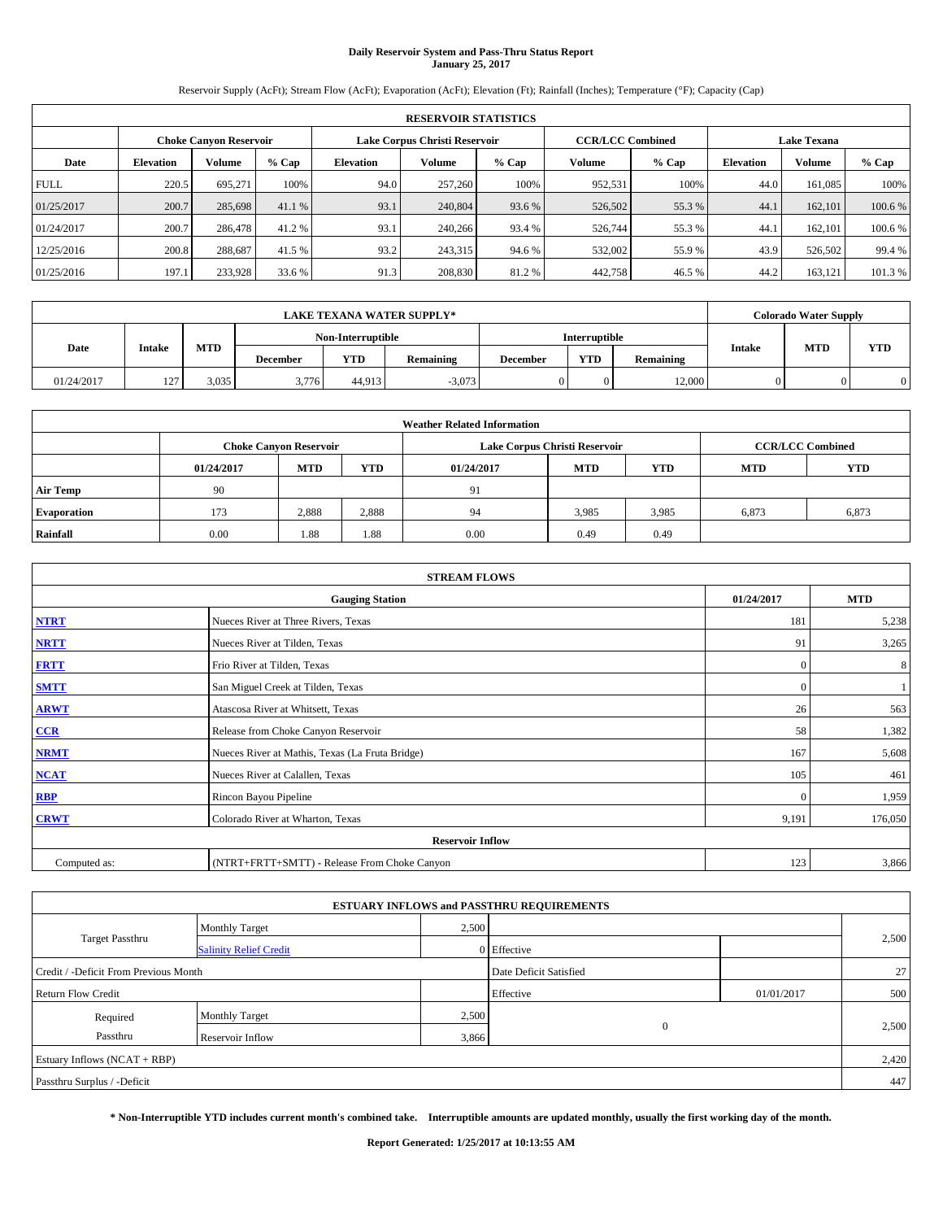# Daily Reservoir System and Pass-Thru Status Report
**January 25, 2017**

Reservoir Supply (AcFt); Stream Flow (AcFt); Evaporation (AcFt); Elevation (Ft); Rainfall (Inches); Temperature (°F); Capacity (Cap)

| RESERVOIR STATISTICS | | | | | | | | | | | |
|---|---|---|---|---|---|---|---|---|---|---|---|
| | Choke Canyon Reservoir | | | Lake Corpus Christi Reservoir | | | CCR/LCC Combined | | Lake Texana | | |
| Date | Elevation | Volume | % Cap | Elevation | Volume | % Cap | Volume | % Cap | Elevation | Volume | % Cap |
| FULL | 220.5 | 695,271 | 100% | 94.0 | 257,260 | 100% | 952,531 | 100% | 44.0 | 161,085 | 100% |
| 01/25/2017 | 200.7 | 285,698 | 41.1 % | 93.1 | 240,804 | 93.6 % | 526,502 | 55.3 % | 44.1 | 162,101 | 100.6 % |
| 01/24/2017 | 200.7 | 286,478 | 41.2 % | 93.1 | 240,266 | 93.4 % | 526,744 | 55.3 % | 44.1 | 162,101 | 100.6 % |
| 12/25/2016 | 200.8 | 288,687 | 41.5 % | 93.2 | 243,315 | 94.6 % | 532,002 | 55.9 % | 43.9 | 526,502 | 99.4 % |
| 01/25/2016 | 197.1 | 233,928 | 33.6 % | 91.3 | 208,830 | 81.2 % | 442,758 | 46.5 % | 44.2 | 163,121 | 101.3 % |

| LAKE TEXANA WATER SUPPLY* | | | | | | | | | Colorado Water Supply | | |
|---|---|---|---|---|---|---|---|---|---|---|---|
| Date | Intake | MTD | Non-Interruptible | | | Interruptible | | | Intake | MTD | YTD |
| | | | December | YTD | Remaining | December | YTD | Remaining | | | |
| 01/24/2017 | 127 | 3,035 | 3,776 | 44,913 | -3,073 | 0 | 0 | 12,000 | 0 | 0 | 0 |

| Weather Related Information | | | | | | | | |
|---|---|---|---|---|---|---|---|---|
| | Choke Canyon Reservoir | | | Lake Corpus Christi Reservoir | | | CCR/LCC Combined | |
| | 01/24/2017 | MTD | YTD | 01/24/2017 | MTD | YTD | MTD | YTD |
| Air Temp | 90 | | | 91 | | | | |
| Evaporation | 173 | 2,888 | 2,888 | 94 | 3,985 | 3,985 | 6,873 | 6,873 |
| Rainfall | 0.00 | 1.88 | 1.88 | 0.00 | 0.49 | 0.49 | | |

| STREAM FLOWS | | | |
|---|---|---|---|
| | Gauging Station | 01/24/2017 | MTD |
| NTRT | Nueces River at Three Rivers, Texas | 181 | 5,238 |
| NRTT | Nueces River at Tilden, Texas | 91 | 3,265 |
| FRTT | Frio River at Tilden, Texas | 0 | 8 |
| SMTT | San Miguel Creek at Tilden, Texas | 0 | 1 |
| ARWT | Atascosa River at Whitsett, Texas | 26 | 563 |
| CCR | Release from Choke Canyon Reservoir | 58 | 1,382 |
| NRMT | Nueces River at Mathis, Texas (La Fruta Bridge) | 167 | 5,608 |
| NCAT | Nueces River at Calallen, Texas | 105 | 461 |
| RBP | Rincon Bayou Pipeline | 0 | 1,959 |
| CRWT | Colorado River at Wharton, Texas | 9,191 | 176,050 |
| Reservoir Inflow | | | |
| Computed as: | (NTRT+FRTT+SMTT) - Release From Choke Canyon | 123 | 3,866 |

| ESTUARY INFLOWS and PASSTHRU REQUIREMENTS | | | | | |
|---|---|---|---|---|---|
| Target Passthru | Monthly Target | 2,500 | | | 2,500 |
| | Salinity Relief Credit | 0 | Effective | | |
| Credit / -Deficit From Previous Month | | | Date Deficit Satisfied | | 27 |
| Return Flow Credit | | | Effective | 01/01/2017 | 500 |
| Required Passthru | Monthly Target | 2,500 | 0 | | 2,500 |
| | Reservoir Inflow | 3,866 | | | |
| Estuary Inflows (NCAT + RBP) | | | | | 2,420 |
| Passthru Surplus / -Deficit | | | | | 447 |

**\* Non-Interruptible YTD includes current month's combined take. Interruptible amounts are updated monthly, usually the first working day of the month.**

**Report Generated: 1/25/2017 at 10:13:55 AM**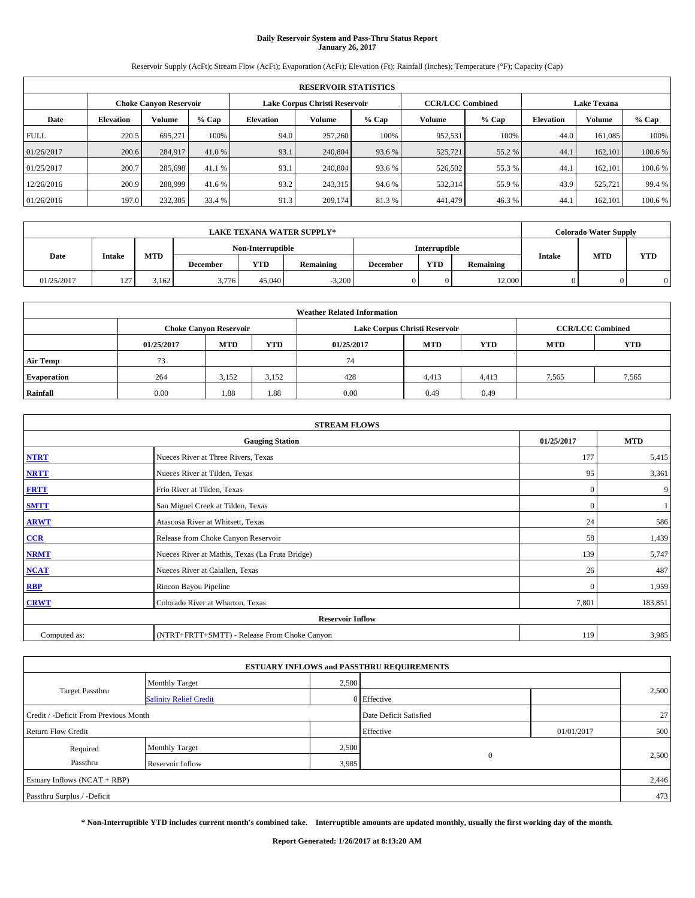# Daily Reservoir System and Pass-Thru Status Report
## January 26, 2017

Reservoir Supply (AcFt); Stream Flow (AcFt); Evaporation (AcFt); Elevation (Ft); Rainfall (Inches); Temperature (°F); Capacity (Cap)

| RESERVOIR STATISTICS | | | | | | | | | | | |
|---|---|---|---|---|---|---|---|---|---|---|---|
| | Choke Canyon Reservoir | | | Lake Corpus Christi Reservoir | | | CCR/LCC Combined | | Lake Texana | | |
| Date | Elevation | Volume | % Cap | Elevation | Volume | % Cap | Volume | % Cap | Elevation | Volume | % Cap |
| FULL | 220.5 | 695,271 | 100% | 94.0 | 257,260 | 100% | 952,531 | 100% | 44.0 | 161,085 | 100% |
| 01/26/2017 | 200.6 | 284,917 | 41.0 % | 93.1 | 240,804 | 93.6 % | 525,721 | 55.2 % | 44.1 | 162,101 | 100.6 % |
| 01/25/2017 | 200.7 | 285,698 | 41.1 % | 93.1 | 240,804 | 93.6 % | 526,502 | 55.3 % | 44.1 | 162,101 | 100.6 % |
| 12/26/2016 | 200.9 | 288,999 | 41.6 % | 93.2 | 243,315 | 94.6 % | 532,314 | 55.9 % | 43.9 | 525,721 | 99.4 % |
| 01/26/2016 | 197.0 | 232,305 | 33.4 % | 91.3 | 209,174 | 81.3 % | 441,479 | 46.3 % | 44.1 | 162,101 | 100.6 % |

| LAKE TEXANA WATER SUPPLY* | | | | | | | | | Colorado Water Supply | | |
|---|---|---|---|---|---|---|---|---|---|---|---|
| Date | Intake | MTD | Non-Interruptible | | | Interruptible | | | Intake | MTD | YTD |
| | | | December | YTD | Remaining | December | YTD | Remaining | | | |
| 01/25/2017 | 127 | 3,162 | 3,776 | 45,040 | -3,200 | 0 | 0 | 12,000 | 0 | 0 | 0 |

| Weather Related Information | | | | | | | | |
|---|---|---|---|---|---|---|---|---|
| | Choke Canyon Reservoir | | | Lake Corpus Christi Reservoir | | | CCR/LCC Combined | |
| | 01/25/2017 | MTD | YTD | 01/25/2017 | MTD | YTD | MTD | YTD |
| Air Temp | 73 | | | 74 | | | | |
| Evaporation | 264 | 3,152 | 3,152 | 428 | 4,413 | 4,413 | 7,565 | 7,565 |
| Rainfall | 0.00 | 1.88 | 1.88 | 0.00 | 0.49 | 0.49 | | |

| STREAM FLOWS | | | |
|---|---|---|---|
| | Gauging Station | 01/25/2017 | MTD |
| NTRT | Nueces River at Three Rivers, Texas | 177 | 5,415 |
| NRTT | Nueces River at Tilden, Texas | 95 | 3,361 |
| FRTT | Frio River at Tilden, Texas | 0 | 9 |
| SMTT | San Miguel Creek at Tilden, Texas | 0 | 1 |
| ARWT | Atascosa River at Whitsett, Texas | 24 | 586 |
| CCR | Release from Choke Canyon Reservoir | 58 | 1,439 |
| NRMT | Nueces River at Mathis, Texas (La Fruta Bridge) | 139 | 5,747 |
| NCAT | Nueces River at Calallen, Texas | 26 | 487 |
| RBP | Rincon Bayou Pipeline | 0 | 1,959 |
| CRWT | Colorado River at Wharton, Texas | 7,801 | 183,851 |
| | Reservoir Inflow | | |
| Computed as: | (NTRT+FRTT+SMTT) - Release From Choke Canyon | 119 | 3,985 |

| ESTUARY INFLOWS and PASSTHRU REQUIREMENTS | | | | | |
|---|---|---|---|---|---|
| Target Passthru | Monthly Target | 2,500 | | | 2,500 |
| | Salinity Relief Credit | 0 | Effective | | |
| Credit / -Deficit From Previous Month | | | Date Deficit Satisfied | | 27 |
| Return Flow Credit | | | Effective | 01/01/2017 | 500 |
| Required Passthru | Monthly Target | 2,500 | 0 | | 2,500 |
| | Reservoir Inflow | 3,985 | | | |
| Estuary Inflows (NCAT + RBP) | | | | | 2,446 |
| Passthru Surplus / -Deficit | | | | | 473 |

**\* Non-Interruptible YTD includes current month's combined take. Interruptible amounts are updated monthly, usually the first working day of the month.**

**Report Generated: 1/26/2017 at 8:13:20 AM**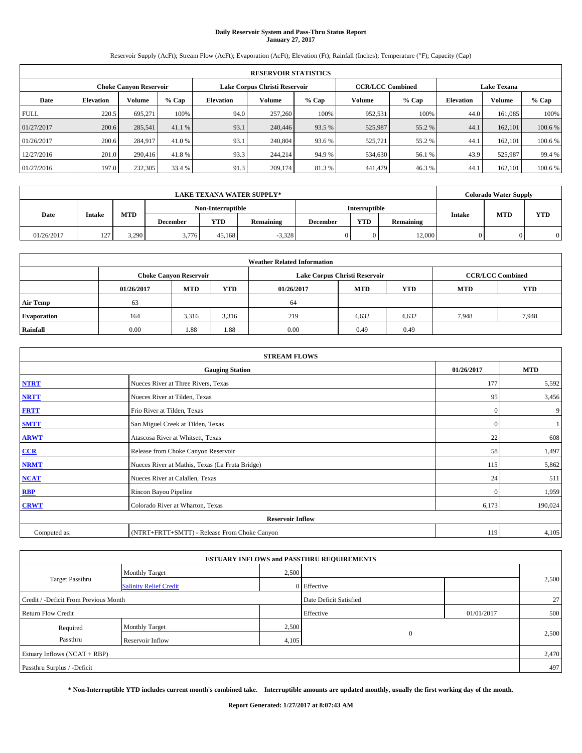# Daily Reservoir System and Pass-Thru Status Report
## January 27, 2017

Reservoir Supply (AcFt); Stream Flow (AcFt); Evaporation (AcFt); Elevation (Ft); Rainfall (Inches); Temperature (°F); Capacity (Cap)

| RESERVOIR STATISTICS | | | | | | | | | | | |
|---|---|---|---|---|---|---|---|---|---|---|---|
| | Choke Canyon Reservoir | | | Lake Corpus Christi Reservoir | | | CCR/LCC Combined | | Lake Texana | | |
| Date | Elevation | Volume | % Cap | Elevation | Volume | % Cap | Volume | % Cap | Elevation | Volume | % Cap |
| FULL | 220.5 | 695,271 | 100% | 94.0 | 257,260 | 100% | 952,531 | 100% | 44.0 | 161,085 | 100% |
| 01/27/2017 | 200.6 | 285,541 | 41.1 % | 93.1 | 240,446 | 93.5 % | 525,987 | 55.2 % | 44.1 | 162,101 | 100.6 % |
| 01/26/2017 | 200.6 | 284,917 | 41.0 % | 93.1 | 240,804 | 93.6 % | 525,721 | 55.2 % | 44.1 | 162,101 | 100.6 % |
| 12/27/2016 | 201.0 | 290,416 | 41.8 % | 93.3 | 244,214 | 94.9 % | 534,630 | 56.1 % | 43.9 | 525,987 | 99.4 % |
| 01/27/2016 | 197.0 | 232,305 | 33.4 % | 91.3 | 209,174 | 81.3 % | 441,479 | 46.3 % | 44.1 | 162,101 | 100.6 % |

| LAKE TEXANA WATER SUPPLY* | | | | | | | | | Colorado Water Supply | | |
|---|---|---|---|---|---|---|---|---|---|---|---|
| Date | Intake | MTD | Non-Interruptible | | | Interruptible | | | Intake | MTD | YTD |
| | | | December | YTD | Remaining | December | YTD | Remaining | | | |
| 01/26/2017 | 127 | 3,290 | 3,776 | 45,168 | -3,328 | 0 | 0 | 12,000 | 0 | 0 | 0 |

| Weather Related Information | | | | | | | | |
|---|---|---|---|---|---|---|---|---|
| | Choke Canyon Reservoir | | | Lake Corpus Christi Reservoir | | | CCR/LCC Combined | |
| | 01/26/2017 | MTD | YTD | 01/26/2017 | MTD | YTD | MTD | YTD |
| Air Temp | 63 | | | 64 | | | | |
| Evaporation | 164 | 3,316 | 3,316 | 219 | 4,632 | 4,632 | 7,948 | 7,948 |
| Rainfall | 0.00 | 1.88 | 1.88 | 0.00 | 0.49 | 0.49 | | |

| STREAM FLOWS | | | |
|---|---|---|---|
| | Gauging Station | 01/26/2017 | MTD |
| NTRT | Nueces River at Three Rivers, Texas | 177 | 5,592 |
| NRTT | Nueces River at Tilden, Texas | 95 | 3,456 |
| FRTT | Frio River at Tilden, Texas | 0 | 9 |
| SMTT | San Miguel Creek at Tilden, Texas | 0 | 1 |
| ARWT | Atascosa River at Whitsett, Texas | 22 | 608 |
| CCR | Release from Choke Canyon Reservoir | 58 | 1,497 |
| NRMT | Nueces River at Mathis, Texas (La Fruta Bridge) | 115 | 5,862 |
| NCAT | Nueces River at Calallen, Texas | 24 | 511 |
| RBP | Rincon Bayou Pipeline | 0 | 1,959 |
| CRWT | Colorado River at Wharton, Texas | 6,173 | 190,024 |
| | Reservoir Inflow | | |
| Computed as: | (NTRT+FRTT+SMTT) - Release From Choke Canyon | 119 | 4,105 |

| ESTUARY INFLOWS and PASSTHRU REQUIREMENTS | | | | | |
|---|---|---|---|---|---|
| Target Passthru | Monthly Target | 2,500 | | | 2,500 |
| | Salinity Relief Credit | 0 | Effective | | |
| Credit / -Deficit From Previous Month | | | Date Deficit Satisfied | | 27 |
| Return Flow Credit | | | Effective | 01/01/2017 | 500 |
| Required Passthru | Monthly Target | 2,500 | 0 | | 2,500 |
| | Reservoir Inflow | 4,105 | | | |
| Estuary Inflows (NCAT + RBP) | | | | | 2,470 |
| Passthru Surplus / -Deficit | | | | | 497 |

**\* Non-Interruptible YTD includes current month's combined take. Interruptible amounts are updated monthly, usually the first working day of the month.**

**Report Generated: 1/27/2017 at 8:07:43 AM**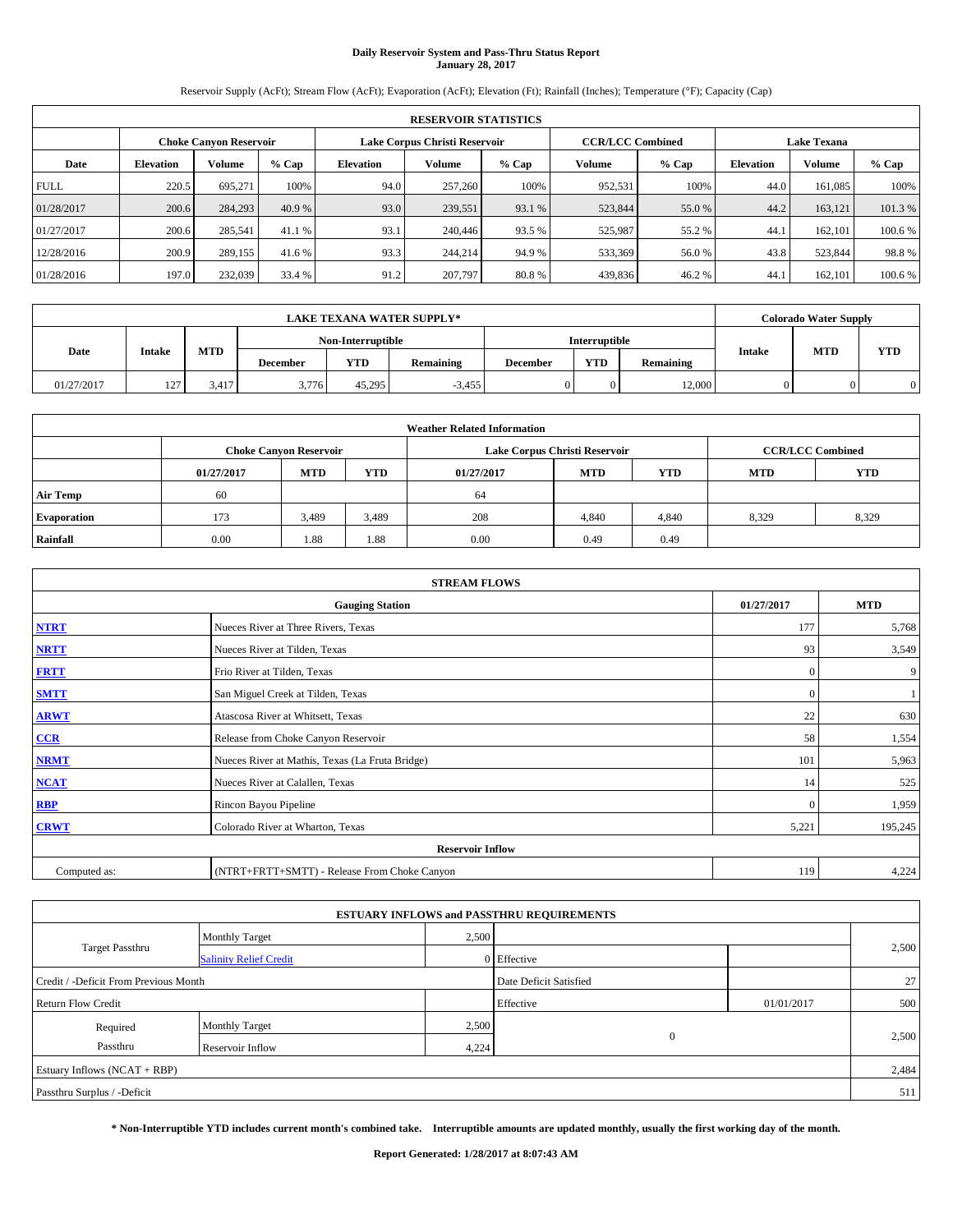# Daily Reservoir System and Pass-Thru Status Report
## January 28, 2017

Reservoir Supply (AcFt); Stream Flow (AcFt); Evaporation (AcFt); Elevation (Ft); Rainfall (Inches); Temperature (°F); Capacity (Cap)

| RESERVOIR STATISTICS | | | | | | | | | | | |
|---|---|---|---|---|---|---|---|---|---|---|---|
| | Choke Canyon Reservoir | | | Lake Corpus Christi Reservoir | | | CCR/LCC Combined | | Lake Texana | | |
| Date | Elevation | Volume | % Cap | Elevation | Volume | % Cap | Volume | % Cap | Elevation | Volume | % Cap |
| FULL | 220.5 | 695,271 | 100% | 94.0 | 257,260 | 100% | 952,531 | 100% | 44.0 | 161,085 | 100% |
| 01/28/2017 | 200.6 | 284,293 | 40.9 % | 93.0 | 239,551 | 93.1 % | 523,844 | 55.0 % | 44.2 | 163,121 | 101.3 % |
| 01/27/2017 | 200.6 | 285,541 | 41.1 % | 93.1 | 240,446 | 93.5 % | 525,987 | 55.2 % | 44.1 | 162,101 | 100.6 % |
| 12/28/2016 | 200.9 | 289,155 | 41.6 % | 93.3 | 244,214 | 94.9 % | 533,369 | 56.0 % | 43.8 | 523,844 | 98.8 % |
| 01/28/2016 | 197.0 | 232,039 | 33.4 % | 91.2 | 207,797 | 80.8 % | 439,836 | 46.2 % | 44.1 | 162,101 | 100.6 % |

| LAKE TEXANA WATER SUPPLY* | | | | | | | | | Colorado Water Supply | | |
|---|---|---|---|---|---|---|---|---|---|---|---|
| Date | Intake | MTD | Non-Interruptible | | | Interruptible | | | Intake | MTD | YTD |
| | | | December | YTD | Remaining | December | YTD | Remaining | | | |
| 01/27/2017 | 127 | 3,417 | 3,776 | 45,295 | -3,455 | 0 | 0 | 12,000 | 0 | 0 | 0 |

| Weather Related Information | | | | | | | | |
|---|---|---|---|---|---|---|---|---|
| | Choke Canyon Reservoir | | | Lake Corpus Christi Reservoir | | | CCR/LCC Combined | |
| | 01/27/2017 | MTD | YTD | 01/27/2017 | MTD | YTD | MTD | YTD |
| Air Temp | 60 | | | 64 | | | | |
| Evaporation | 173 | 3,489 | 3,489 | 208 | 4,840 | 4,840 | 8,329 | 8,329 |
| Rainfall | 0.00 | 1.88 | 1.88 | 0.00 | 0.49 | 0.49 | | |

| STREAM FLOWS | | | |
|---|---|---|---|
| | Gauging Station | 01/27/2017 | MTD |
| NTRT | Nueces River at Three Rivers, Texas | 177 | 5,768 |
| NRTT | Nueces River at Tilden, Texas | 93 | 3,549 |
| FRTT | Frio River at Tilden, Texas | 0 | 9 |
| SMTT | San Miguel Creek at Tilden, Texas | 0 | 1 |
| ARWT | Atascosa River at Whitsett, Texas | 22 | 630 |
| CCR | Release from Choke Canyon Reservoir | 58 | 1,554 |
| NRMT | Nueces River at Mathis, Texas (La Fruta Bridge) | 101 | 5,963 |
| NCAT | Nueces River at Calallen, Texas | 14 | 525 |
| RBP | Rincon Bayou Pipeline | 0 | 1,959 |
| CRWT | Colorado River at Wharton, Texas | 5,221 | 195,245 |
| | Reservoir Inflow | | |
| Computed as: | (NTRT+FRTT+SMTT) - Release From Choke Canyon | 119 | 4,224 |

| ESTUARY INFLOWS and PASSTHRU REQUIREMENTS | | | | | |
|---|---|---|---|---|---|
| Target Passthru | Monthly Target | 2,500 | | | 2,500 |
| | Salinity Relief Credit | 0 | Effective | | |
| Credit / -Deficit From Previous Month | | | Date Deficit Satisfied | | 27 |
| Return Flow Credit | | | Effective | 01/01/2017 | 500 |
| Required Passthru | Monthly Target | 2,500 | 0 | | 2,500 |
| | Reservoir Inflow | 4,224 | | | |
| Estuary Inflows (NCAT + RBP) | | | | | 2,484 |
| Passthru Surplus / -Deficit | | | | | 511 |

**\* Non-Interruptible YTD includes current month's combined take. Interruptible amounts are updated monthly, usually the first working day of the month.**

**Report Generated: 1/28/2017 at 8:07:43 AM**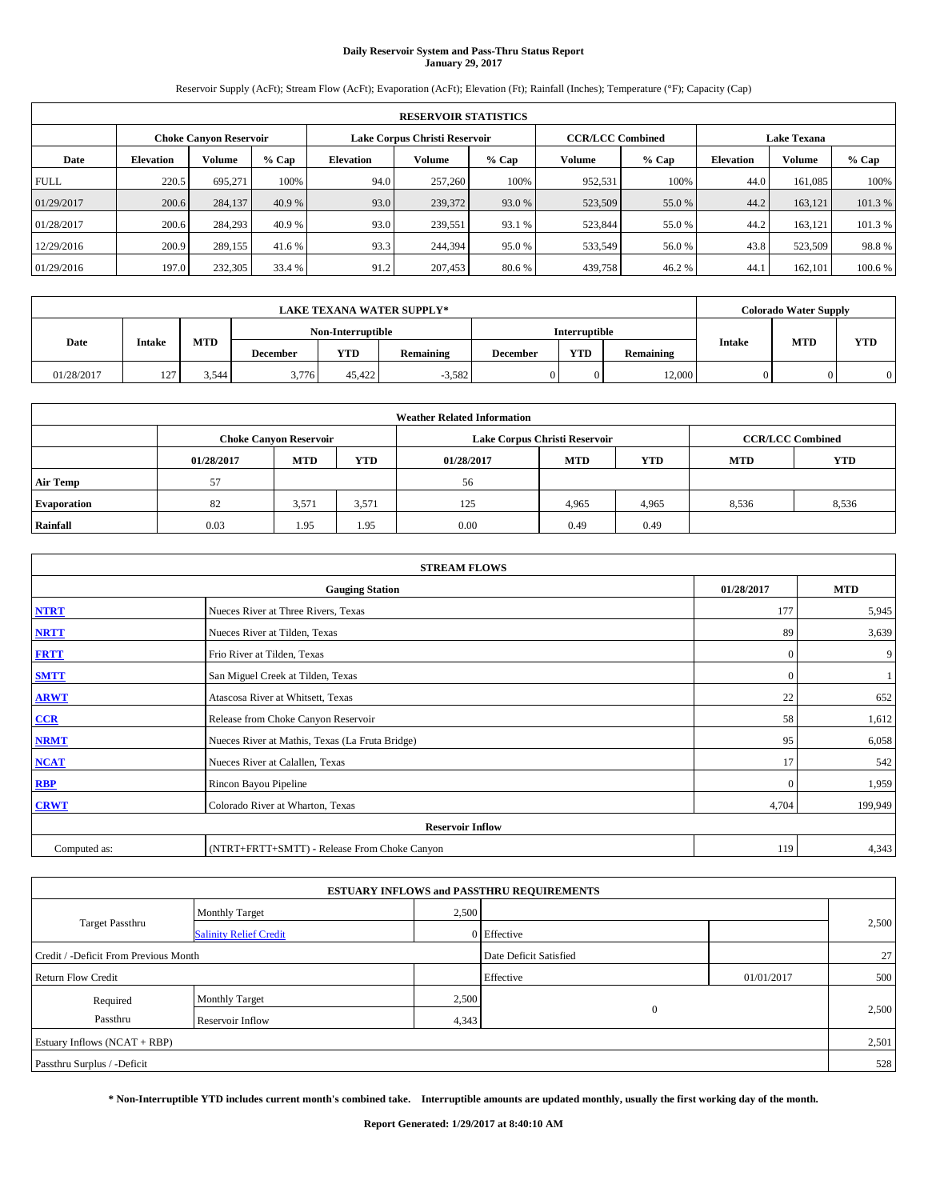# Daily Reservoir System and Pass-Thru Status Report
## January 29, 2017

Reservoir Supply (AcFt); Stream Flow (AcFt); Evaporation (AcFt); Elevation (Ft); Rainfall (Inches); Temperature (°F); Capacity (Cap)

| RESERVOIR STATISTICS | | | | | | | | | | | |
|---|---|---|---|---|---|---|---|---|---|---|---|
| | Choke Canyon Reservoir | | | Lake Corpus Christi Reservoir | | | CCR/LCC Combined | | Lake Texana | | |
| Date | Elevation | Volume | % Cap | Elevation | Volume | % Cap | Volume | % Cap | Elevation | Volume | % Cap |
| FULL | 220.5 | 695,271 | 100% | 94.0 | 257,260 | 100% | 952,531 | 100% | 44.0 | 161,085 | 100% |
| 01/29/2017 | 200.6 | 284,137 | 40.9 % | 93.0 | 239,372 | 93.0 % | 523,509 | 55.0 % | 44.2 | 163,121 | 101.3 % |
| 01/28/2017 | 200.6 | 284,293 | 40.9 % | 93.0 | 239,551 | 93.1 % | 523,844 | 55.0 % | 44.2 | 163,121 | 101.3 % |
| 12/29/2016 | 200.9 | 289,155 | 41.6 % | 93.3 | 244,394 | 95.0 % | 533,549 | 56.0 % | 43.8 | 523,509 | 98.8 % |
| 01/29/2016 | 197.0 | 232,305 | 33.4 % | 91.2 | 207,453 | 80.6 % | 439,758 | 46.2 % | 44.1 | 162,101 | 100.6 % |

| LAKE TEXANA WATER SUPPLY* | | | | | | | | | Colorado Water Supply | | |
|---|---|---|---|---|---|---|---|---|---|---|---|
| Date | Intake | MTD | Non-Interruptible | | | Interruptible | | | Intake | MTD | YTD |
| | | | December | YTD | Remaining | December | YTD | Remaining | | | |
| 01/28/2017 | 127 | 3,544 | 3,776 | 45,422 | -3,582 | 0 | 0 | 12,000 | 0 | 0 | 0 |

| Weather Related Information | | | | | | | | |
|---|---|---|---|---|---|---|---|---|
| | Choke Canyon Reservoir | | | Lake Corpus Christi Reservoir | | | CCR/LCC Combined | |
| | 01/28/2017 | MTD | YTD | 01/28/2017 | MTD | YTD | MTD | YTD |
| Air Temp | 57 | | | 56 | | | | |
| Evaporation | 82 | 3,571 | 3,571 | 125 | 4,965 | 4,965 | 8,536 | 8,536 |
| Rainfall | 0.03 | 1.95 | 1.95 | 0.00 | 0.49 | 0.49 | | |

| STREAM FLOWS | | | |
|---|---|---|---|
| Gauging Station | | 01/28/2017 | MTD |
| NTRT | Nueces River at Three Rivers, Texas | 177 | 5,945 |
| NRTT | Nueces River at Tilden, Texas | 89 | 3,639 |
| FRTT | Frio River at Tilden, Texas | 0 | 9 |
| SMTT | San Miguel Creek at Tilden, Texas | 0 | 1 |
| ARWT | Atascosa River at Whitsett, Texas | 22 | 652 |
| CCR | Release from Choke Canyon Reservoir | 58 | 1,612 |
| NRMT | Nueces River at Mathis, Texas (La Fruta Bridge) | 95 | 6,058 |
| NCAT | Nueces River at Calallen, Texas | 17 | 542 |
| RBP | Rincon Bayou Pipeline | 0 | 1,959 |
| CRWT | Colorado River at Wharton, Texas | 4,704 | 199,949 |
| Reservoir Inflow | | | |
| Computed as: | (NTRT+FRTT+SMTT) - Release From Choke Canyon | 119 | 4,343 |

| ESTUARY INFLOWS and PASSTHRU REQUIREMENTS | | | | | |
|---|---|---|---|---|---|
| Target Passthru | Monthly Target | 2,500 | | | 2,500 |
| | Salinity Relief Credit | 0 | Effective | | |
| Credit / -Deficit From Previous Month | | | Date Deficit Satisfied | | 27 |
| Return Flow Credit | | | Effective | 01/01/2017 | 500 |
| Required Passthru | Monthly Target | 2,500 | 0 | | 2,500 |
| | Reservoir Inflow | 4,343 | | | |
| Estuary Inflows (NCAT + RBP) | | | | | 2,501 |
| Passthru Surplus / -Deficit | | | | | 528 |

**\* Non-Interruptible YTD includes current month's combined take. Interruptible amounts are updated monthly, usually the first working day of the month.**

**Report Generated: 1/29/2017 at 8:40:10 AM**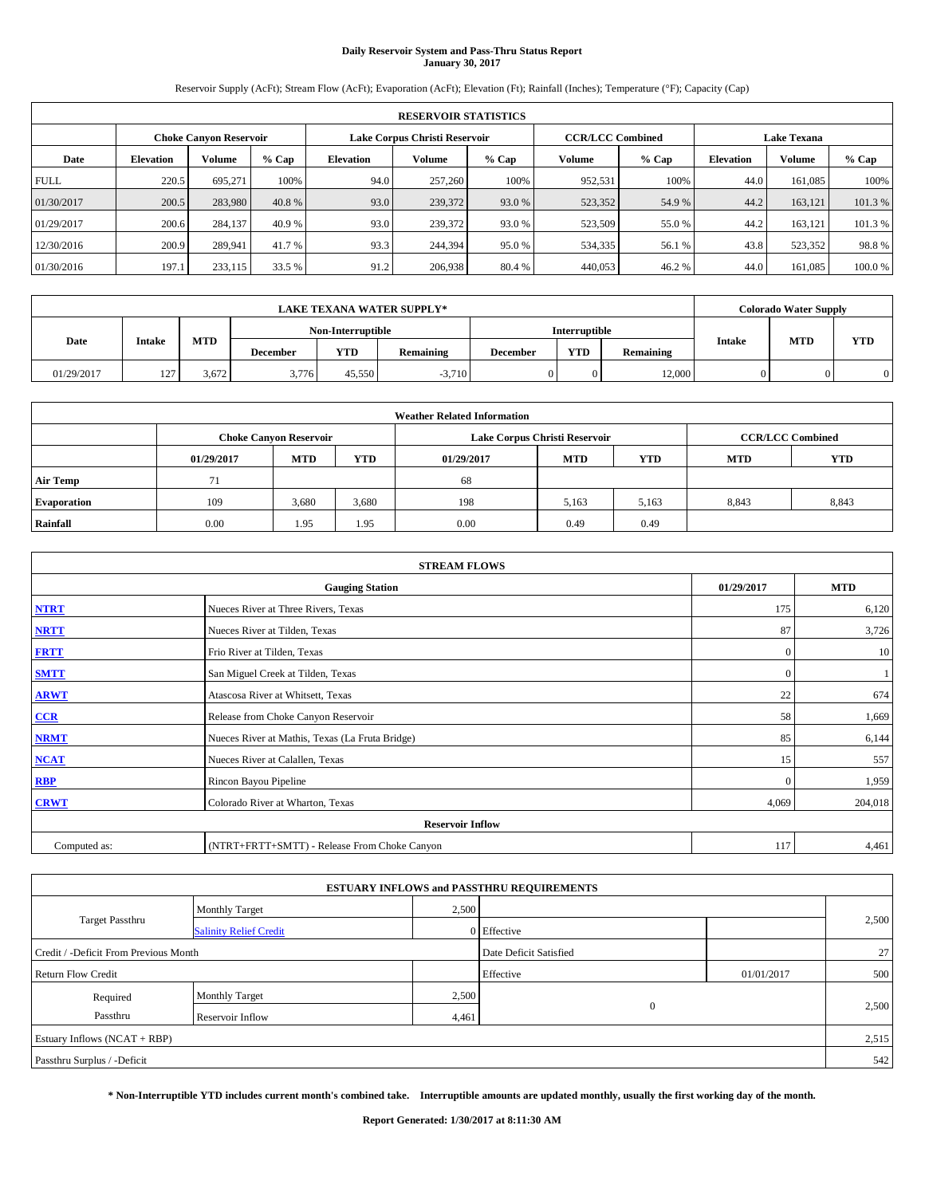# Daily Reservoir System and Pass-Thru Status Report
## January 30, 2017

Reservoir Supply (AcFt); Stream Flow (AcFt); Evaporation (AcFt); Elevation (Ft); Rainfall (Inches); Temperature (°F); Capacity (Cap)

| RESERVOIR STATISTICS | | | | | | | | | | | |
|---|---|---|---|---|---|---|---|---|---|---|---|
| | Choke Canyon Reservoir | | | Lake Corpus Christi Reservoir | | | CCR/LCC Combined | | Lake Texana | | |
| Date | Elevation | Volume | % Cap | Elevation | Volume | % Cap | Volume | % Cap | Elevation | Volume | % Cap |
| FULL | 220.5 | 695,271 | 100% | 94.0 | 257,260 | 100% | 952,531 | 100% | 44.0 | 161,085 | 100% |
| 01/30/2017 | 200.5 | 283,980 | 40.8 % | 93.0 | 239,372 | 93.0 % | 523,352 | 54.9 % | 44.2 | 163,121 | 101.3 % |
| 01/29/2017 | 200.6 | 284,137 | 40.9 % | 93.0 | 239,372 | 93.0 % | 523,509 | 55.0 % | 44.2 | 163,121 | 101.3 % |
| 12/30/2016 | 200.9 | 289,941 | 41.7 % | 93.3 | 244,394 | 95.0 % | 534,335 | 56.1 % | 43.8 | 523,352 | 98.8 % |
| 01/30/2016 | 197.1 | 233,115 | 33.5 % | 91.2 | 206,938 | 80.4 % | 440,053 | 46.2 % | 44.0 | 161,085 | 100.0 % |

| LAKE TEXANA WATER SUPPLY* | | | | | | | | | Colorado Water Supply | | |
|---|---|---|---|---|---|---|---|---|---|---|---|
| Date | Intake | MTD | Non-Interruptible | | | Interruptible | | | Intake | MTD | YTD |
| | | | December | YTD | Remaining | December | YTD | Remaining | | | |
| 01/29/2017 | 127 | 3,672 | 3,776 | 45,550 | -3,710 | 0 | 0 | 12,000 | 0 | 0 | 0 |

| Weather Related Information | | | | | | | | |
|---|---|---|---|---|---|---|---|---|
| | Choke Canyon Reservoir | | | Lake Corpus Christi Reservoir | | | CCR/LCC Combined | |
| | 01/29/2017 | MTD | YTD | 01/29/2017 | MTD | YTD | MTD | YTD |
| Air Temp | 71 | | | 68 | | | | |
| Evaporation | 109 | 3,680 | 3,680 | 198 | 5,163 | 5,163 | 8,843 | 8,843 |
| Rainfall | 0.00 | 1.95 | 1.95 | 0.00 | 0.49 | 0.49 | | |

| STREAM FLOWS | | | |
|---|---|---|---|
| Gauging Station | | 01/29/2017 | MTD |
| NTRT | Nueces River at Three Rivers, Texas | 175 | 6,120 |
| NRTT | Nueces River at Tilden, Texas | 87 | 3,726 |
| FRTT | Frio River at Tilden, Texas | 0 | 10 |
| SMTT | San Miguel Creek at Tilden, Texas | 0 | 1 |
| ARWT | Atascosa River at Whitsett, Texas | 22 | 674 |
| CCR | Release from Choke Canyon Reservoir | 58 | 1,669 |
| NRMT | Nueces River at Mathis, Texas (La Fruta Bridge) | 85 | 6,144 |
| NCAT | Nueces River at Calallen, Texas | 15 | 557 |
| RBP | Rincon Bayou Pipeline | 0 | 1,959 |
| CRWT | Colorado River at Wharton, Texas | 4,069 | 204,018 |
| Reservoir Inflow | | | |
| Computed as: | (NTRT+FRTT+SMTT) - Release From Choke Canyon | 117 | 4,461 |

| ESTUARY INFLOWS and PASSTHRU REQUIREMENTS | | | | | |
|---|---|---|---|---|---|
| Target Passthru | Monthly Target | 2,500 | | | 2,500 |
| | Salinity Relief Credit | 0 | Effective | | |
| Credit / -Deficit From Previous Month | | | Date Deficit Satisfied | | 27 |
| Return Flow Credit | | | Effective | 01/01/2017 | 500 |
| Required Passthru | Monthly Target | 2,500 | 0 | | 2,500 |
| | Reservoir Inflow | 4,461 | | | |
| Estuary Inflows (NCAT + RBP) | | | | | 2,515 |
| Passthru Surplus / -Deficit | | | | | 542 |

**\* Non-Interruptible YTD includes current month's combined take. Interruptible amounts are updated monthly, usually the first working day of the month.**

**Report Generated: 1/30/2017 at 8:11:30 AM**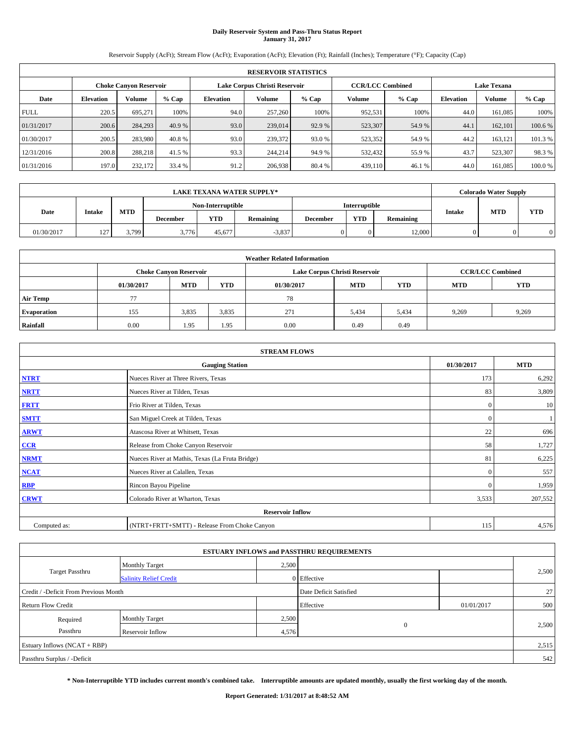# Daily Reservoir System and Pass-Thru Status Report
## January 31, 2017

Reservoir Supply (AcFt); Stream Flow (AcFt); Evaporation (AcFt); Elevation (Ft); Rainfall (Inches); Temperature (°F); Capacity (Cap)

| RESERVOIR STATISTICS | | | | | | | | | | | |
|---|---|---|---|---|---|---|---|---|---|---|---|
| | Choke Canyon Reservoir | | | Lake Corpus Christi Reservoir | | | CCR/LCC Combined | | Lake Texana | | |
| Date | Elevation | Volume | % Cap | Elevation | Volume | % Cap | Volume | % Cap | Elevation | Volume | % Cap |
| FULL | 220.5 | 695,271 | 100% | 94.0 | 257,260 | 100% | 952,531 | 100% | 44.0 | 161,085 | 100% |
| 01/31/2017 | 200.6 | 284,293 | 40.9 % | 93.0 | 239,014 | 92.9 % | 523,307 | 54.9 % | 44.1 | 162,101 | 100.6 % |
| 01/30/2017 | 200.5 | 283,980 | 40.8 % | 93.0 | 239,372 | 93.0 % | 523,352 | 54.9 % | 44.2 | 163,121 | 101.3 % |
| 12/31/2016 | 200.8 | 288,218 | 41.5 % | 93.3 | 244,214 | 94.9 % | 532,432 | 55.9 % | 43.7 | 523,307 | 98.3 % |
| 01/31/2016 | 197.0 | 232,172 | 33.4 % | 91.2 | 206,938 | 80.4 % | 439,110 | 46.1 % | 44.0 | 161,085 | 100.0 % |

| LAKE TEXANA WATER SUPPLY* | | | | | | | | | Colorado Water Supply | | |
|---|---|---|---|---|---|---|---|---|---|---|---|
| Date | Intake | MTD | Non-Interruptible | | | Interruptible | | | Intake | MTD | YTD |
| | | | December | YTD | Remaining | December | YTD | Remaining | | | |
| 01/30/2017 | 127 | 3,799 | 3,776 | 45,677 | -3,837 | 0 | 0 | 12,000 | 0 | 0 | 0 |

| Weather Related Information | | | | | | | | |
|---|---|---|---|---|---|---|---|---|
| | Choke Canyon Reservoir | | | Lake Corpus Christi Reservoir | | | CCR/LCC Combined | |
| | 01/30/2017 | MTD | YTD | 01/30/2017 | MTD | YTD | MTD | YTD |
| Air Temp | 77 | | | 78 | | | | |
| Evaporation | 155 | 3,835 | 3,835 | 271 | 5,434 | 5,434 | 9,269 | 9,269 |
| Rainfall | 0.00 | 1.95 | 1.95 | 0.00 | 0.49 | 0.49 | | |

| STREAM FLOWS | | | |
|---|---|---|---|
| | Gauging Station | 01/30/2017 | MTD |
| NTRT | Nueces River at Three Rivers, Texas | 173 | 6,292 |
| NRTT | Nueces River at Tilden, Texas | 83 | 3,809 |
| FRTT | Frio River at Tilden, Texas | 0 | 10 |
| SMTT | San Miguel Creek at Tilden, Texas | 0 | 1 |
| ARWT | Atascosa River at Whitsett, Texas | 22 | 696 |
| CCR | Release from Choke Canyon Reservoir | 58 | 1,727 |
| NRMT | Nueces River at Mathis, Texas (La Fruta Bridge) | 81 | 6,225 |
| NCAT | Nueces River at Calallen, Texas | 0 | 557 |
| RBP | Rincon Bayou Pipeline | 0 | 1,959 |
| CRWT | Colorado River at Wharton, Texas | 3,533 | 207,552 |
| Reservoir Inflow | | | |
| Computed as: | (NTRT+FRTT+SMTT) - Release From Choke Canyon | 115 | 4,576 |

| ESTUARY INFLOWS and PASSTHRU REQUIREMENTS | | | | | |
|---|---|---|---|---|---|
| Target Passthru | Monthly Target | 2,500 | | | 2,500 |
| | Salinity Relief Credit | 0 | Effective | | |
| Credit / -Deficit From Previous Month | | | Date Deficit Satisfied | | 27 |
| Return Flow Credit | | | Effective | 01/01/2017 | 500 |
| Required Passthru | Monthly Target | 2,500 | 0 | | 2,500 |
| | Reservoir Inflow | 4,576 | | | |
| Estuary Inflows (NCAT + RBP) | | | | | 2,515 |
| Passthru Surplus / -Deficit | | | | | 542 |

**\* Non-Interruptible YTD includes current month's combined take. Interruptible amounts are updated monthly, usually the first working day of the month.**

**Report Generated: 1/31/2017 at 8:48:52 AM**